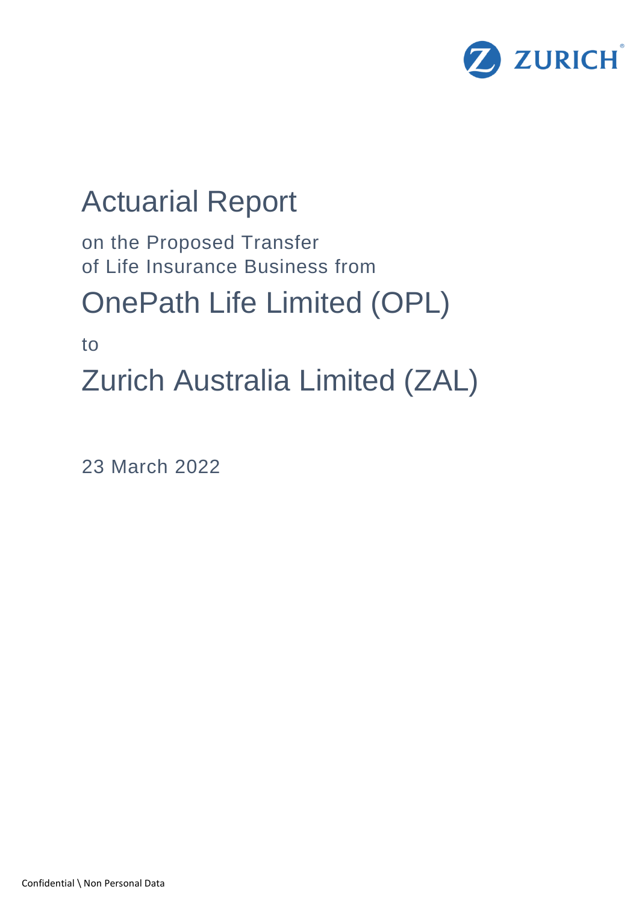ZURICH

# Actuarial Report

on the Proposed Transfer
of Life Insurance Business from

# OnePath Life Limited (OPL)

to

# Zurich Australia Limited (ZAL)

23 March 2022

Confidential \ Non Personal Data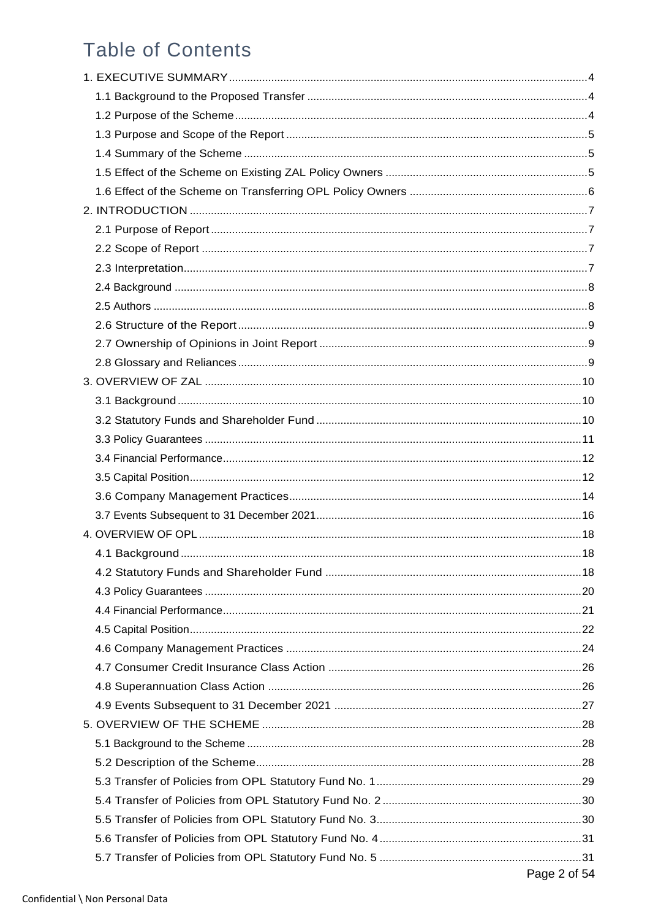# Table of Contents

1. EXECUTIVE SUMMARY ..... 4
   - 1.1 Background to the Proposed Transfer ..... 4
   - 1.2 Purpose of the Scheme ..... 4
   - 1.3 Purpose and Scope of the Report ..... 5
   - 1.4 Summary of the Scheme ..... 5
   - 1.5 Effect of the Scheme on Existing ZAL Policy Owners ..... 5
   - 1.6 Effect of the Scheme on Transferring OPL Policy Owners ..... 6
2. INTRODUCTION ..... 7
   - 2.1 Purpose of Report ..... 7
   - 2.2 Scope of Report ..... 7
   - 2.3 Interpretation ..... 7
   - 2.4 Background ..... 8
   - 2.5 Authors ..... 8
   - 2.6 Structure of the Report ..... 9
   - 2.7 Ownership of Opinions in Joint Report ..... 9
   - 2.8 Glossary and Reliances ..... 9
3. OVERVIEW OF ZAL ..... 10
   - 3.1 Background ..... 10
   - 3.2 Statutory Funds and Shareholder Fund ..... 10
   - 3.3 Policy Guarantees ..... 11
   - 3.4 Financial Performance ..... 12
   - 3.5 Capital Position ..... 12
   - 3.6 Company Management Practices ..... 14
   - 3.7 Events Subsequent to 31 December 2021 ..... 16
4. OVERVIEW OF OPL ..... 18
   - 4.1 Background ..... 18
   - 4.2 Statutory Funds and Shareholder Fund ..... 18
   - 4.3 Policy Guarantees ..... 20
   - 4.4 Financial Performance ..... 21
   - 4.5 Capital Position ..... 22
   - 4.6 Company Management Practices ..... 24
   - 4.7 Consumer Credit Insurance Class Action ..... 26
   - 4.8 Superannuation Class Action ..... 26
   - 4.9 Events Subsequent to 31 December 2021 ..... 27
5. OVERVIEW OF THE SCHEME ..... 28
   - 5.1 Background to the Scheme ..... 28
   - 5.2 Description of the Scheme ..... 28
   - 5.3 Transfer of Policies from OPL Statutory Fund No. 1 ..... 29
   - 5.4 Transfer of Policies from OPL Statutory Fund No. 2 ..... 30
   - 5.5 Transfer of Policies from OPL Statutory Fund No. 3 ..... 30
   - 5.6 Transfer of Policies from OPL Statutory Fund No. 4 ..... 31
   - 5.7 Transfer of Policies from OPL Statutory Fund No. 5 ..... 31

Confidential \ Non Personal Data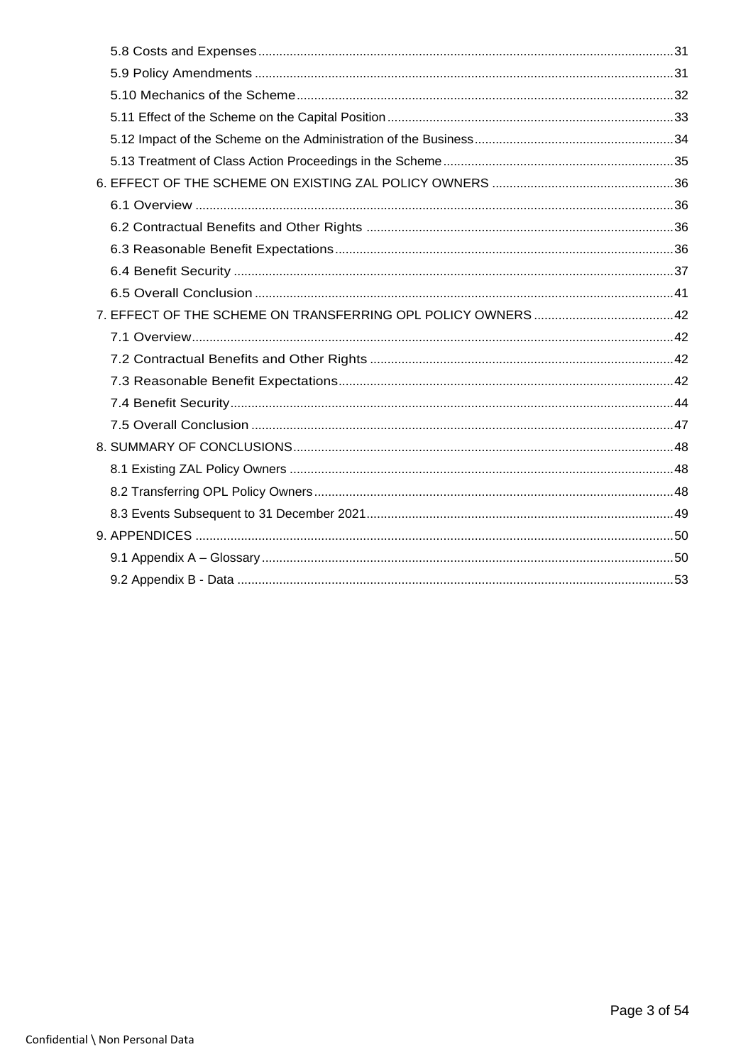5.8 Costs and Expenses.....31
5.9 Policy Amendments.....31
5.10 Mechanics of the Scheme.....32
5.11 Effect of the Scheme on the Capital Position.....33
5.12 Impact of the Scheme on the Administration of the Business.....34
5.13 Treatment of Class Action Proceedings in the Scheme.....35
6. EFFECT OF THE SCHEME ON EXISTING ZAL POLICY OWNERS.....36
6.1 Overview.....36
6.2 Contractual Benefits and Other Rights.....36
6.3 Reasonable Benefit Expectations.....36
6.4 Benefit Security.....37
6.5 Overall Conclusion.....41
7. EFFECT OF THE SCHEME ON TRANSFERRING OPL POLICY OWNERS.....42
7.1 Overview.....42
7.2 Contractual Benefits and Other Rights.....42
7.3 Reasonable Benefit Expectations.....42
7.4 Benefit Security.....44
7.5 Overall Conclusion.....47
8. SUMMARY OF CONCLUSIONS.....48
8.1 Existing ZAL Policy Owners.....48
8.2 Transferring OPL Policy Owners.....48
8.3 Events Subsequent to 31 December 2021.....49
9. APPENDICES.....50
9.1 Appendix A – Glossary.....50
9.2 Appendix B - Data.....53

Confidential \ Non Personal Data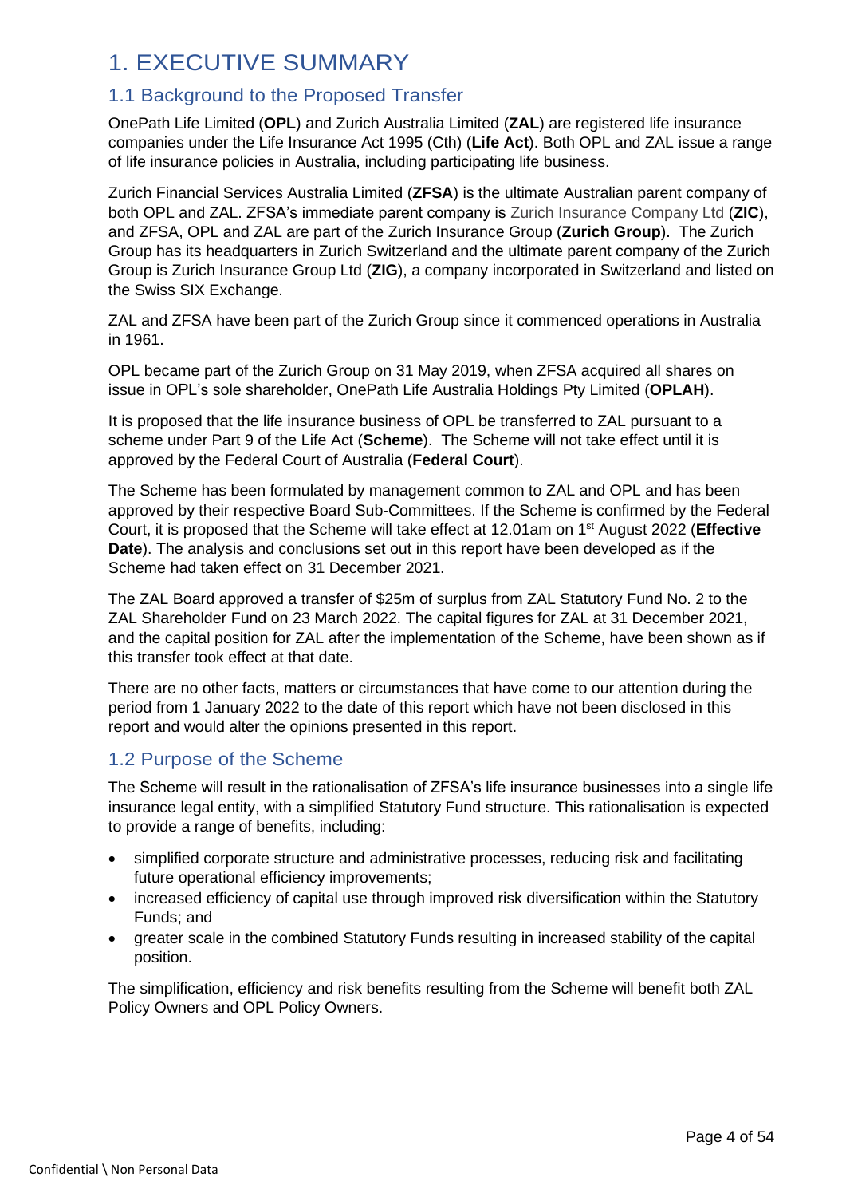# 1. EXECUTIVE SUMMARY

## 1.1 Background to the Proposed Transfer

OnePath Life Limited (**OPL**) and Zurich Australia Limited (**ZAL**) are registered life insurance companies under the Life Insurance Act 1995 (Cth) (**Life Act**). Both OPL and ZAL issue a range of life insurance policies in Australia, including participating life business.

Zurich Financial Services Australia Limited (**ZFSA**) is the ultimate Australian parent company of both OPL and ZAL. ZFSA's immediate parent company is Zurich Insurance Company Ltd (**ZIC**), and ZFSA, OPL and ZAL are part of the Zurich Insurance Group (**Zurich Group**). The Zurich Group has its headquarters in Zurich Switzerland and the ultimate parent company of the Zurich Group is Zurich Insurance Group Ltd (**ZIG**), a company incorporated in Switzerland and listed on the Swiss SIX Exchange.

ZAL and ZFSA have been part of the Zurich Group since it commenced operations in Australia in 1961.

OPL became part of the Zurich Group on 31 May 2019, when ZFSA acquired all shares on issue in OPL's sole shareholder, OnePath Life Australia Holdings Pty Limited (**OPLAH**).

It is proposed that the life insurance business of OPL be transferred to ZAL pursuant to a scheme under Part 9 of the Life Act (**Scheme**). The Scheme will not take effect until it is approved by the Federal Court of Australia (**Federal Court**).

The Scheme has been formulated by management common to ZAL and OPL and has been approved by their respective Board Sub-Committees. If the Scheme is confirmed by the Federal Court, it is proposed that the Scheme will take effect at 12.01am on 1st August 2022 (**Effective Date**). The analysis and conclusions set out in this report have been developed as if the Scheme had taken effect on 31 December 2021.

The ZAL Board approved a transfer of $25m of surplus from ZAL Statutory Fund No. 2 to the ZAL Shareholder Fund on 23 March 2022. The capital figures for ZAL at 31 December 2021, and the capital position for ZAL after the implementation of the Scheme, have been shown as if this transfer took effect at that date.

There are no other facts, matters or circumstances that have come to our attention during the period from 1 January 2022 to the date of this report which have not been disclosed in this report and would alter the opinions presented in this report.

## 1.2 Purpose of the Scheme

The Scheme will result in the rationalisation of ZFSA's life insurance businesses into a single life insurance legal entity, with a simplified Statutory Fund structure. This rationalisation is expected to provide a range of benefits, including:

- simplified corporate structure and administrative processes, reducing risk and facilitating future operational efficiency improvements;
- increased efficiency of capital use through improved risk diversification within the Statutory Funds; and
- greater scale in the combined Statutory Funds resulting in increased stability of the capital position.

The simplification, efficiency and risk benefits resulting from the Scheme will benefit both ZAL Policy Owners and OPL Policy Owners.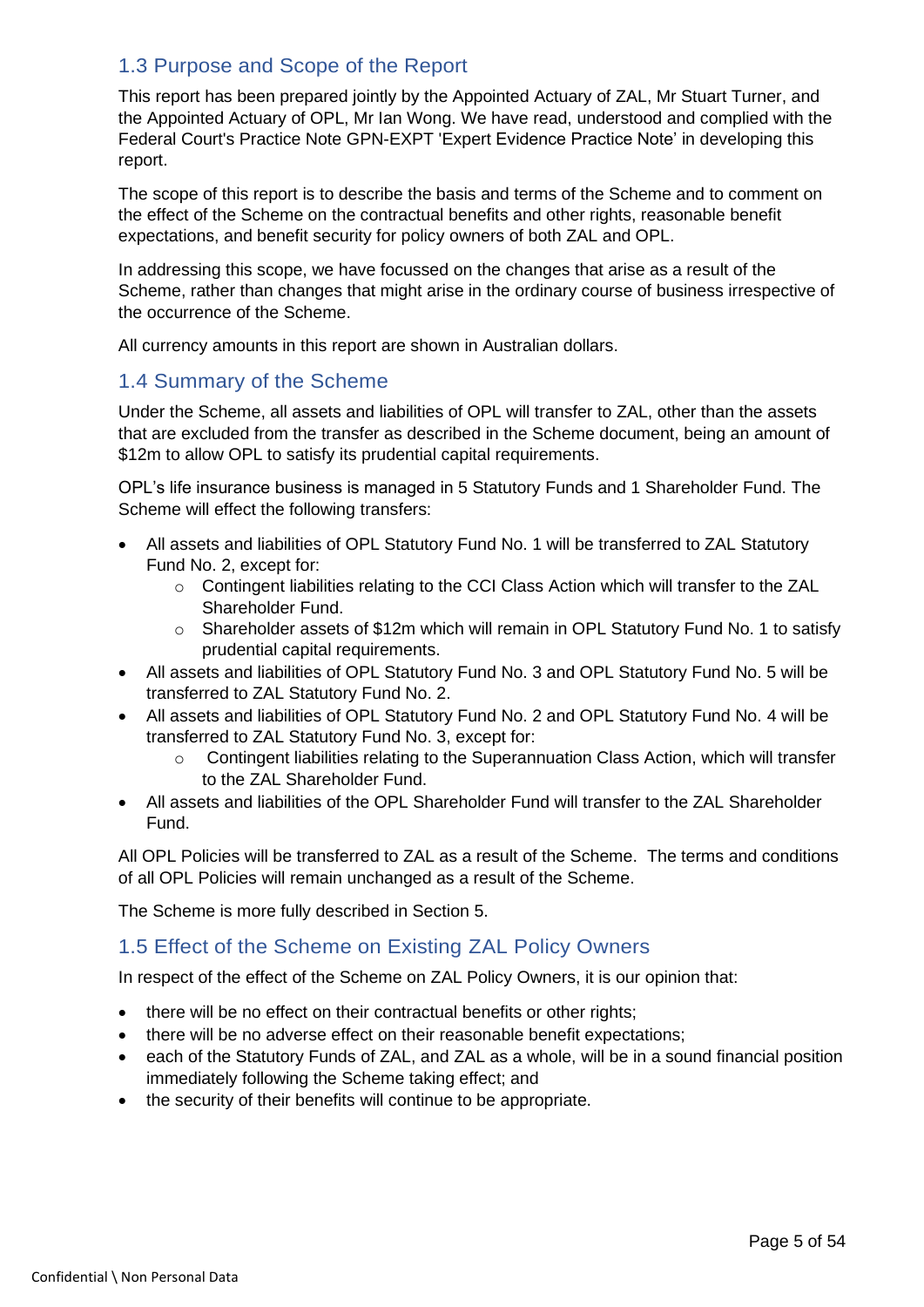## 1.3 Purpose and Scope of the Report

This report has been prepared jointly by the Appointed Actuary of ZAL, Mr Stuart Turner, and the Appointed Actuary of OPL, Mr Ian Wong. We have read, understood and complied with the Federal Court's Practice Note GPN-EXPT 'Expert Evidence Practice Note' in developing this report.

The scope of this report is to describe the basis and terms of the Scheme and to comment on the effect of the Scheme on the contractual benefits and other rights, reasonable benefit expectations, and benefit security for policy owners of both ZAL and OPL.

In addressing this scope, we have focussed on the changes that arise as a result of the Scheme, rather than changes that might arise in the ordinary course of business irrespective of the occurrence of the Scheme.

All currency amounts in this report are shown in Australian dollars.

## 1.4 Summary of the Scheme

Under the Scheme, all assets and liabilities of OPL will transfer to ZAL, other than the assets that are excluded from the transfer as described in the Scheme document, being an amount of $12m to allow OPL to satisfy its prudential capital requirements.

OPL's life insurance business is managed in 5 Statutory Funds and 1 Shareholder Fund. The Scheme will effect the following transfers:

- All assets and liabilities of OPL Statutory Fund No. 1 will be transferred to ZAL Statutory Fund No. 2, except for:
    - Contingent liabilities relating to the CCI Class Action which will transfer to the ZAL Shareholder Fund.
    - Shareholder assets of $12m which will remain in OPL Statutory Fund No. 1 to satisfy prudential capital requirements.
- All assets and liabilities of OPL Statutory Fund No. 3 and OPL Statutory Fund No. 5 will be transferred to ZAL Statutory Fund No. 2.
- All assets and liabilities of OPL Statutory Fund No. 2 and OPL Statutory Fund No. 4 will be transferred to ZAL Statutory Fund No. 3, except for:
    - Contingent liabilities relating to the Superannuation Class Action, which will transfer to the ZAL Shareholder Fund.
- All assets and liabilities of the OPL Shareholder Fund will transfer to the ZAL Shareholder Fund.

All OPL Policies will be transferred to ZAL as a result of the Scheme. The terms and conditions of all OPL Policies will remain unchanged as a result of the Scheme.

The Scheme is more fully described in Section 5.

## 1.5 Effect of the Scheme on Existing ZAL Policy Owners

In respect of the effect of the Scheme on ZAL Policy Owners, it is our opinion that:

- there will be no effect on their contractual benefits or other rights;
- there will be no adverse effect on their reasonable benefit expectations;
- each of the Statutory Funds of ZAL, and ZAL as a whole, will be in a sound financial position immediately following the Scheme taking effect; and
- the security of their benefits will continue to be appropriate.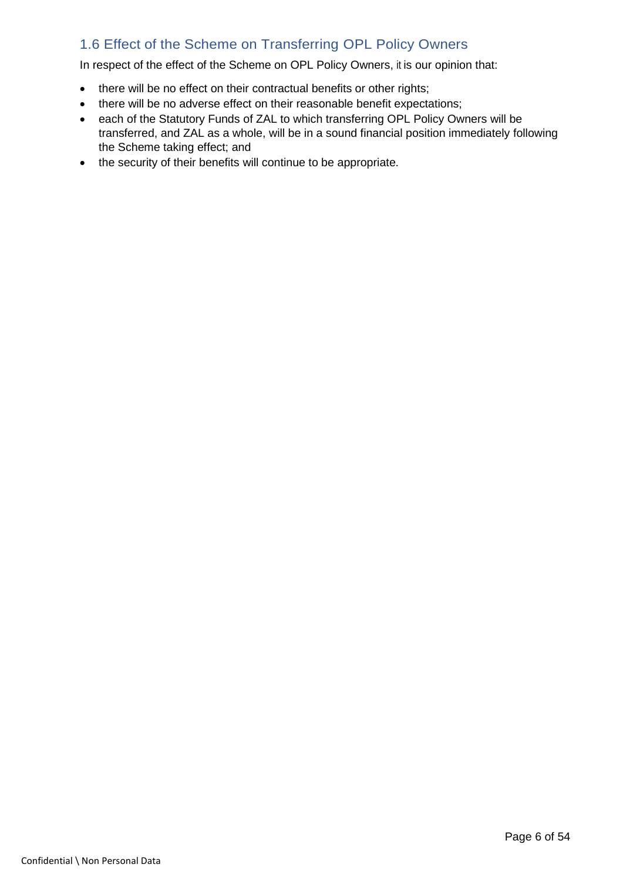## 1.6 Effect of the Scheme on Transferring OPL Policy Owners

In respect of the effect of the Scheme on OPL Policy Owners, it is our opinion that:

- there will be no effect on their contractual benefits or other rights;
- there will be no adverse effect on their reasonable benefit expectations;
- each of the Statutory Funds of ZAL to which transferring OPL Policy Owners will be transferred, and ZAL as a whole, will be in a sound financial position immediately following the Scheme taking effect; and
- the security of their benefits will continue to be appropriate.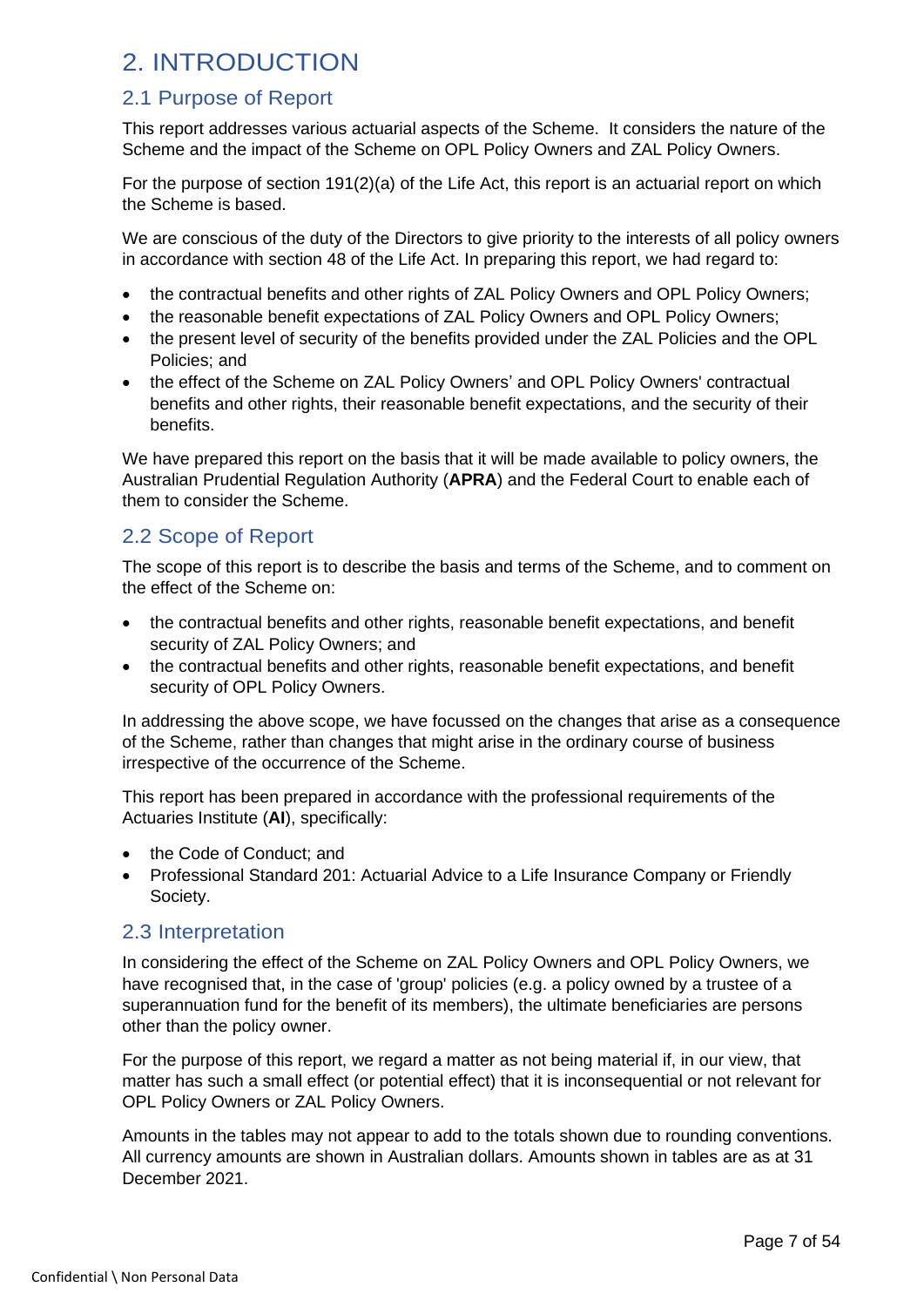# 2. INTRODUCTION

## 2.1 Purpose of Report

This report addresses various actuarial aspects of the Scheme. It considers the nature of the Scheme and the impact of the Scheme on OPL Policy Owners and ZAL Policy Owners.

For the purpose of section 191(2)(a) of the Life Act, this report is an actuarial report on which the Scheme is based.

We are conscious of the duty of the Directors to give priority to the interests of all policy owners in accordance with section 48 of the Life Act. In preparing this report, we had regard to:

- the contractual benefits and other rights of ZAL Policy Owners and OPL Policy Owners;
- the reasonable benefit expectations of ZAL Policy Owners and OPL Policy Owners;
- the present level of security of the benefits provided under the ZAL Policies and the OPL Policies; and
- the effect of the Scheme on ZAL Policy Owners' and OPL Policy Owners' contractual benefits and other rights, their reasonable benefit expectations, and the security of their benefits.

We have prepared this report on the basis that it will be made available to policy owners, the Australian Prudential Regulation Authority (**APRA**) and the Federal Court to enable each of them to consider the Scheme.

## 2.2 Scope of Report

The scope of this report is to describe the basis and terms of the Scheme, and to comment on the effect of the Scheme on:

- the contractual benefits and other rights, reasonable benefit expectations, and benefit security of ZAL Policy Owners; and
- the contractual benefits and other rights, reasonable benefit expectations, and benefit security of OPL Policy Owners.

In addressing the above scope, we have focussed on the changes that arise as a consequence of the Scheme, rather than changes that might arise in the ordinary course of business irrespective of the occurrence of the Scheme.

This report has been prepared in accordance with the professional requirements of the Actuaries Institute (**AI**), specifically:

- the Code of Conduct; and
- Professional Standard 201: Actuarial Advice to a Life Insurance Company or Friendly Society.

## 2.3 Interpretation

In considering the effect of the Scheme on ZAL Policy Owners and OPL Policy Owners, we have recognised that, in the case of 'group' policies (e.g. a policy owned by a trustee of a superannuation fund for the benefit of its members), the ultimate beneficiaries are persons other than the policy owner.

For the purpose of this report, we regard a matter as not being material if, in our view, that matter has such a small effect (or potential effect) that it is inconsequential or not relevant for OPL Policy Owners or ZAL Policy Owners.

Amounts in the tables may not appear to add to the totals shown due to rounding conventions. All currency amounts are shown in Australian dollars. Amounts shown in tables are as at 31 December 2021.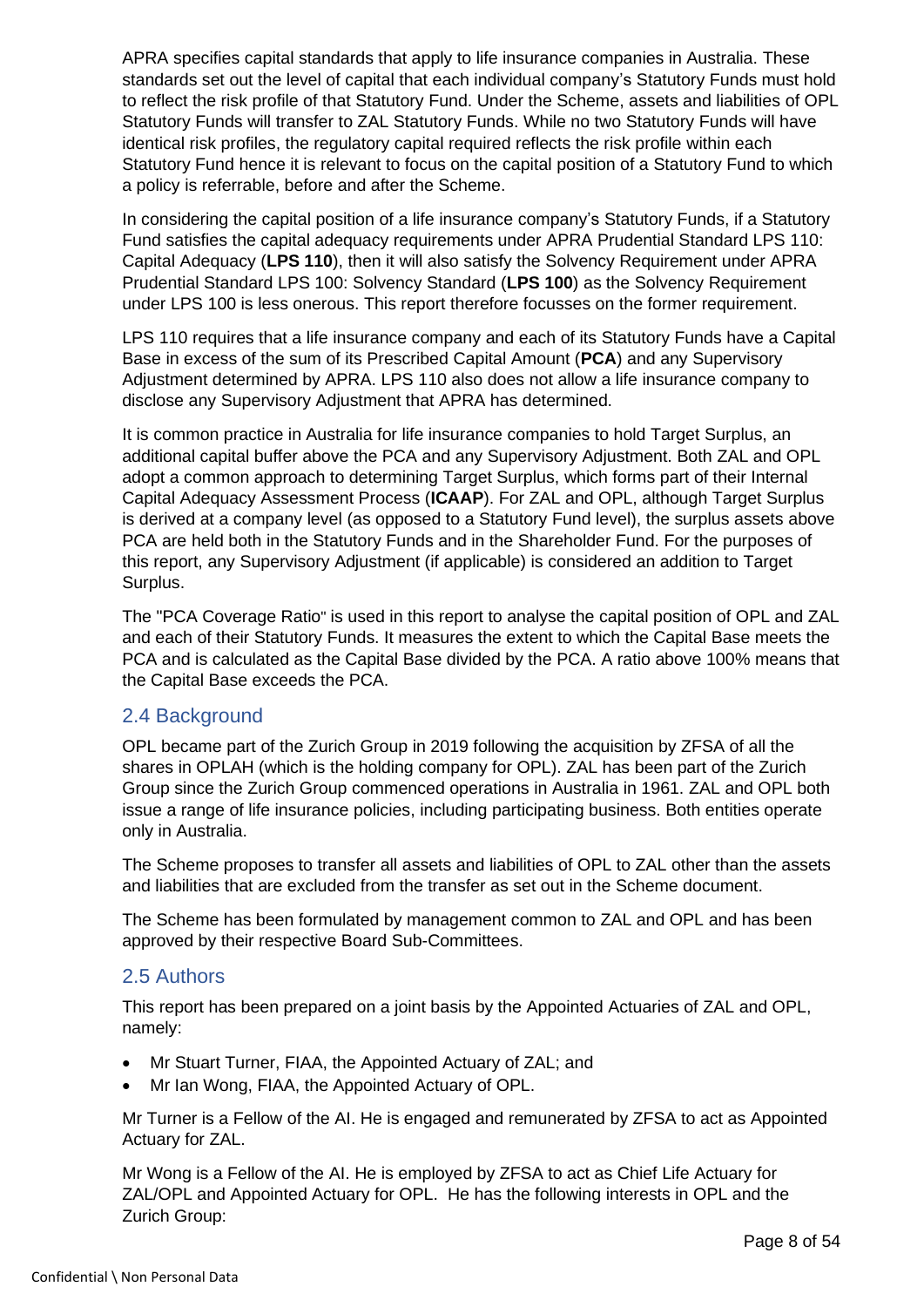APRA specifies capital standards that apply to life insurance companies in Australia. These standards set out the level of capital that each individual company's Statutory Funds must hold to reflect the risk profile of that Statutory Fund. Under the Scheme, assets and liabilities of OPL Statutory Funds will transfer to ZAL Statutory Funds. While no two Statutory Funds will have identical risk profiles, the regulatory capital required reflects the risk profile within each Statutory Fund hence it is relevant to focus on the capital position of a Statutory Fund to which a policy is referrable, before and after the Scheme.

In considering the capital position of a life insurance company's Statutory Funds, if a Statutory Fund satisfies the capital adequacy requirements under APRA Prudential Standard LPS 110: Capital Adequacy (**LPS 110**), then it will also satisfy the Solvency Requirement under APRA Prudential Standard LPS 100: Solvency Standard (**LPS 100**) as the Solvency Requirement under LPS 100 is less onerous. This report therefore focusses on the former requirement.

LPS 110 requires that a life insurance company and each of its Statutory Funds have a Capital Base in excess of the sum of its Prescribed Capital Amount (**PCA**) and any Supervisory Adjustment determined by APRA. LPS 110 also does not allow a life insurance company to disclose any Supervisory Adjustment that APRA has determined.

It is common practice in Australia for life insurance companies to hold Target Surplus, an additional capital buffer above the PCA and any Supervisory Adjustment. Both ZAL and OPL adopt a common approach to determining Target Surplus, which forms part of their Internal Capital Adequacy Assessment Process (**ICAAP**). For ZAL and OPL, although Target Surplus is derived at a company level (as opposed to a Statutory Fund level), the surplus assets above PCA are held both in the Statutory Funds and in the Shareholder Fund. For the purposes of this report, any Supervisory Adjustment (if applicable) is considered an addition to Target Surplus.

The "PCA Coverage Ratio" is used in this report to analyse the capital position of OPL and ZAL and each of their Statutory Funds. It measures the extent to which the Capital Base meets the PCA and is calculated as the Capital Base divided by the PCA. A ratio above 100% means that the Capital Base exceeds the PCA.

## 2.4 Background

OPL became part of the Zurich Group in 2019 following the acquisition by ZFSA of all the shares in OPLAH (which is the holding company for OPL). ZAL has been part of the Zurich Group since the Zurich Group commenced operations in Australia in 1961. ZAL and OPL both issue a range of life insurance policies, including participating business. Both entities operate only in Australia.

The Scheme proposes to transfer all assets and liabilities of OPL to ZAL other than the assets and liabilities that are excluded from the transfer as set out in the Scheme document.

The Scheme has been formulated by management common to ZAL and OPL and has been approved by their respective Board Sub-Committees.

## 2.5 Authors

This report has been prepared on a joint basis by the Appointed Actuaries of ZAL and OPL, namely:

- Mr Stuart Turner, FIAA, the Appointed Actuary of ZAL; and
- Mr Ian Wong, FIAA, the Appointed Actuary of OPL.

Mr Turner is a Fellow of the AI. He is engaged and remunerated by ZFSA to act as Appointed Actuary for ZAL.

Mr Wong is a Fellow of the AI. He is employed by ZFSA to act as Chief Life Actuary for ZAL/OPL and Appointed Actuary for OPL. He has the following interests in OPL and the Zurich Group: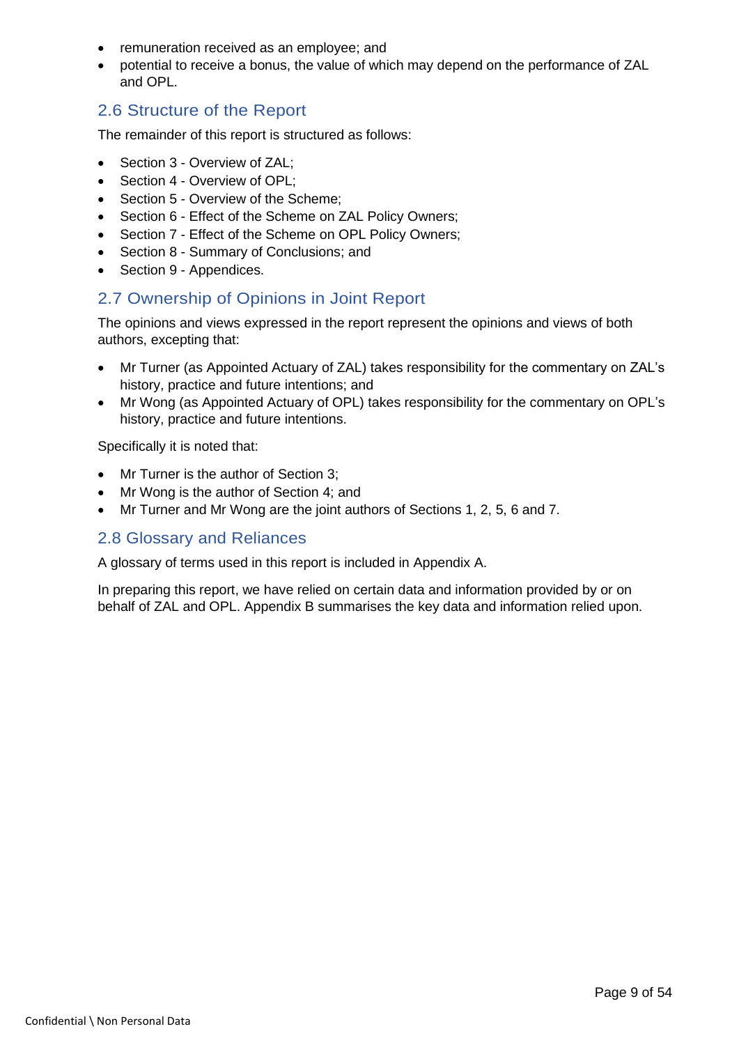- remuneration received as an employee; and
- potential to receive a bonus, the value of which may depend on the performance of ZAL and OPL.

## 2.6 Structure of the Report

The remainder of this report is structured as follows:

- Section 3 - Overview of ZAL;
- Section 4 - Overview of OPL;
- Section 5 - Overview of the Scheme;
- Section 6 - Effect of the Scheme on ZAL Policy Owners;
- Section 7 - Effect of the Scheme on OPL Policy Owners;
- Section 8 - Summary of Conclusions; and
- Section 9 - Appendices.

## 2.7 Ownership of Opinions in Joint Report

The opinions and views expressed in the report represent the opinions and views of both authors, excepting that:

- Mr Turner (as Appointed Actuary of ZAL) takes responsibility for the commentary on ZAL's history, practice and future intentions; and
- Mr Wong (as Appointed Actuary of OPL) takes responsibility for the commentary on OPL's history, practice and future intentions.

Specifically it is noted that:

- Mr Turner is the author of Section 3;
- Mr Wong is the author of Section 4; and
- Mr Turner and Mr Wong are the joint authors of Sections 1, 2, 5, 6 and 7.

## 2.8 Glossary and Reliances

A glossary of terms used in this report is included in Appendix A.

In preparing this report, we have relied on certain data and information provided by or on behalf of ZAL and OPL. Appendix B summarises the key data and information relied upon.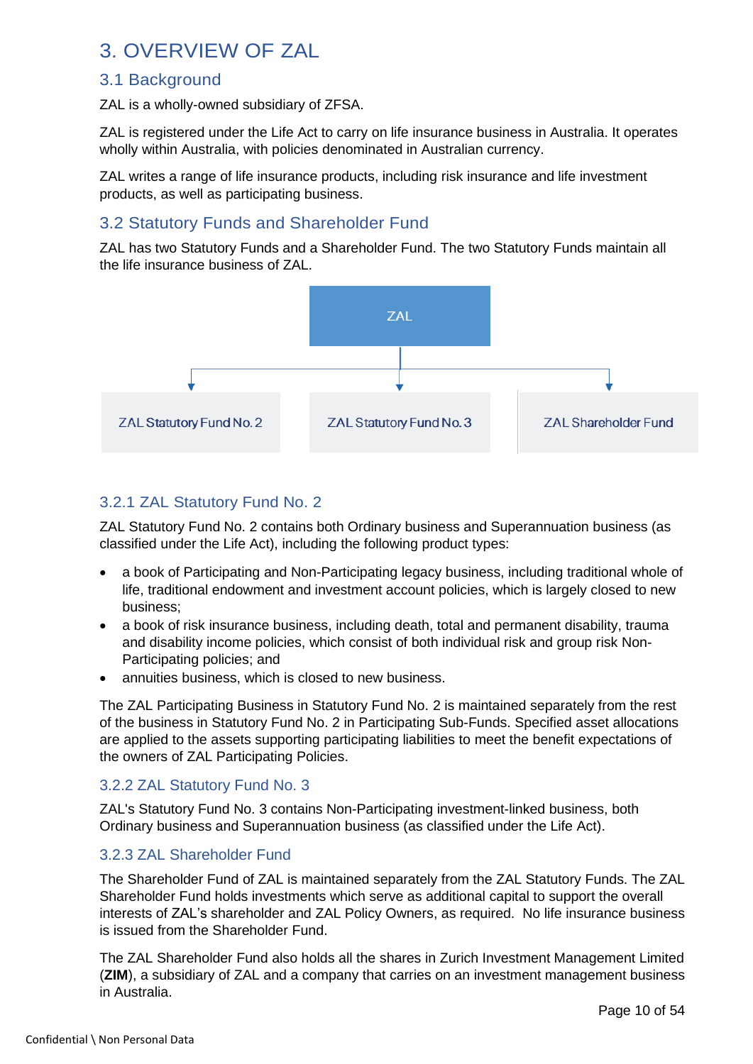# 3. OVERVIEW OF ZAL

## 3.1 Background

ZAL is a wholly-owned subsidiary of ZFSA.

ZAL is registered under the Life Act to carry on life insurance business in Australia. It operates wholly within Australia, with policies denominated in Australian currency.

ZAL writes a range of life insurance products, including risk insurance and life investment products, as well as participating business.

## 3.2 Statutory Funds and Shareholder Fund

ZAL has two Statutory Funds and a Shareholder Fund. The two Statutory Funds maintain all the life insurance business of ZAL.

ZAL

- ZAL Statutory Fund No. 2
- ZAL Statutory Fund No. 3
- ZAL Shareholder Fund

### 3.2.1 ZAL Statutory Fund No. 2

ZAL Statutory Fund No. 2 contains both Ordinary business and Superannuation business (as classified under the Life Act), including the following product types:

- a book of Participating and Non-Participating legacy business, including traditional whole of life, traditional endowment and investment account policies, which is largely closed to new business;
- a book of risk insurance business, including death, total and permanent disability, trauma and disability income policies, which consist of both individual risk and group risk Non-Participating policies; and
- annuities business, which is closed to new business.

The ZAL Participating Business in Statutory Fund No. 2 is maintained separately from the rest of the business in Statutory Fund No. 2 in Participating Sub-Funds. Specified asset allocations are applied to the assets supporting participating liabilities to meet the benefit expectations of the owners of ZAL Participating Policies.

### 3.2.2 ZAL Statutory Fund No. 3

ZAL's Statutory Fund No. 3 contains Non-Participating investment-linked business, both Ordinary business and Superannuation business (as classified under the Life Act).

### 3.2.3 ZAL Shareholder Fund

The Shareholder Fund of ZAL is maintained separately from the ZAL Statutory Funds. The ZAL Shareholder Fund holds investments which serve as additional capital to support the overall interests of ZAL's shareholder and ZAL Policy Owners, as required. No life insurance business is issued from the Shareholder Fund.

The ZAL Shareholder Fund also holds all the shares in Zurich Investment Management Limited (**ZIM**), a subsidiary of ZAL and a company that carries on an investment management business in Australia.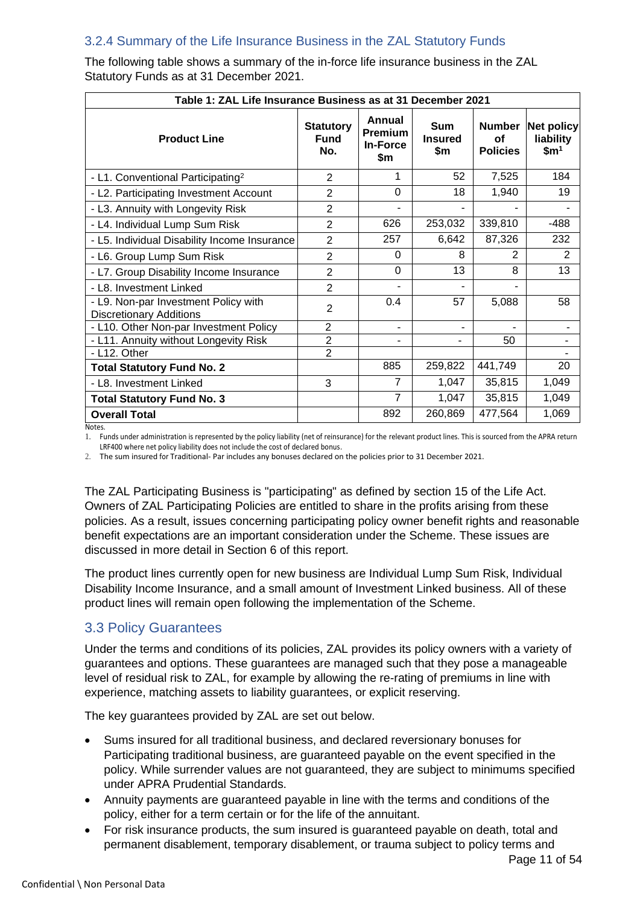### 3.2.4 Summary of the Life Insurance Business in the ZAL Statutory Funds

The following table shows a summary of the in-force life insurance business in the ZAL Statutory Funds as at 31 December 2021.

| Table 1: ZAL Life Insurance Business as at 31 December 2021 | | | | | |
|---|---|---|---|---|---|
| **Product Line** | **Statutory Fund No.** | **Annual Premium In-Force $m** | **Sum Insured $m** | **Number of Policies** | **Net policy liability $m[1]** |
| - L1. Conventional Participating[2] | 2 | 1 | 52 | 7,525 | 184 |
| - L2. Participating Investment Account | 2 | 0 | 18 | 1,940 | 19 |
| - L3. Annuity with Longevity Risk | 2 | - | - | - | - |
| - L4. Individual Lump Sum Risk | 2 | 626 | 253,032 | 339,810 | -488 |
| - L5. Individual Disability Income Insurance | 2 | 257 | 6,642 | 87,326 | 232 |
| - L6. Group Lump Sum Risk | 2 | 0 | 8 | 2 | 2 |
| - L7. Group Disability Income Insurance | 2 | 0 | 13 | 8 | 13 |
| - L8. Investment Linked | 2 | - | - | - | |
| - L9. Non-par Investment Policy with Discretionary Additions | 2 | 0.4 | 57 | 5,088 | 58 |
| - L10. Other Non-par Investment Policy | 2 | - | - | - | - |
| - L11. Annuity without Longevity Risk | 2 | - | - | 50 | - |
| - L12. Other | 2 | | | | - |
| **Total Statutory Fund No. 2** | | 885 | 259,822 | 441,749 | 20 |
| - L8. Investment Linked | 3 | 7 | 1,047 | 35,815 | 1,049 |
| **Total Statutory Fund No. 3** | | 7 | 1,047 | 35,815 | 1,049 |
| **Overall Total** | | 892 | 260,869 | 477,564 | 1,069 |

Notes.

1. Funds under administration is represented by the policy liability (net of reinsurance) for the relevant product lines. This is sourced from the APRA return LRF400 where net policy liability does not include the cost of declared bonus.
2. The sum insured for Traditional- Par includes any bonuses declared on the policies prior to 31 December 2021.

The ZAL Participating Business is "participating" as defined by section 15 of the Life Act. Owners of ZAL Participating Policies are entitled to share in the profits arising from these policies. As a result, issues concerning participating policy owner benefit rights and reasonable benefit expectations are an important consideration under the Scheme. These issues are discussed in more detail in Section 6 of this report.

The product lines currently open for new business are Individual Lump Sum Risk, Individual Disability Income Insurance, and a small amount of Investment Linked business. All of these product lines will remain open following the implementation of the Scheme.

## 3.3 Policy Guarantees

Under the terms and conditions of its policies, ZAL provides its policy owners with a variety of guarantees and options. These guarantees are managed such that they pose a manageable level of residual risk to ZAL, for example by allowing the re-rating of premiums in line with experience, matching assets to liability guarantees, or explicit reserving.

The key guarantees provided by ZAL are set out below.

- Sums insured for all traditional business, and declared reversionary bonuses for Participating traditional business, are guaranteed payable on the event specified in the policy. While surrender values are not guaranteed, they are subject to minimums specified under APRA Prudential Standards.
- Annuity payments are guaranteed payable in line with the terms and conditions of the policy, either for a term certain or for the life of the annuitant.
- For risk insurance products, the sum insured is guaranteed payable on death, total and permanent disablement, temporary disablement, or trauma subject to policy terms and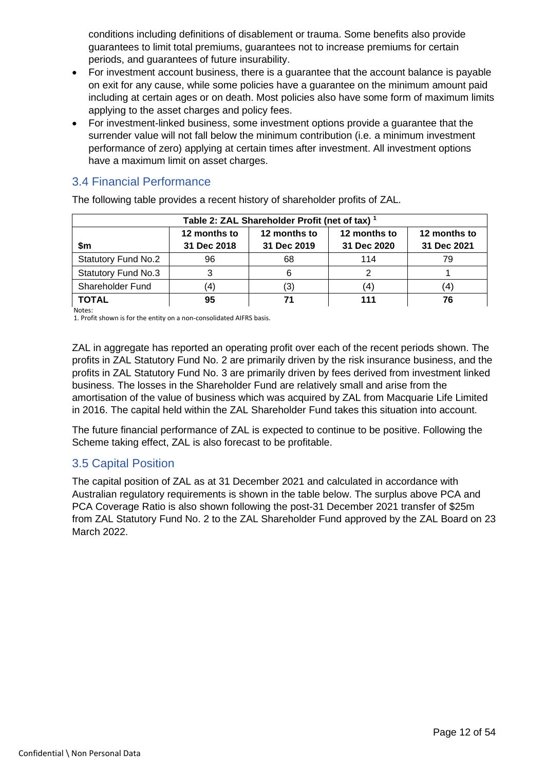conditions including definitions of disablement or trauma. Some benefits also provide guarantees to limit total premiums, guarantees not to increase premiums for certain periods, and guarantees of future insurability.

- For investment account business, there is a guarantee that the account balance is payable on exit for any cause, while some policies have a guarantee on the minimum amount paid including at certain ages or on death. Most policies also have some form of maximum limits applying to the asset charges and policy fees.
- For investment-linked business, some investment options provide a guarantee that the surrender value will not fall below the minimum contribution (i.e. a minimum investment performance of zero) applying at certain times after investment. All investment options have a maximum limit on asset charges.

## 3.4 Financial Performance

The following table provides a recent history of shareholder profits of ZAL.

**Table 2: ZAL Shareholder Profit (net of tax) [1]**

| $m | 12 months to 31 Dec 2018 | 12 months to 31 Dec 2019 | 12 months to 31 Dec 2020 | 12 months to 31 Dec 2021 |
|---|---|---|---|---|
| Statutory Fund No.2 | 96 | 68 | 114 | 79 |
| Statutory Fund No.3 | 3 | 6 | 2 | 1 |
| Shareholder Fund | (4) | (3) | (4) | (4) |
| **TOTAL** | **95** | **71** | **111** | **76** |

Notes:
1. Profit shown is for the entity on a non-consolidated AIFRS basis.

ZAL in aggregate has reported an operating profit over each of the recent periods shown. The profits in ZAL Statutory Fund No. 2 are primarily driven by the risk insurance business, and the profits in ZAL Statutory Fund No. 3 are primarily driven by fees derived from investment linked business. The losses in the Shareholder Fund are relatively small and arise from the amortisation of the value of business which was acquired by ZAL from Macquarie Life Limited in 2016. The capital held within the ZAL Shareholder Fund takes this situation into account.

The future financial performance of ZAL is expected to continue to be positive. Following the Scheme taking effect, ZAL is also forecast to be profitable.

## 3.5 Capital Position

The capital position of ZAL as at 31 December 2021 and calculated in accordance with Australian regulatory requirements is shown in the table below. The surplus above PCA and PCA Coverage Ratio is also shown following the post-31 December 2021 transfer of $25m from ZAL Statutory Fund No. 2 to the ZAL Shareholder Fund approved by the ZAL Board on 23 March 2022.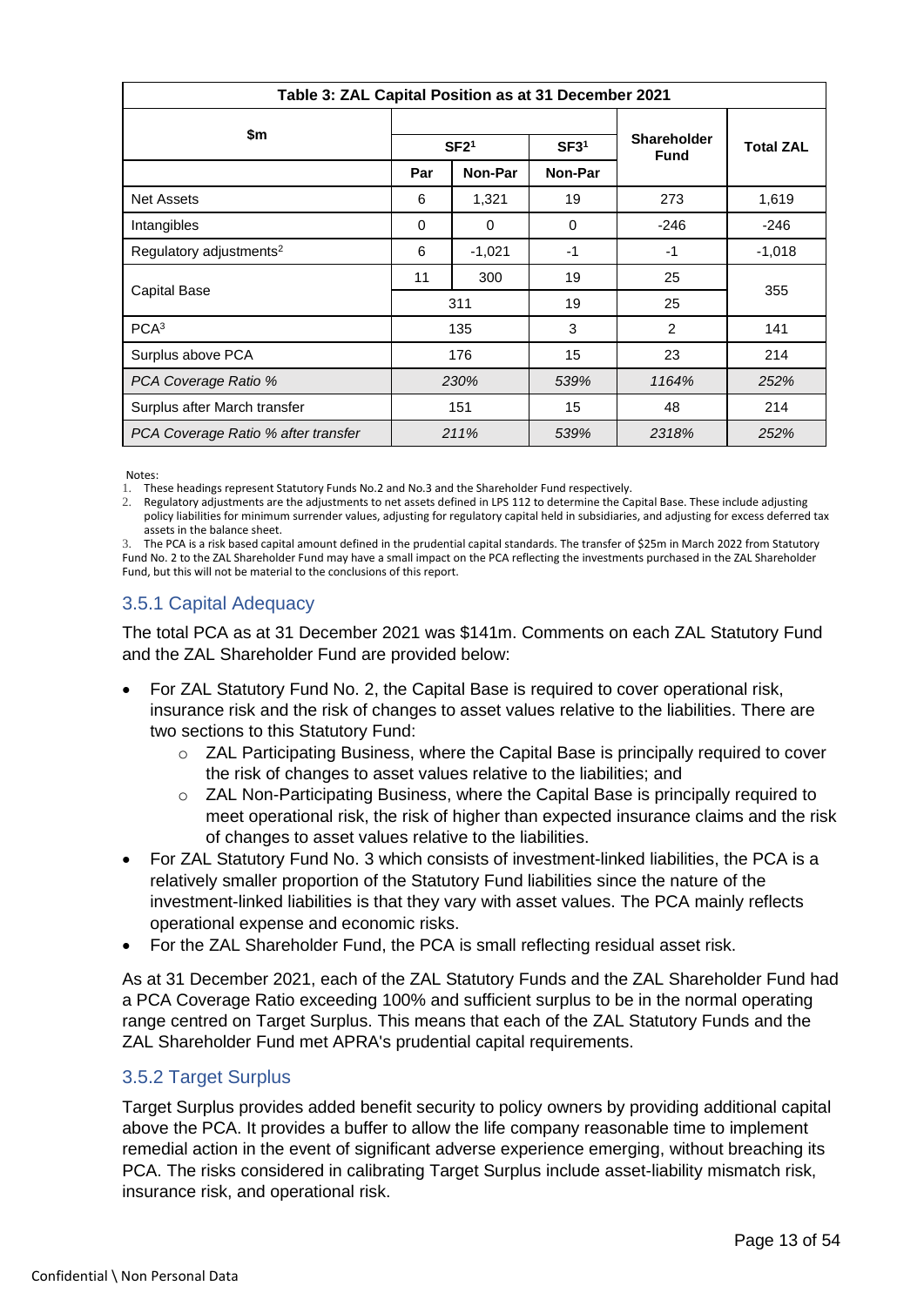| Table 3: ZAL Capital Position as at 31 December 2021 | | | | | |
|---|---|---|---|---|---|
| $m | SF2[1] | | SF3[1] | Shareholder Fund | Total ZAL |
| | Par | Non-Par | Non-Par | | |
| Net Assets | 6 | 1,321 | 19 | 273 | 1,619 |
| Intangibles | 0 | 0 | 0 | -246 | -246 |
| Regulatory adjustments[2] | 6 | -1,021 | -1 | -1 | -1,018 |
| Capital Base | 11 | 300 | 19 | 25 | 355 |
| | 311 | | 19 | 25 | |
| PCA[3] | 135 | | 3 | 2 | 141 |
| Surplus above PCA | 176 | | 15 | 23 | 214 |
| *PCA Coverage Ratio %* | *230%* | | *539%* | *1164%* | *252%* |
| Surplus after March transfer | 151 | | 15 | 48 | 214 |
| *PCA Coverage Ratio % after transfer* | *211%* | | *539%* | *2318%* | *252%* |

Notes:

1. These headings represent Statutory Funds No.2 and No.3 and the Shareholder Fund respectively.
2. Regulatory adjustments are the adjustments to net assets defined in LPS 112 to determine the Capital Base. These include adjusting policy liabilities for minimum surrender values, adjusting for regulatory capital held in subsidiaries, and adjusting for excess deferred tax assets in the balance sheet.
3. The PCA is a risk based capital amount defined in the prudential capital standards. The transfer of $25m in March 2022 from Statutory Fund No. 2 to the ZAL Shareholder Fund may have a small impact on the PCA reflecting the investments purchased in the ZAL Shareholder Fund, but this will not be material to the conclusions of this report.

### 3.5.1 Capital Adequacy

The total PCA as at 31 December 2021 was $141m. Comments on each ZAL Statutory Fund and the ZAL Shareholder Fund are provided below:

- For ZAL Statutory Fund No. 2, the Capital Base is required to cover operational risk, insurance risk and the risk of changes to asset values relative to the liabilities. There are two sections to this Statutory Fund:
  - ZAL Participating Business, where the Capital Base is principally required to cover the risk of changes to asset values relative to the liabilities; and
  - ZAL Non-Participating Business, where the Capital Base is principally required to meet operational risk, the risk of higher than expected insurance claims and the risk of changes to asset values relative to the liabilities.
- For ZAL Statutory Fund No. 3 which consists of investment-linked liabilities, the PCA is a relatively smaller proportion of the Statutory Fund liabilities since the nature of the investment-linked liabilities is that they vary with asset values. The PCA mainly reflects operational expense and economic risks.
- For the ZAL Shareholder Fund, the PCA is small reflecting residual asset risk.

As at 31 December 2021, each of the ZAL Statutory Funds and the ZAL Shareholder Fund had a PCA Coverage Ratio exceeding 100% and sufficient surplus to be in the normal operating range centred on Target Surplus. This means that each of the ZAL Statutory Funds and the ZAL Shareholder Fund met APRA's prudential capital requirements.

### 3.5.2 Target Surplus

Target Surplus provides added benefit security to policy owners by providing additional capital above the PCA. It provides a buffer to allow the life company reasonable time to implement remedial action in the event of significant adverse experience emerging, without breaching its PCA. The risks considered in calibrating Target Surplus include asset-liability mismatch risk, insurance risk, and operational risk.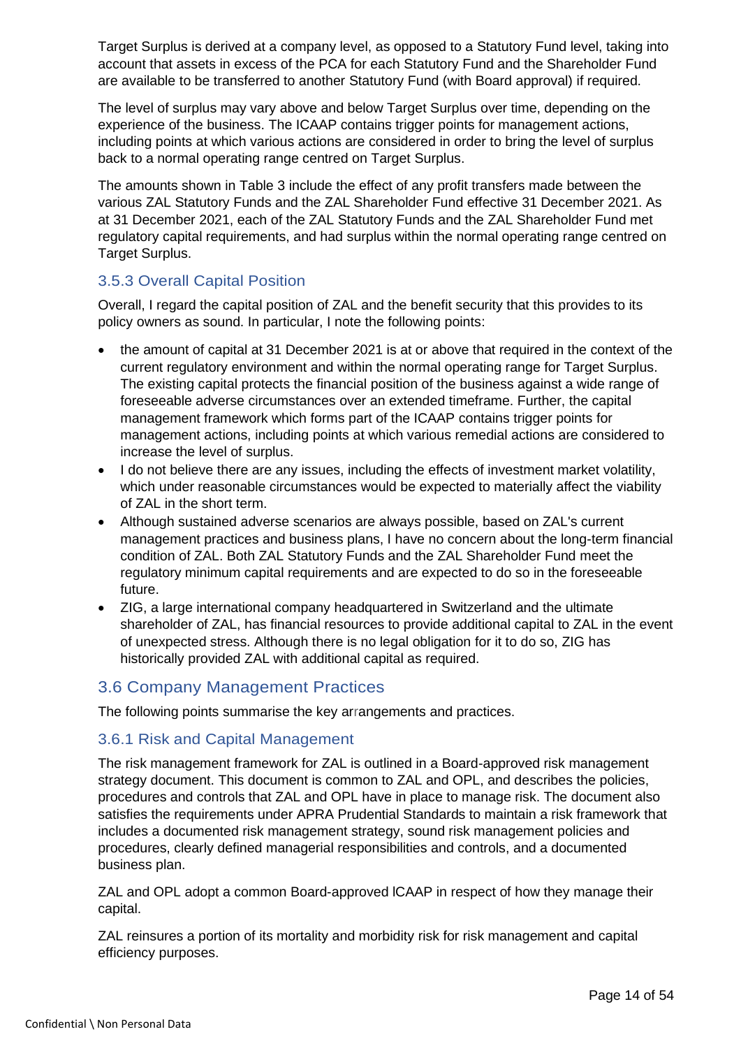Target Surplus is derived at a company level, as opposed to a Statutory Fund level, taking into account that assets in excess of the PCA for each Statutory Fund and the Shareholder Fund are available to be transferred to another Statutory Fund (with Board approval) if required.

The level of surplus may vary above and below Target Surplus over time, depending on the experience of the business. The ICAAP contains trigger points for management actions, including points at which various actions are considered in order to bring the level of surplus back to a normal operating range centred on Target Surplus.

The amounts shown in Table 3 include the effect of any profit transfers made between the various ZAL Statutory Funds and the ZAL Shareholder Fund effective 31 December 2021. As at 31 December 2021, each of the ZAL Statutory Funds and the ZAL Shareholder Fund met regulatory capital requirements, and had surplus within the normal operating range centred on Target Surplus.

### 3.5.3 Overall Capital Position

Overall, I regard the capital position of ZAL and the benefit security that this provides to its policy owners as sound. In particular, I note the following points:

- the amount of capital at 31 December 2021 is at or above that required in the context of the current regulatory environment and within the normal operating range for Target Surplus. The existing capital protects the financial position of the business against a wide range of foreseeable adverse circumstances over an extended timeframe. Further, the capital management framework which forms part of the ICAAP contains trigger points for management actions, including points at which various remedial actions are considered to increase the level of surplus.
- I do not believe there are any issues, including the effects of investment market volatility, which under reasonable circumstances would be expected to materially affect the viability of ZAL in the short term.
- Although sustained adverse scenarios are always possible, based on ZAL's current management practices and business plans, I have no concern about the long-term financial condition of ZAL. Both ZAL Statutory Funds and the ZAL Shareholder Fund meet the regulatory minimum capital requirements and are expected to do so in the foreseeable future.
- ZIG, a large international company headquartered in Switzerland and the ultimate shareholder of ZAL, has financial resources to provide additional capital to ZAL in the event of unexpected stress. Although there is no legal obligation for it to do so, ZIG has historically provided ZAL with additional capital as required.

## 3.6 Company Management Practices

The following points summarise the key arrangements and practices.

### 3.6.1 Risk and Capital Management

The risk management framework for ZAL is outlined in a Board-approved risk management strategy document. This document is common to ZAL and OPL, and describes the policies, procedures and controls that ZAL and OPL have in place to manage risk. The document also satisfies the requirements under APRA Prudential Standards to maintain a risk framework that includes a documented risk management strategy, sound risk management policies and procedures, clearly defined managerial responsibilities and controls, and a documented business plan.

ZAL and OPL adopt a common Board-approved ICAAP in respect of how they manage their capital.

ZAL reinsures a portion of its mortality and morbidity risk for risk management and capital efficiency purposes.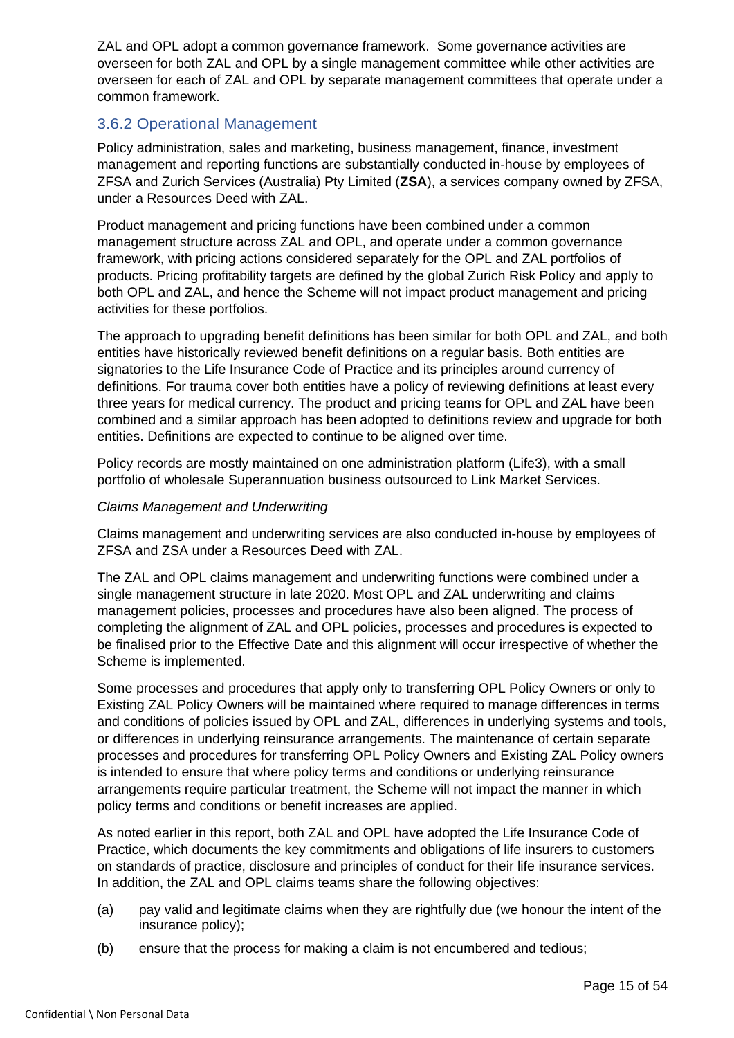ZAL and OPL adopt a common governance framework. Some governance activities are overseen for both ZAL and OPL by a single management committee while other activities are overseen for each of ZAL and OPL by separate management committees that operate under a common framework.

### 3.6.2 Operational Management

Policy administration, sales and marketing, business management, finance, investment management and reporting functions are substantially conducted in-house by employees of ZFSA and Zurich Services (Australia) Pty Limited (**ZSA**), a services company owned by ZFSA, under a Resources Deed with ZAL.

Product management and pricing functions have been combined under a common management structure across ZAL and OPL, and operate under a common governance framework, with pricing actions considered separately for the OPL and ZAL portfolios of products. Pricing profitability targets are defined by the global Zurich Risk Policy and apply to both OPL and ZAL, and hence the Scheme will not impact product management and pricing activities for these portfolios.

The approach to upgrading benefit definitions has been similar for both OPL and ZAL, and both entities have historically reviewed benefit definitions on a regular basis. Both entities are signatories to the Life Insurance Code of Practice and its principles around currency of definitions. For trauma cover both entities have a policy of reviewing definitions at least every three years for medical currency. The product and pricing teams for OPL and ZAL have been combined and a similar approach has been adopted to definitions review and upgrade for both entities. Definitions are expected to continue to be aligned over time.

Policy records are mostly maintained on one administration platform (Life3), with a small portfolio of wholesale Superannuation business outsourced to Link Market Services.

*Claims Management and Underwriting*

Claims management and underwriting services are also conducted in-house by employees of ZFSA and ZSA under a Resources Deed with ZAL.

The ZAL and OPL claims management and underwriting functions were combined under a single management structure in late 2020. Most OPL and ZAL underwriting and claims management policies, processes and procedures have also been aligned. The process of completing the alignment of ZAL and OPL policies, processes and procedures is expected to be finalised prior to the Effective Date and this alignment will occur irrespective of whether the Scheme is implemented.

Some processes and procedures that apply only to transferring OPL Policy Owners or only to Existing ZAL Policy Owners will be maintained where required to manage differences in terms and conditions of policies issued by OPL and ZAL, differences in underlying systems and tools, or differences in underlying reinsurance arrangements. The maintenance of certain separate processes and procedures for transferring OPL Policy Owners and Existing ZAL Policy owners is intended to ensure that where policy terms and conditions or underlying reinsurance arrangements require particular treatment, the Scheme will not impact the manner in which policy terms and conditions or benefit increases are applied.

As noted earlier in this report, both ZAL and OPL have adopted the Life Insurance Code of Practice, which documents the key commitments and obligations of life insurers to customers on standards of practice, disclosure and principles of conduct for their life insurance services. In addition, the ZAL and OPL claims teams share the following objectives:

(a) pay valid and legitimate claims when they are rightfully due (we honour the intent of the insurance policy);

(b) ensure that the process for making a claim is not encumbered and tedious;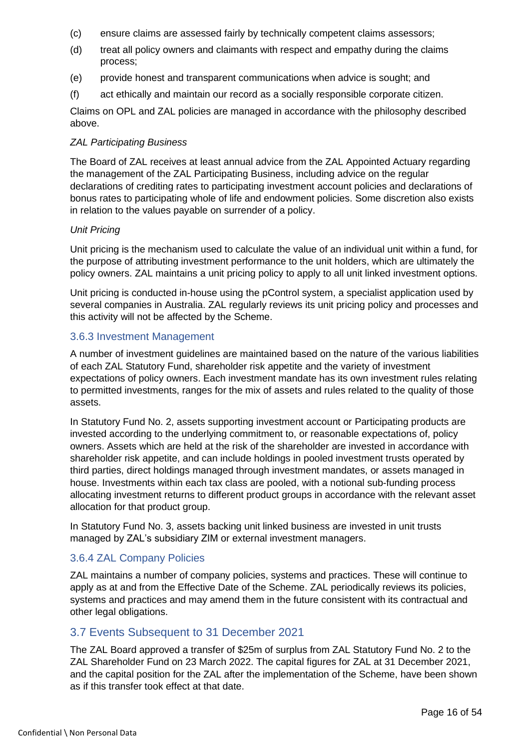(c) ensure claims are assessed fairly by technically competent claims assessors;

(d) treat all policy owners and claimants with respect and empathy during the claims process;

(e) provide honest and transparent communications when advice is sought; and

(f) act ethically and maintain our record as a socially responsible corporate citizen.

Claims on OPL and ZAL policies are managed in accordance with the philosophy described above.

*ZAL Participating Business*

The Board of ZAL receives at least annual advice from the ZAL Appointed Actuary regarding the management of the ZAL Participating Business, including advice on the regular declarations of crediting rates to participating investment account policies and declarations of bonus rates to participating whole of life and endowment policies. Some discretion also exists in relation to the values payable on surrender of a policy.

*Unit Pricing*

Unit pricing is the mechanism used to calculate the value of an individual unit within a fund, for the purpose of attributing investment performance to the unit holders, which are ultimately the policy owners. ZAL maintains a unit pricing policy to apply to all unit linked investment options.

Unit pricing is conducted in-house using the pControl system, a specialist application used by several companies in Australia. ZAL regularly reviews its unit pricing policy and processes and this activity will not be affected by the Scheme.

### 3.6.3 Investment Management

A number of investment guidelines are maintained based on the nature of the various liabilities of each ZAL Statutory Fund, shareholder risk appetite and the variety of investment expectations of policy owners. Each investment mandate has its own investment rules relating to permitted investments, ranges for the mix of assets and rules related to the quality of those assets.

In Statutory Fund No. 2, assets supporting investment account or Participating products are invested according to the underlying commitment to, or reasonable expectations of, policy owners. Assets which are held at the risk of the shareholder are invested in accordance with shareholder risk appetite, and can include holdings in pooled investment trusts operated by third parties, direct holdings managed through investment mandates, or assets managed in house. Investments within each tax class are pooled, with a notional sub-funding process allocating investment returns to different product groups in accordance with the relevant asset allocation for that product group.

In Statutory Fund No. 3, assets backing unit linked business are invested in unit trusts managed by ZAL's subsidiary ZIM or external investment managers.

### 3.6.4 ZAL Company Policies

ZAL maintains a number of company policies, systems and practices. These will continue to apply as at and from the Effective Date of the Scheme. ZAL periodically reviews its policies, systems and practices and may amend them in the future consistent with its contractual and other legal obligations.

## 3.7 Events Subsequent to 31 December 2021

The ZAL Board approved a transfer of $25m of surplus from ZAL Statutory Fund No. 2 to the ZAL Shareholder Fund on 23 March 2022. The capital figures for ZAL at 31 December 2021, and the capital position for the ZAL after the implementation of the Scheme, have been shown as if this transfer took effect at that date.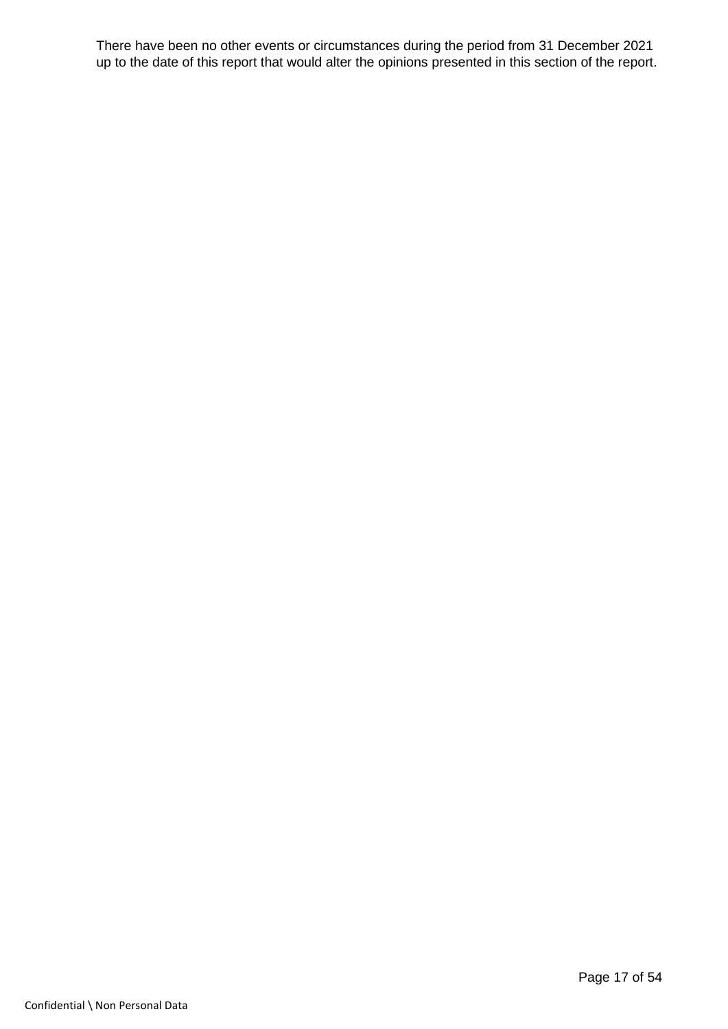There have been no other events or circumstances during the period from 31 December 2021 up to the date of this report that would alter the opinions presented in this section of the report.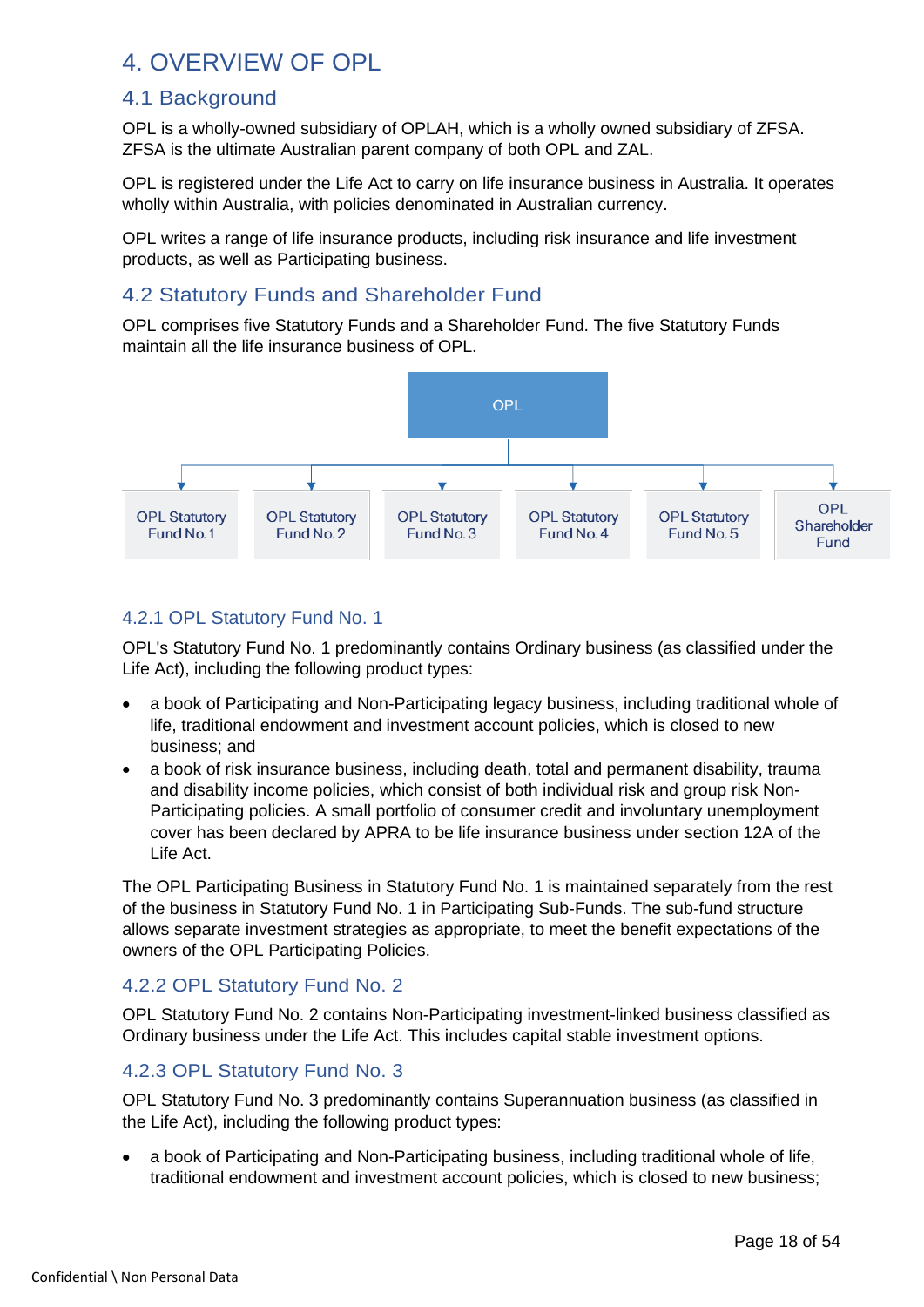# 4. OVERVIEW OF OPL

## 4.1 Background

OPL is a wholly-owned subsidiary of OPLAH, which is a wholly owned subsidiary of ZFSA. ZFSA is the ultimate Australian parent company of both OPL and ZAL.

OPL is registered under the Life Act to carry on life insurance business in Australia. It operates wholly within Australia, with policies denominated in Australian currency.

OPL writes a range of life insurance products, including risk insurance and life investment products, as well as Participating business.

## 4.2 Statutory Funds and Shareholder Fund

OPL comprises five Statutory Funds and a Shareholder Fund. The five Statutory Funds maintain all the life insurance business of OPL.

OPL

- OPL Statutory Fund No. 1
- OPL Statutory Fund No. 2
- OPL Statutory Fund No. 3
- OPL Statutory Fund No. 4
- OPL Statutory Fund No. 5
- OPL Shareholder Fund

### 4.2.1 OPL Statutory Fund No. 1

OPL's Statutory Fund No. 1 predominantly contains Ordinary business (as classified under the Life Act), including the following product types:

- a book of Participating and Non-Participating legacy business, including traditional whole of life, traditional endowment and investment account policies, which is closed to new business; and
- a book of risk insurance business, including death, total and permanent disability, trauma and disability income policies, which consist of both individual risk and group risk Non-Participating policies. A small portfolio of consumer credit and involuntary unemployment cover has been declared by APRA to be life insurance business under section 12A of the Life Act.

The OPL Participating Business in Statutory Fund No. 1 is maintained separately from the rest of the business in Statutory Fund No. 1 in Participating Sub-Funds. The sub-fund structure allows separate investment strategies as appropriate, to meet the benefit expectations of the owners of the OPL Participating Policies.

### 4.2.2 OPL Statutory Fund No. 2

OPL Statutory Fund No. 2 contains Non-Participating investment-linked business classified as Ordinary business under the Life Act. This includes capital stable investment options.

### 4.2.3 OPL Statutory Fund No. 3

OPL Statutory Fund No. 3 predominantly contains Superannuation business (as classified in the Life Act), including the following product types:

- a book of Participating and Non-Participating business, including traditional whole of life, traditional endowment and investment account policies, which is closed to new business;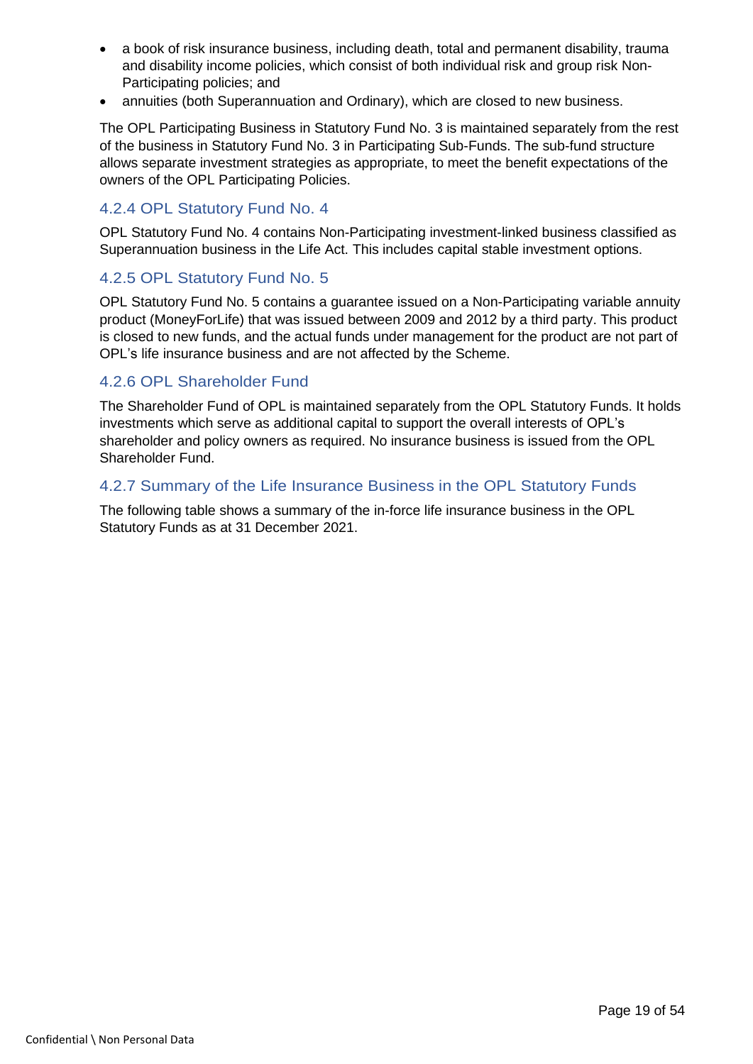- a book of risk insurance business, including death, total and permanent disability, trauma and disability income policies, which consist of both individual risk and group risk Non-Participating policies; and
- annuities (both Superannuation and Ordinary), which are closed to new business.

The OPL Participating Business in Statutory Fund No. 3 is maintained separately from the rest of the business in Statutory Fund No. 3 in Participating Sub-Funds. The sub-fund structure allows separate investment strategies as appropriate, to meet the benefit expectations of the owners of the OPL Participating Policies.

### 4.2.4 OPL Statutory Fund No. 4

OPL Statutory Fund No. 4 contains Non-Participating investment-linked business classified as Superannuation business in the Life Act. This includes capital stable investment options.

### 4.2.5 OPL Statutory Fund No. 5

OPL Statutory Fund No. 5 contains a guarantee issued on a Non-Participating variable annuity product (MoneyForLife) that was issued between 2009 and 2012 by a third party. This product is closed to new funds, and the actual funds under management for the product are not part of OPL's life insurance business and are not affected by the Scheme.

### 4.2.6 OPL Shareholder Fund

The Shareholder Fund of OPL is maintained separately from the OPL Statutory Funds. It holds investments which serve as additional capital to support the overall interests of OPL's shareholder and policy owners as required. No insurance business is issued from the OPL Shareholder Fund.

### 4.2.7 Summary of the Life Insurance Business in the OPL Statutory Funds

The following table shows a summary of the in-force life insurance business in the OPL Statutory Funds as at 31 December 2021.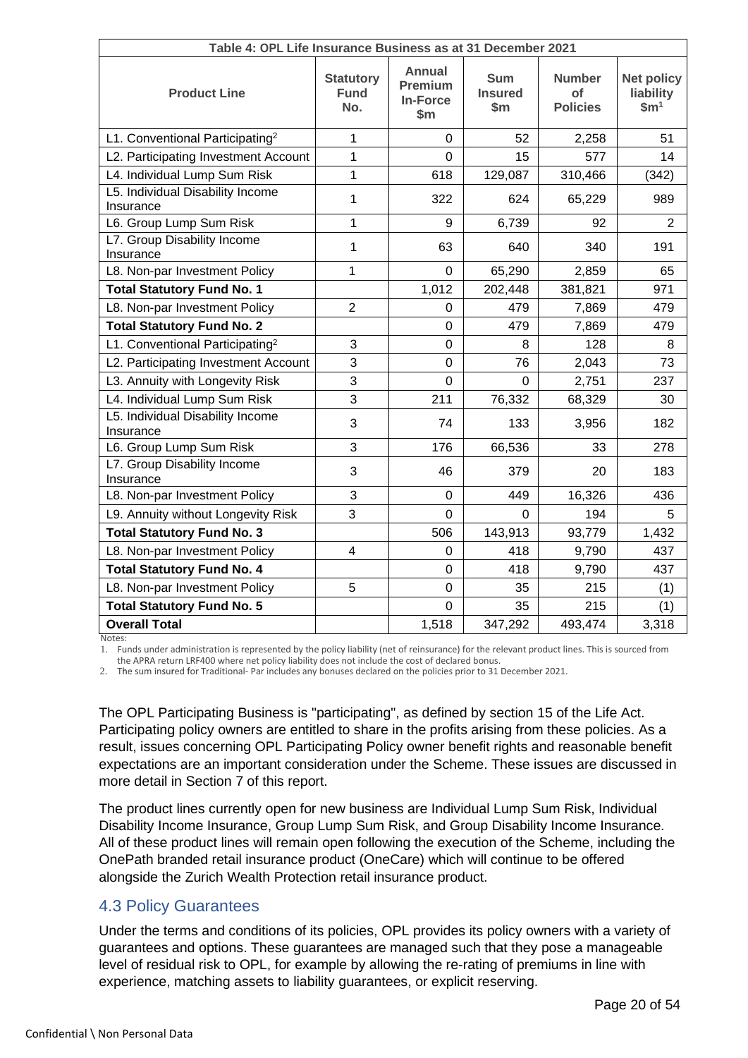| Table 4: OPL Life Insurance Business as at 31 December 2021 | | | | | |
|---|---|---|---|---|---|
| **Product Line** | **Statutory Fund No.** | **Annual Premium In-Force $m** | **Sum Insured $m** | **Number of Policies** | **Net policy liability $m[1]** |
| L1. Conventional Participating[2] | 1 | 0 | 52 | 2,258 | 51 |
| L2. Participating Investment Account | 1 | 0 | 15 | 577 | 14 |
| L4. Individual Lump Sum Risk | 1 | 618 | 129,087 | 310,466 | (342) |
| L5. Individual Disability Income Insurance | 1 | 322 | 624 | 65,229 | 989 |
| L6. Group Lump Sum Risk | 1 | 9 | 6,739 | 92 | 2 |
| L7. Group Disability Income Insurance | 1 | 63 | 640 | 340 | 191 |
| L8. Non-par Investment Policy | 1 | 0 | 65,290 | 2,859 | 65 |
| **Total Statutory Fund No. 1** | | 1,012 | 202,448 | 381,821 | 971 |
| L8. Non-par Investment Policy | 2 | 0 | 479 | 7,869 | 479 |
| **Total Statutory Fund No. 2** | | 0 | 479 | 7,869 | 479 |
| L1. Conventional Participating[2] | 3 | 0 | 8 | 128 | 8 |
| L2. Participating Investment Account | 3 | 0 | 76 | 2,043 | 73 |
| L3. Annuity with Longevity Risk | 3 | 0 | 0 | 2,751 | 237 |
| L4. Individual Lump Sum Risk | 3 | 211 | 76,332 | 68,329 | 30 |
| L5. Individual Disability Income Insurance | 3 | 74 | 133 | 3,956 | 182 |
| L6. Group Lump Sum Risk | 3 | 176 | 66,536 | 33 | 278 |
| L7. Group Disability Income Insurance | 3 | 46 | 379 | 20 | 183 |
| L8. Non-par Investment Policy | 3 | 0 | 449 | 16,326 | 436 |
| L9. Annuity without Longevity Risk | 3 | 0 | 0 | 194 | 5 |
| **Total Statutory Fund No. 3** | | 506 | 143,913 | 93,779 | 1,432 |
| L8. Non-par Investment Policy | 4 | 0 | 418 | 9,790 | 437 |
| **Total Statutory Fund No. 4** | | 0 | 418 | 9,790 | 437 |
| L8. Non-par Investment Policy | 5 | 0 | 35 | 215 | (1) |
| **Total Statutory Fund No. 5** | | 0 | 35 | 215 | (1) |
| **Overall Total** | | 1,518 | 347,292 | 493,474 | 3,318 |

Notes:
1. Funds under administration is represented by the policy liability (net of reinsurance) for the relevant product lines. This is sourced from the APRA return LRF400 where net policy liability does not include the cost of declared bonus.
2. The sum insured for Traditional- Par includes any bonuses declared on the policies prior to 31 December 2021.

The OPL Participating Business is "participating", as defined by section 15 of the Life Act. Participating policy owners are entitled to share in the profits arising from these policies. As a result, issues concerning OPL Participating Policy owner benefit rights and reasonable benefit expectations are an important consideration under the Scheme. These issues are discussed in more detail in Section 7 of this report.

The product lines currently open for new business are Individual Lump Sum Risk, Individual Disability Income Insurance, Group Lump Sum Risk, and Group Disability Income Insurance. All of these product lines will remain open following the execution of the Scheme, including the OnePath branded retail insurance product (OneCare) which will continue to be offered alongside the Zurich Wealth Protection retail insurance product.

## 4.3 Policy Guarantees

Under the terms and conditions of its policies, OPL provides its policy owners with a variety of guarantees and options. These guarantees are managed such that they pose a manageable level of residual risk to OPL, for example by allowing the re-rating of premiums in line with experience, matching assets to liability guarantees, or explicit reserving.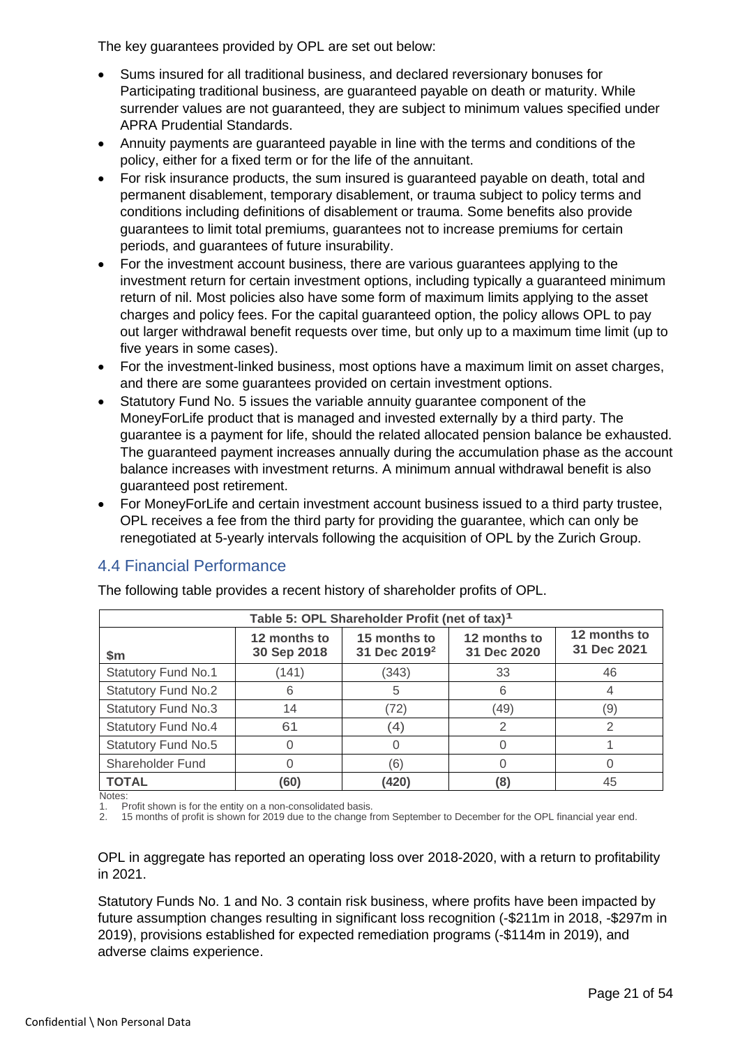The key guarantees provided by OPL are set out below:

- Sums insured for all traditional business, and declared reversionary bonuses for Participating traditional business, are guaranteed payable on death or maturity. While surrender values are not guaranteed, they are subject to minimum values specified under APRA Prudential Standards.
- Annuity payments are guaranteed payable in line with the terms and conditions of the policy, either for a fixed term or for the life of the annuitant.
- For risk insurance products, the sum insured is guaranteed payable on death, total and permanent disablement, temporary disablement, or trauma subject to policy terms and conditions including definitions of disablement or trauma. Some benefits also provide guarantees to limit total premiums, guarantees not to increase premiums for certain periods, and guarantees of future insurability.
- For the investment account business, there are various guarantees applying to the investment return for certain investment options, including typically a guaranteed minimum return of nil. Most policies also have some form of maximum limits applying to the asset charges and policy fees. For the capital guaranteed option, the policy allows OPL to pay out larger withdrawal benefit requests over time, but only up to a maximum time limit (up to five years in some cases).
- For the investment-linked business, most options have a maximum limit on asset charges, and there are some guarantees provided on certain investment options.
- Statutory Fund No. 5 issues the variable annuity guarantee component of the MoneyForLife product that is managed and invested externally by a third party. The guarantee is a payment for life, should the related allocated pension balance be exhausted. The guaranteed payment increases annually during the accumulation phase as the account balance increases with investment returns. A minimum annual withdrawal benefit is also guaranteed post retirement.
- For MoneyForLife and certain investment account business issued to a third party trustee, OPL receives a fee from the third party for providing the guarantee, which can only be renegotiated at 5-yearly intervals following the acquisition of OPL by the Zurich Group.

## 4.4 Financial Performance

The following table provides a recent history of shareholder profits of OPL.

**Table 5: OPL Shareholder Profit (net of tax)[1]**

| $m | 12 months to 30 Sep 2018 | 15 months to 31 Dec 2019[2] | 12 months to 31 Dec 2020 | 12 months to 31 Dec 2021 |
|---|---|---|---|---|
| Statutory Fund No.1 | (141) | (343) | 33 | 46 |
| Statutory Fund No.2 | 6 | 5 | 6 | 4 |
| Statutory Fund No.3 | 14 | (72) | (49) | (9) |
| Statutory Fund No.4 | 61 | (4) | 2 | 2 |
| Statutory Fund No.5 | 0 | 0 | 0 | 1 |
| Shareholder Fund | 0 | (6) | 0 | 0 |
| **TOTAL** | **(60)** | **(420)** | **(8)** | 45 |

Notes:
1. Profit shown is for the entity on a non-consolidated basis.
2. 15 months of profit is shown for 2019 due to the change from September to December for the OPL financial year end.

OPL in aggregate has reported an operating loss over 2018-2020, with a return to profitability in 2021.

Statutory Funds No. 1 and No. 3 contain risk business, where profits have been impacted by future assumption changes resulting in significant loss recognition (-$211m in 2018, -$297m in 2019), provisions established for expected remediation programs (-$114m in 2019), and adverse claims experience.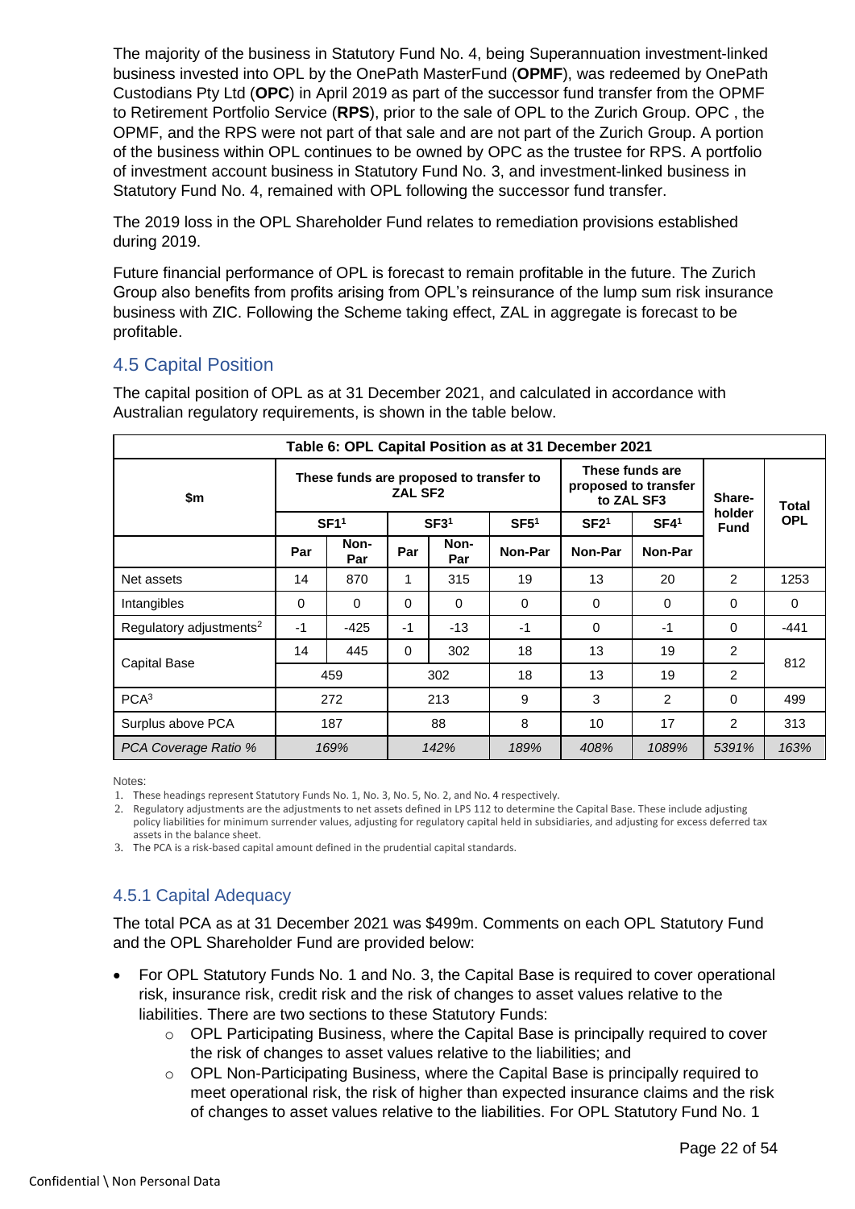The majority of the business in Statutory Fund No. 4, being Superannuation investment-linked business invested into OPL by the OnePath MasterFund (**OPMF**), was redeemed by OnePath Custodians Pty Ltd (**OPC**) in April 2019 as part of the successor fund transfer from the OPMF to Retirement Portfolio Service (**RPS**), prior to the sale of OPL to the Zurich Group. OPC , the OPMF, and the RPS were not part of that sale and are not part of the Zurich Group. A portion of the business within OPL continues to be owned by OPC as the trustee for RPS. A portfolio of investment account business in Statutory Fund No. 3, and investment-linked business in Statutory Fund No. 4, remained with OPL following the successor fund transfer.

The 2019 loss in the OPL Shareholder Fund relates to remediation provisions established during 2019.

Future financial performance of OPL is forecast to remain profitable in the future. The Zurich Group also benefits from profits arising from OPL's reinsurance of the lump sum risk insurance business with ZIC. Following the Scheme taking effect, ZAL in aggregate is forecast to be profitable.

## 4.5 Capital Position

The capital position of OPL as at 31 December 2021, and calculated in accordance with Australian regulatory requirements, is shown in the table below.

**Table 6: OPL Capital Position as at 31 December 2021**

| $m | These funds are proposed to transfer to ZAL SF2 | | | | | These funds are proposed to transfer to ZAL SF3 | | Share-holder Fund | Total OPL |
|---|---|---|---|---|---|---|---|---|---|
| | SF1[1] | | SF3[1] | | SF5[1] | SF2[1] | SF4[1] | | |
| | Par | Non-Par | Par | Non-Par | Non-Par | Non-Par | Non-Par | | |
| Net assets | 14 | 870 | 1 | 315 | 19 | 13 | 20 | 2 | 1253 |
| Intangibles | 0 | 0 | 0 | 0 | 0 | 0 | 0 | 0 | 0 |
| Regulatory adjustments[2] | -1 | -425 | -1 | -13 | -1 | 0 | -1 | 0 | -441 |
| Capital Base | 14 | 445 | 0 | 302 | 18 | 13 | 19 | 2 | 812 |
| Capital Base | 459 | | 302 | | 18 | 13 | 19 | 2 | |
| PCA[3] | 272 | | 213 | | 9 | 3 | 2 | 0 | 499 |
| Surplus above PCA | 187 | | 88 | | 8 | 10 | 17 | 2 | 313 |
| *PCA Coverage Ratio %* | *169%* | | *142%* | | *189%* | *408%* | *1089%* | *5391%* | *163%* |

Notes:

1. These headings represent Statutory Funds No. 1, No. 3, No. 5, No. 2, and No. 4 respectively.
2. Regulatory adjustments are the adjustments to net assets defined in LPS 112 to determine the Capital Base. These include adjusting policy liabilities for minimum surrender values, adjusting for regulatory capital held in subsidiaries, and adjusting for excess deferred tax assets in the balance sheet.
3. The PCA is a risk-based capital amount defined in the prudential capital standards.

### 4.5.1 Capital Adequacy

The total PCA as at 31 December 2021 was $499m. Comments on each OPL Statutory Fund and the OPL Shareholder Fund are provided below:

- For OPL Statutory Funds No. 1 and No. 3, the Capital Base is required to cover operational risk, insurance risk, credit risk and the risk of changes to asset values relative to the liabilities. There are two sections to these Statutory Funds:
  - OPL Participating Business, where the Capital Base is principally required to cover the risk of changes to asset values relative to the liabilities; and
  - OPL Non-Participating Business, where the Capital Base is principally required to meet operational risk, the risk of higher than expected insurance claims and the risk of changes to asset values relative to the liabilities. For OPL Statutory Fund No. 1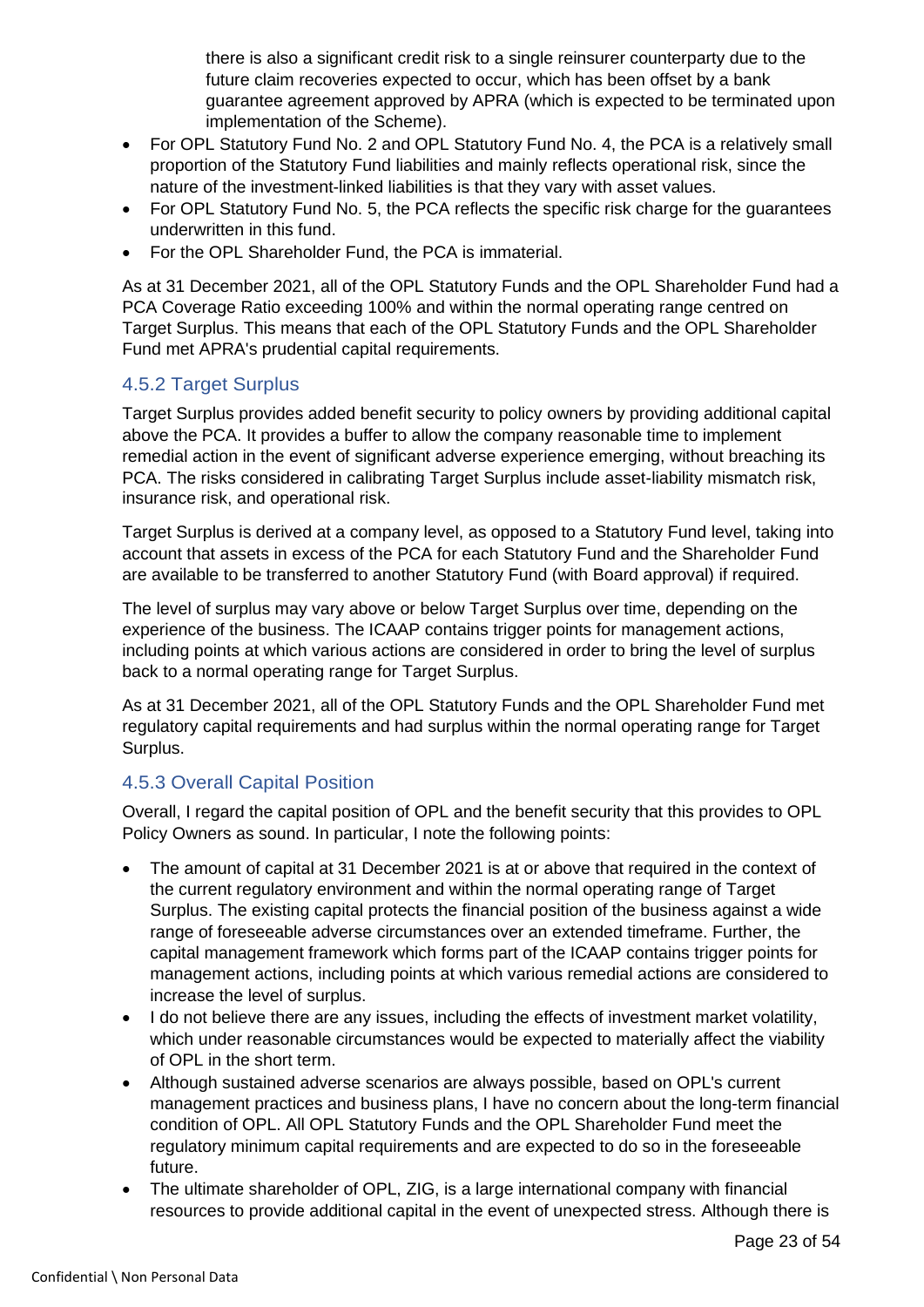there is also a significant credit risk to a single reinsurer counterparty due to the future claim recoveries expected to occur, which has been offset by a bank guarantee agreement approved by APRA (which is expected to be terminated upon implementation of the Scheme).

- For OPL Statutory Fund No. 2 and OPL Statutory Fund No. 4, the PCA is a relatively small proportion of the Statutory Fund liabilities and mainly reflects operational risk, since the nature of the investment-linked liabilities is that they vary with asset values.
- For OPL Statutory Fund No. 5, the PCA reflects the specific risk charge for the guarantees underwritten in this fund.
- For the OPL Shareholder Fund, the PCA is immaterial.

As at 31 December 2021, all of the OPL Statutory Funds and the OPL Shareholder Fund had a PCA Coverage Ratio exceeding 100% and within the normal operating range centred on Target Surplus. This means that each of the OPL Statutory Funds and the OPL Shareholder Fund met APRA's prudential capital requirements.

### 4.5.2 Target Surplus

Target Surplus provides added benefit security to policy owners by providing additional capital above the PCA. It provides a buffer to allow the company reasonable time to implement remedial action in the event of significant adverse experience emerging, without breaching its PCA. The risks considered in calibrating Target Surplus include asset-liability mismatch risk, insurance risk, and operational risk.

Target Surplus is derived at a company level, as opposed to a Statutory Fund level, taking into account that assets in excess of the PCA for each Statutory Fund and the Shareholder Fund are available to be transferred to another Statutory Fund (with Board approval) if required.

The level of surplus may vary above or below Target Surplus over time, depending on the experience of the business. The ICAAP contains trigger points for management actions, including points at which various actions are considered in order to bring the level of surplus back to a normal operating range for Target Surplus.

As at 31 December 2021, all of the OPL Statutory Funds and the OPL Shareholder Fund met regulatory capital requirements and had surplus within the normal operating range for Target Surplus.

### 4.5.3 Overall Capital Position

Overall, I regard the capital position of OPL and the benefit security that this provides to OPL Policy Owners as sound. In particular, I note the following points:

- The amount of capital at 31 December 2021 is at or above that required in the context of the current regulatory environment and within the normal operating range of Target Surplus. The existing capital protects the financial position of the business against a wide range of foreseeable adverse circumstances over an extended timeframe. Further, the capital management framework which forms part of the ICAAP contains trigger points for management actions, including points at which various remedial actions are considered to increase the level of surplus.
- I do not believe there are any issues, including the effects of investment market volatility, which under reasonable circumstances would be expected to materially affect the viability of OPL in the short term.
- Although sustained adverse scenarios are always possible, based on OPL's current management practices and business plans, I have no concern about the long-term financial condition of OPL. All OPL Statutory Funds and the OPL Shareholder Fund meet the regulatory minimum capital requirements and are expected to do so in the foreseeable future.
- The ultimate shareholder of OPL, ZIG, is a large international company with financial resources to provide additional capital in the event of unexpected stress. Although there is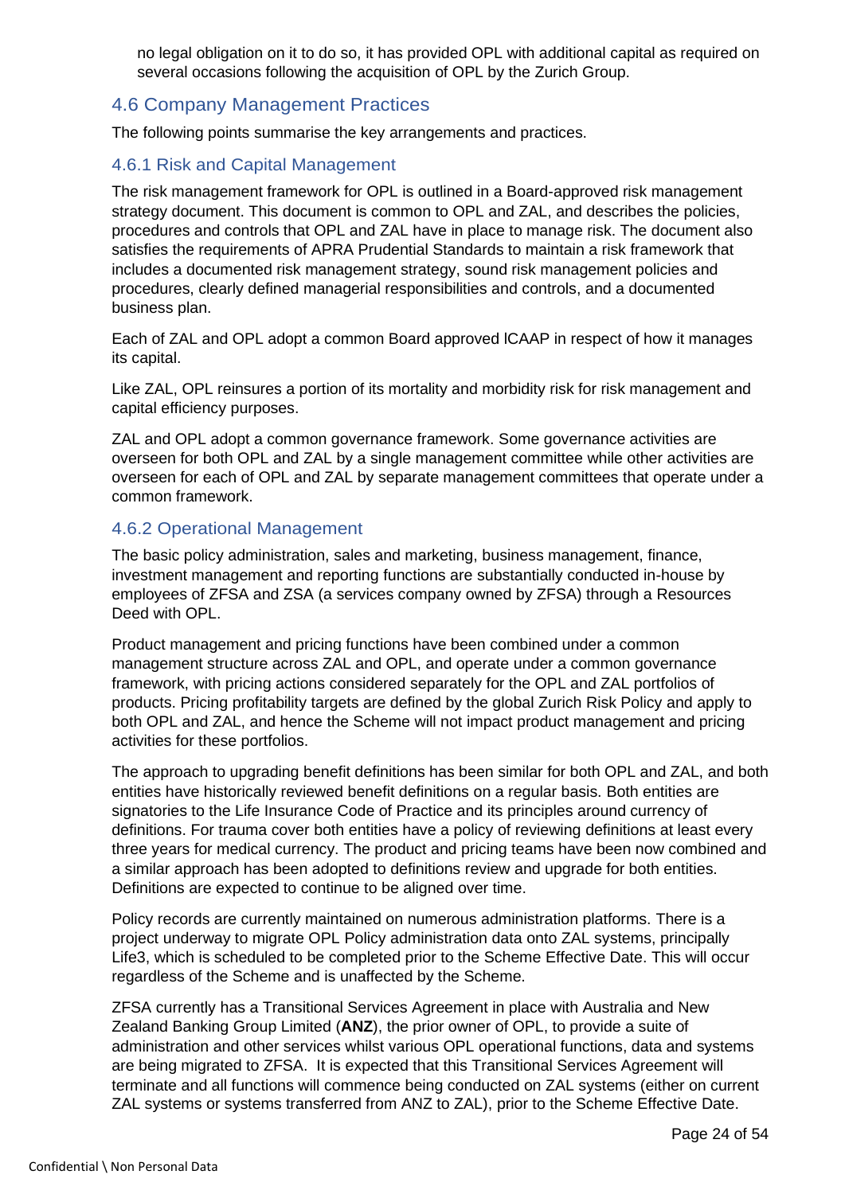no legal obligation on it to do so, it has provided OPL with additional capital as required on several occasions following the acquisition of OPL by the Zurich Group.

## 4.6 Company Management Practices

The following points summarise the key arrangements and practices.

### 4.6.1 Risk and Capital Management

The risk management framework for OPL is outlined in a Board-approved risk management strategy document. This document is common to OPL and ZAL, and describes the policies, procedures and controls that OPL and ZAL have in place to manage risk. The document also satisfies the requirements of APRA Prudential Standards to maintain a risk framework that includes a documented risk management strategy, sound risk management policies and procedures, clearly defined managerial responsibilities and controls, and a documented business plan.

Each of ZAL and OPL adopt a common Board approved ICAAP in respect of how it manages its capital.

Like ZAL, OPL reinsures a portion of its mortality and morbidity risk for risk management and capital efficiency purposes.

ZAL and OPL adopt a common governance framework. Some governance activities are overseen for both OPL and ZAL by a single management committee while other activities are overseen for each of OPL and ZAL by separate management committees that operate under a common framework.

### 4.6.2 Operational Management

The basic policy administration, sales and marketing, business management, finance, investment management and reporting functions are substantially conducted in-house by employees of ZFSA and ZSA (a services company owned by ZFSA) through a Resources Deed with OPL.

Product management and pricing functions have been combined under a common management structure across ZAL and OPL, and operate under a common governance framework, with pricing actions considered separately for the OPL and ZAL portfolios of products. Pricing profitability targets are defined by the global Zurich Risk Policy and apply to both OPL and ZAL, and hence the Scheme will not impact product management and pricing activities for these portfolios.

The approach to upgrading benefit definitions has been similar for both OPL and ZAL, and both entities have historically reviewed benefit definitions on a regular basis. Both entities are signatories to the Life Insurance Code of Practice and its principles around currency of definitions. For trauma cover both entities have a policy of reviewing definitions at least every three years for medical currency. The product and pricing teams have been now combined and a similar approach has been adopted to definitions review and upgrade for both entities. Definitions are expected to continue to be aligned over time.

Policy records are currently maintained on numerous administration platforms. There is a project underway to migrate OPL Policy administration data onto ZAL systems, principally Life3, which is scheduled to be completed prior to the Scheme Effective Date. This will occur regardless of the Scheme and is unaffected by the Scheme.

ZFSA currently has a Transitional Services Agreement in place with Australia and New Zealand Banking Group Limited (**ANZ**), the prior owner of OPL, to provide a suite of administration and other services whilst various OPL operational functions, data and systems are being migrated to ZFSA. It is expected that this Transitional Services Agreement will terminate and all functions will commence being conducted on ZAL systems (either on current ZAL systems or systems transferred from ANZ to ZAL), prior to the Scheme Effective Date.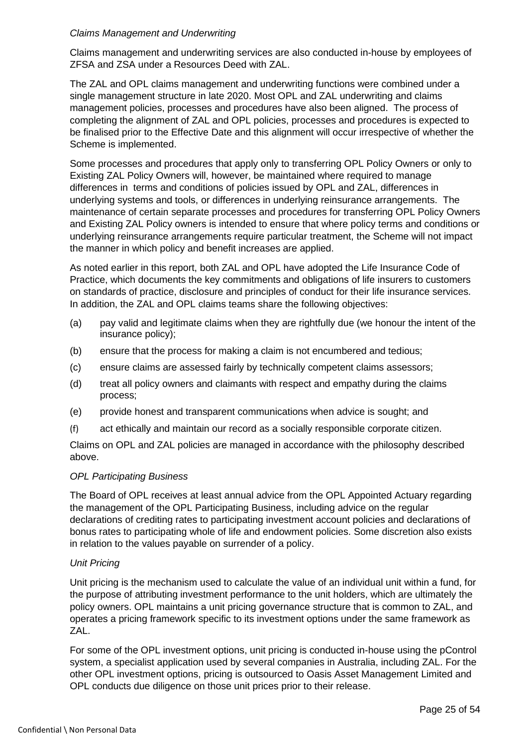*Claims Management and Underwriting*

Claims management and underwriting services are also conducted in-house by employees of ZFSA and ZSA under a Resources Deed with ZAL.

The ZAL and OPL claims management and underwriting functions were combined under a single management structure in late 2020. Most OPL and ZAL underwriting and claims management policies, processes and procedures have also been aligned. The process of completing the alignment of ZAL and OPL policies, processes and procedures is expected to be finalised prior to the Effective Date and this alignment will occur irrespective of whether the Scheme is implemented.

Some processes and procedures that apply only to transferring OPL Policy Owners or only to Existing ZAL Policy Owners will, however, be maintained where required to manage differences in terms and conditions of policies issued by OPL and ZAL, differences in underlying systems and tools, or differences in underlying reinsurance arrangements. The maintenance of certain separate processes and procedures for transferring OPL Policy Owners and Existing ZAL Policy owners is intended to ensure that where policy terms and conditions or underlying reinsurance arrangements require particular treatment, the Scheme will not impact the manner in which policy and benefit increases are applied.

As noted earlier in this report, both ZAL and OPL have adopted the Life Insurance Code of Practice, which documents the key commitments and obligations of life insurers to customers on standards of practice, disclosure and principles of conduct for their life insurance services. In addition, the ZAL and OPL claims teams share the following objectives:

(a) pay valid and legitimate claims when they are rightfully due (we honour the intent of the insurance policy);

(b) ensure that the process for making a claim is not encumbered and tedious;

(c) ensure claims are assessed fairly by technically competent claims assessors;

(d) treat all policy owners and claimants with respect and empathy during the claims process;

(e) provide honest and transparent communications when advice is sought; and

(f) act ethically and maintain our record as a socially responsible corporate citizen.

Claims on OPL and ZAL policies are managed in accordance with the philosophy described above.

*OPL Participating Business*

The Board of OPL receives at least annual advice from the OPL Appointed Actuary regarding the management of the OPL Participating Business, including advice on the regular declarations of crediting rates to participating investment account policies and declarations of bonus rates to participating whole of life and endowment policies. Some discretion also exists in relation to the values payable on surrender of a policy.

*Unit Pricing*

Unit pricing is the mechanism used to calculate the value of an individual unit within a fund, for the purpose of attributing investment performance to the unit holders, which are ultimately the policy owners. OPL maintains a unit pricing governance structure that is common to ZAL, and operates a pricing framework specific to its investment options under the same framework as ZAL.

For some of the OPL investment options, unit pricing is conducted in-house using the pControl system, a specialist application used by several companies in Australia, including ZAL. For the other OPL investment options, pricing is outsourced to Oasis Asset Management Limited and OPL conducts due diligence on those unit prices prior to their release.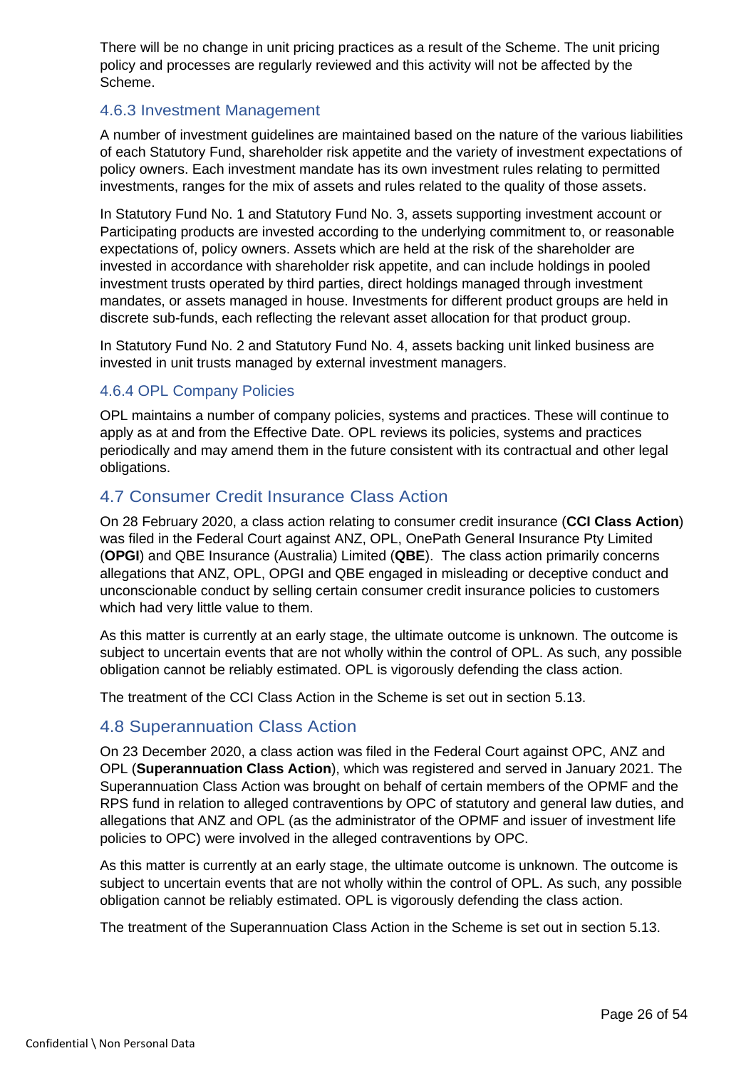There will be no change in unit pricing practices as a result of the Scheme. The unit pricing policy and processes are regularly reviewed and this activity will not be affected by the Scheme.

### 4.6.3 Investment Management

A number of investment guidelines are maintained based on the nature of the various liabilities of each Statutory Fund, shareholder risk appetite and the variety of investment expectations of policy owners. Each investment mandate has its own investment rules relating to permitted investments, ranges for the mix of assets and rules related to the quality of those assets.

In Statutory Fund No. 1 and Statutory Fund No. 3, assets supporting investment account or Participating products are invested according to the underlying commitment to, or reasonable expectations of, policy owners. Assets which are held at the risk of the shareholder are invested in accordance with shareholder risk appetite, and can include holdings in pooled investment trusts operated by third parties, direct holdings managed through investment mandates, or assets managed in house. Investments for different product groups are held in discrete sub-funds, each reflecting the relevant asset allocation for that product group.

In Statutory Fund No. 2 and Statutory Fund No. 4, assets backing unit linked business are invested in unit trusts managed by external investment managers.

### 4.6.4 OPL Company Policies

OPL maintains a number of company policies, systems and practices. These will continue to apply as at and from the Effective Date. OPL reviews its policies, systems and practices periodically and may amend them in the future consistent with its contractual and other legal obligations.

## 4.7 Consumer Credit Insurance Class Action

On 28 February 2020, a class action relating to consumer credit insurance (**CCI Class Action**) was filed in the Federal Court against ANZ, OPL, OnePath General Insurance Pty Limited (**OPGI**) and QBE Insurance (Australia) Limited (**QBE**). The class action primarily concerns allegations that ANZ, OPL, OPGI and QBE engaged in misleading or deceptive conduct and unconscionable conduct by selling certain consumer credit insurance policies to customers which had very little value to them.

As this matter is currently at an early stage, the ultimate outcome is unknown. The outcome is subject to uncertain events that are not wholly within the control of OPL. As such, any possible obligation cannot be reliably estimated. OPL is vigorously defending the class action.

The treatment of the CCI Class Action in the Scheme is set out in section 5.13.

## 4.8 Superannuation Class Action

On 23 December 2020, a class action was filed in the Federal Court against OPC, ANZ and OPL (**Superannuation Class Action**), which was registered and served in January 2021. The Superannuation Class Action was brought on behalf of certain members of the OPMF and the RPS fund in relation to alleged contraventions by OPC of statutory and general law duties, and allegations that ANZ and OPL (as the administrator of the OPMF and issuer of investment life policies to OPC) were involved in the alleged contraventions by OPC.

As this matter is currently at an early stage, the ultimate outcome is unknown. The outcome is subject to uncertain events that are not wholly within the control of OPL. As such, any possible obligation cannot be reliably estimated. OPL is vigorously defending the class action.

The treatment of the Superannuation Class Action in the Scheme is set out in section 5.13.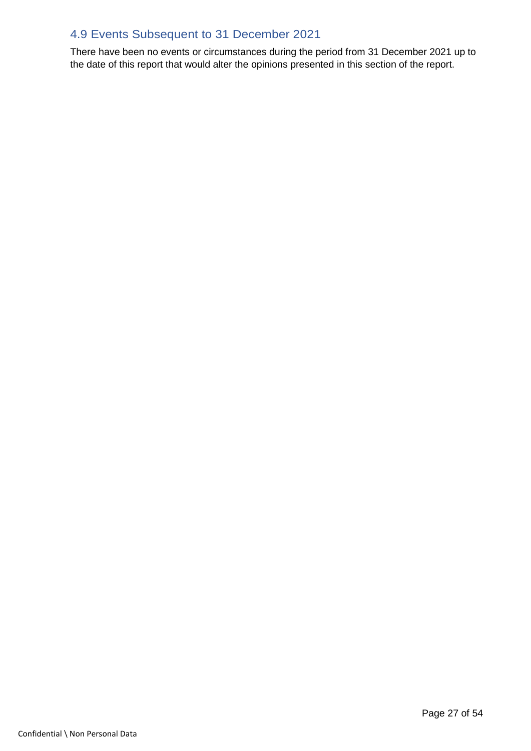## 4.9 Events Subsequent to 31 December 2021

There have been no events or circumstances during the period from 31 December 2021 up to the date of this report that would alter the opinions presented in this section of the report.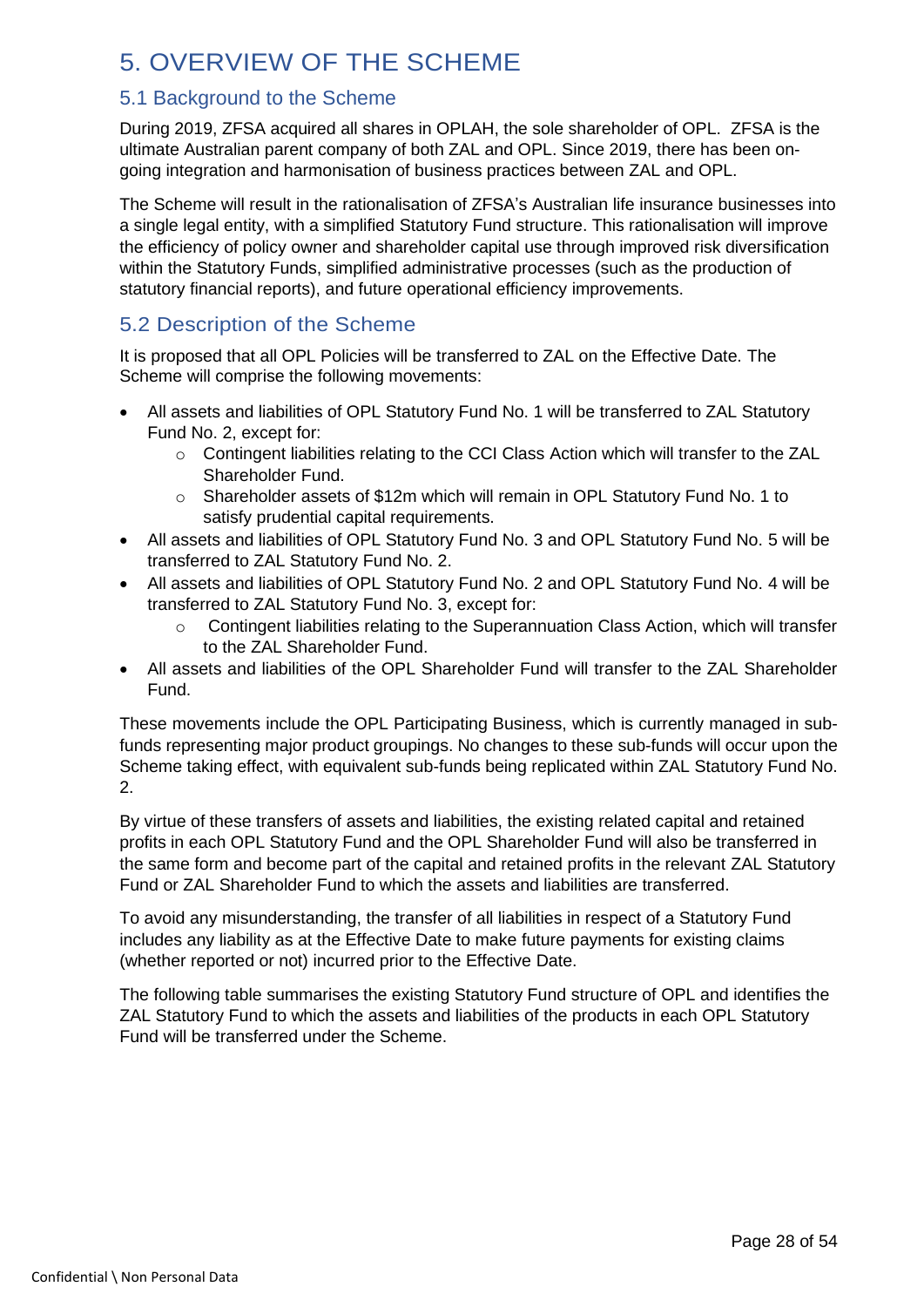# 5. OVERVIEW OF THE SCHEME

## 5.1 Background to the Scheme

During 2019, ZFSA acquired all shares in OPLAH, the sole shareholder of OPL. ZFSA is the ultimate Australian parent company of both ZAL and OPL. Since 2019, there has been on-going integration and harmonisation of business practices between ZAL and OPL.

The Scheme will result in the rationalisation of ZFSA's Australian life insurance businesses into a single legal entity, with a simplified Statutory Fund structure. This rationalisation will improve the efficiency of policy owner and shareholder capital use through improved risk diversification within the Statutory Funds, simplified administrative processes (such as the production of statutory financial reports), and future operational efficiency improvements.

## 5.2 Description of the Scheme

It is proposed that all OPL Policies will be transferred to ZAL on the Effective Date. The Scheme will comprise the following movements:

- All assets and liabilities of OPL Statutory Fund No. 1 will be transferred to ZAL Statutory Fund No. 2, except for:
  - Contingent liabilities relating to the CCI Class Action which will transfer to the ZAL Shareholder Fund.
  - Shareholder assets of \$12m which will remain in OPL Statutory Fund No. 1 to satisfy prudential capital requirements.
- All assets and liabilities of OPL Statutory Fund No. 3 and OPL Statutory Fund No. 5 will be transferred to ZAL Statutory Fund No. 2.
- All assets and liabilities of OPL Statutory Fund No. 2 and OPL Statutory Fund No. 4 will be transferred to ZAL Statutory Fund No. 3, except for:
  - Contingent liabilities relating to the Superannuation Class Action, which will transfer to the ZAL Shareholder Fund.
- All assets and liabilities of the OPL Shareholder Fund will transfer to the ZAL Shareholder Fund.

These movements include the OPL Participating Business, which is currently managed in sub-funds representing major product groupings. No changes to these sub-funds will occur upon the Scheme taking effect, with equivalent sub-funds being replicated within ZAL Statutory Fund No. 2.

By virtue of these transfers of assets and liabilities, the existing related capital and retained profits in each OPL Statutory Fund and the OPL Shareholder Fund will also be transferred in the same form and become part of the capital and retained profits in the relevant ZAL Statutory Fund or ZAL Shareholder Fund to which the assets and liabilities are transferred.

To avoid any misunderstanding, the transfer of all liabilities in respect of a Statutory Fund includes any liability as at the Effective Date to make future payments for existing claims (whether reported or not) incurred prior to the Effective Date.

The following table summarises the existing Statutory Fund structure of OPL and identifies the ZAL Statutory Fund to which the assets and liabilities of the products in each OPL Statutory Fund will be transferred under the Scheme.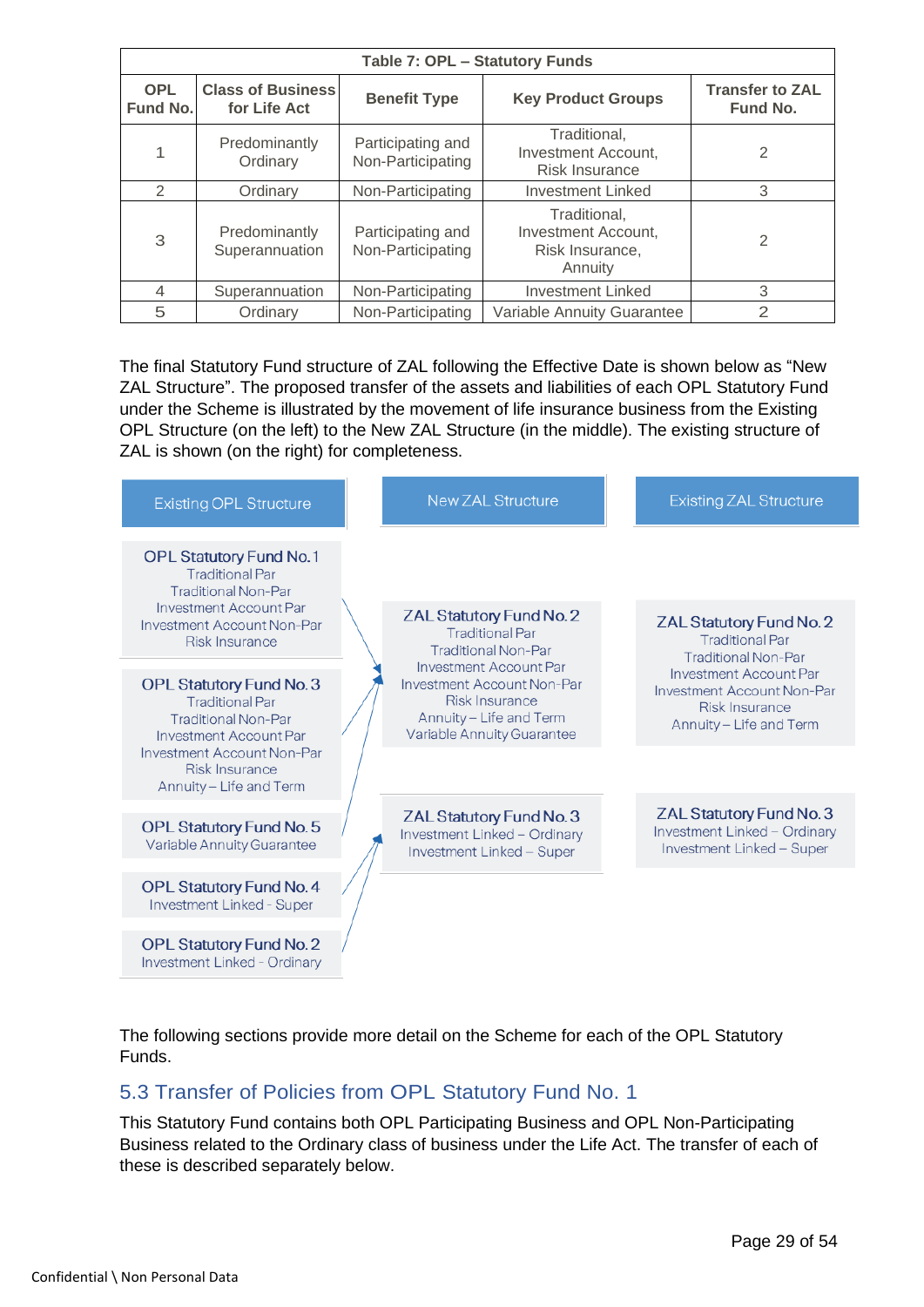| Table 7: OPL – Statutory Funds | | | | |
|---|---|---|---|---|
| **OPL Fund No.** | **Class of Business for Life Act** | **Benefit Type** | **Key Product Groups** | **Transfer to ZAL Fund No.** |
| 1 | Predominantly Ordinary | Participating and Non-Participating | Traditional, Investment Account, Risk Insurance | 2 |
| 2 | Ordinary | Non-Participating | Investment Linked | 3 |
| 3 | Predominantly Superannuation | Participating and Non-Participating | Traditional, Investment Account, Risk Insurance, Annuity | 2 |
| 4 | Superannuation | Non-Participating | Investment Linked | 3 |
| 5 | Ordinary | Non-Participating | Variable Annuity Guarantee | 2 |

The final Statutory Fund structure of ZAL following the Effective Date is shown below as "New ZAL Structure". The proposed transfer of the assets and liabilities of each OPL Statutory Fund under the Scheme is illustrated by the movement of life insurance business from the Existing OPL Structure (on the left) to the New ZAL Structure (in the middle). The existing structure of ZAL is shown (on the right) for completeness.

**Existing OPL Structure**

- **OPL Statutory Fund No. 1** (→ ZAL Statutory Fund No. 2)
  - Traditional Par
  - Traditional Non-Par
  - Investment Account Par
  - Investment Account Non-Par
  - Risk Insurance
- **OPL Statutory Fund No. 3** (→ ZAL Statutory Fund No. 2)
  - Traditional Par
  - Traditional Non-Par
  - Investment Account Par
  - Investment Account Non-Par
  - Risk Insurance
  - Annuity – Life and Term
- **OPL Statutory Fund No. 5** (→ ZAL Statutory Fund No. 2)
  - Variable Annuity Guarantee
- **OPL Statutory Fund No. 4** (→ ZAL Statutory Fund No. 3)
  - Investment Linked - Super
- **OPL Statutory Fund No. 2** (→ ZAL Statutory Fund No. 3)
  - Investment Linked - Ordinary

**New ZAL Structure**

- **ZAL Statutory Fund No. 2**
  - Traditional Par
  - Traditional Non-Par
  - Investment Account Par
  - Investment Account Non-Par
  - Risk Insurance
  - Annuity – Life and Term
  - Variable Annuity Guarantee
- **ZAL Statutory Fund No. 3**
  - Investment Linked – Ordinary
  - Investment Linked – Super

**Existing ZAL Structure**

- **ZAL Statutory Fund No. 2**
  - Traditional Par
  - Traditional Non-Par
  - Investment Account Par
  - Investment Account Non-Par
  - Risk Insurance
  - Annuity – Life and Term
- **ZAL Statutory Fund No. 3**
  - Investment Linked – Ordinary
  - Investment Linked – Super

The following sections provide more detail on the Scheme for each of the OPL Statutory Funds.

## 5.3 Transfer of Policies from OPL Statutory Fund No. 1

This Statutory Fund contains both OPL Participating Business and OPL Non-Participating Business related to the Ordinary class of business under the Life Act. The transfer of each of these is described separately below.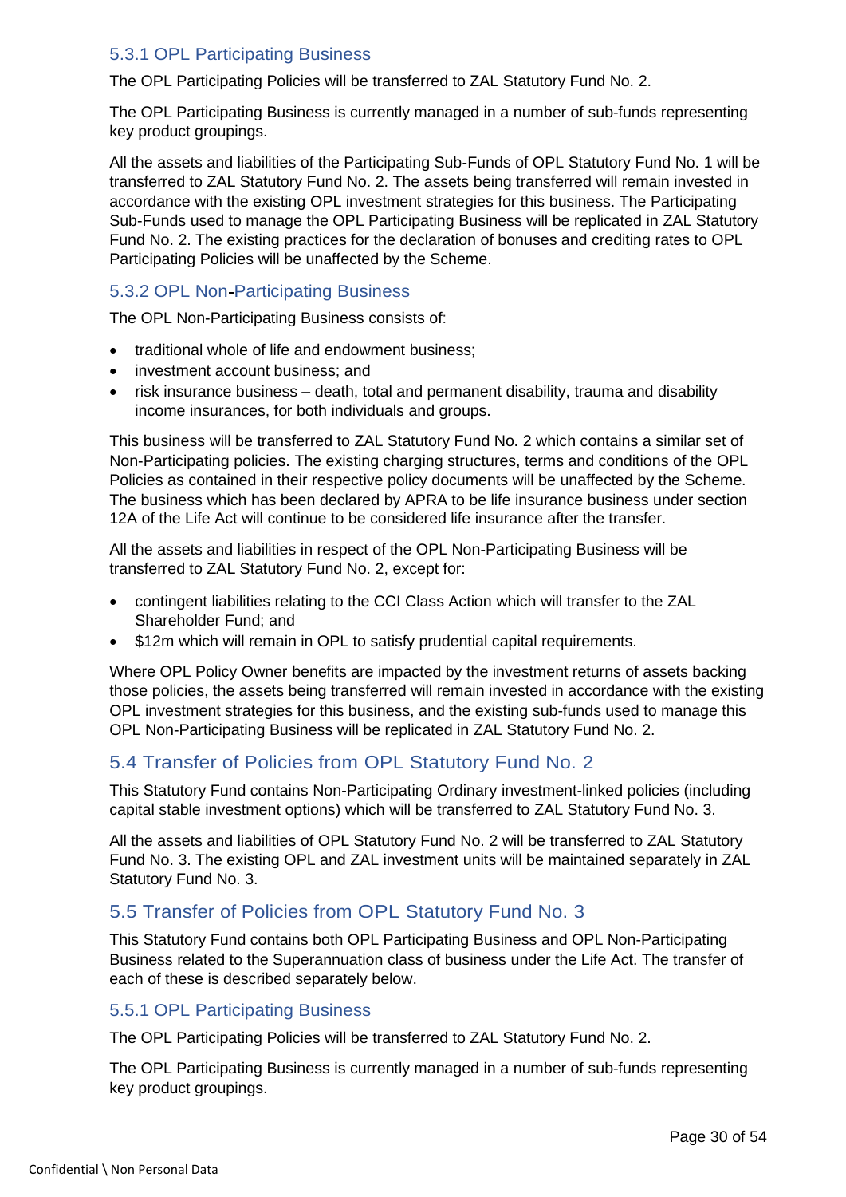### 5.3.1 OPL Participating Business

The OPL Participating Policies will be transferred to ZAL Statutory Fund No. 2.

The OPL Participating Business is currently managed in a number of sub-funds representing key product groupings.

All the assets and liabilities of the Participating Sub-Funds of OPL Statutory Fund No. 1 will be transferred to ZAL Statutory Fund No. 2. The assets being transferred will remain invested in accordance with the existing OPL investment strategies for this business. The Participating Sub-Funds used to manage the OPL Participating Business will be replicated in ZAL Statutory Fund No. 2. The existing practices for the declaration of bonuses and crediting rates to OPL Participating Policies will be unaffected by the Scheme.

### 5.3.2 OPL Non-Participating Business

The OPL Non-Participating Business consists of:

- traditional whole of life and endowment business;
- investment account business; and
- risk insurance business – death, total and permanent disability, trauma and disability income insurances, for both individuals and groups.

This business will be transferred to ZAL Statutory Fund No. 2 which contains a similar set of Non-Participating policies. The existing charging structures, terms and conditions of the OPL Policies as contained in their respective policy documents will be unaffected by the Scheme. The business which has been declared by APRA to be life insurance business under section 12A of the Life Act will continue to be considered life insurance after the transfer.

All the assets and liabilities in respect of the OPL Non-Participating Business will be transferred to ZAL Statutory Fund No. 2, except for:

- contingent liabilities relating to the CCI Class Action which will transfer to the ZAL Shareholder Fund; and
- $12m which will remain in OPL to satisfy prudential capital requirements.

Where OPL Policy Owner benefits are impacted by the investment returns of assets backing those policies, the assets being transferred will remain invested in accordance with the existing OPL investment strategies for this business, and the existing sub-funds used to manage this OPL Non-Participating Business will be replicated in ZAL Statutory Fund No. 2.

## 5.4 Transfer of Policies from OPL Statutory Fund No. 2

This Statutory Fund contains Non-Participating Ordinary investment-linked policies (including capital stable investment options) which will be transferred to ZAL Statutory Fund No. 3.

All the assets and liabilities of OPL Statutory Fund No. 2 will be transferred to ZAL Statutory Fund No. 3. The existing OPL and ZAL investment units will be maintained separately in ZAL Statutory Fund No. 3.

## 5.5 Transfer of Policies from OPL Statutory Fund No. 3

This Statutory Fund contains both OPL Participating Business and OPL Non-Participating Business related to the Superannuation class of business under the Life Act. The transfer of each of these is described separately below.

### 5.5.1 OPL Participating Business

The OPL Participating Policies will be transferred to ZAL Statutory Fund No. 2.

The OPL Participating Business is currently managed in a number of sub-funds representing key product groupings.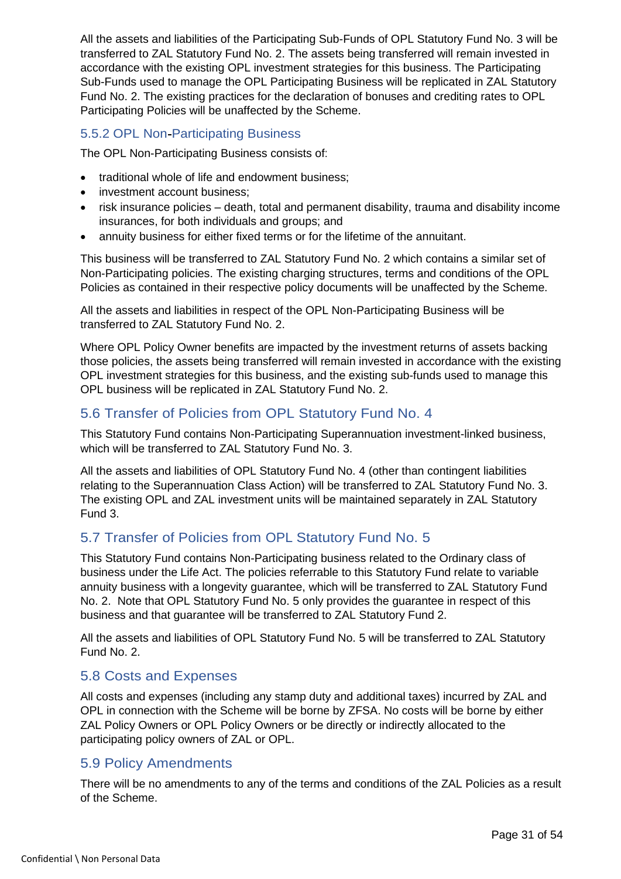All the assets and liabilities of the Participating Sub-Funds of OPL Statutory Fund No. 3 will be transferred to ZAL Statutory Fund No. 2. The assets being transferred will remain invested in accordance with the existing OPL investment strategies for this business. The Participating Sub-Funds used to manage the OPL Participating Business will be replicated in ZAL Statutory Fund No. 2. The existing practices for the declaration of bonuses and crediting rates to OPL Participating Policies will be unaffected by the Scheme.

### 5.5.2 OPL Non-Participating Business

The OPL Non-Participating Business consists of:

- traditional whole of life and endowment business;
- investment account business;
- risk insurance policies – death, total and permanent disability, trauma and disability income insurances, for both individuals and groups; and
- annuity business for either fixed terms or for the lifetime of the annuitant.

This business will be transferred to ZAL Statutory Fund No. 2 which contains a similar set of Non-Participating policies. The existing charging structures, terms and conditions of the OPL Policies as contained in their respective policy documents will be unaffected by the Scheme.

All the assets and liabilities in respect of the OPL Non-Participating Business will be transferred to ZAL Statutory Fund No. 2.

Where OPL Policy Owner benefits are impacted by the investment returns of assets backing those policies, the assets being transferred will remain invested in accordance with the existing OPL investment strategies for this business, and the existing sub-funds used to manage this OPL business will be replicated in ZAL Statutory Fund No. 2.

## 5.6 Transfer of Policies from OPL Statutory Fund No. 4

This Statutory Fund contains Non-Participating Superannuation investment-linked business, which will be transferred to ZAL Statutory Fund No. 3.

All the assets and liabilities of OPL Statutory Fund No. 4 (other than contingent liabilities relating to the Superannuation Class Action) will be transferred to ZAL Statutory Fund No. 3. The existing OPL and ZAL investment units will be maintained separately in ZAL Statutory Fund 3.

## 5.7 Transfer of Policies from OPL Statutory Fund No. 5

This Statutory Fund contains Non-Participating business related to the Ordinary class of business under the Life Act. The policies referrable to this Statutory Fund relate to variable annuity business with a longevity guarantee, which will be transferred to ZAL Statutory Fund No. 2. Note that OPL Statutory Fund No. 5 only provides the guarantee in respect of this business and that guarantee will be transferred to ZAL Statutory Fund 2.

All the assets and liabilities of OPL Statutory Fund No. 5 will be transferred to ZAL Statutory Fund No. 2.

## 5.8 Costs and Expenses

All costs and expenses (including any stamp duty and additional taxes) incurred by ZAL and OPL in connection with the Scheme will be borne by ZFSA. No costs will be borne by either ZAL Policy Owners or OPL Policy Owners or be directly or indirectly allocated to the participating policy owners of ZAL or OPL.

## 5.9 Policy Amendments

There will be no amendments to any of the terms and conditions of the ZAL Policies as a result of the Scheme.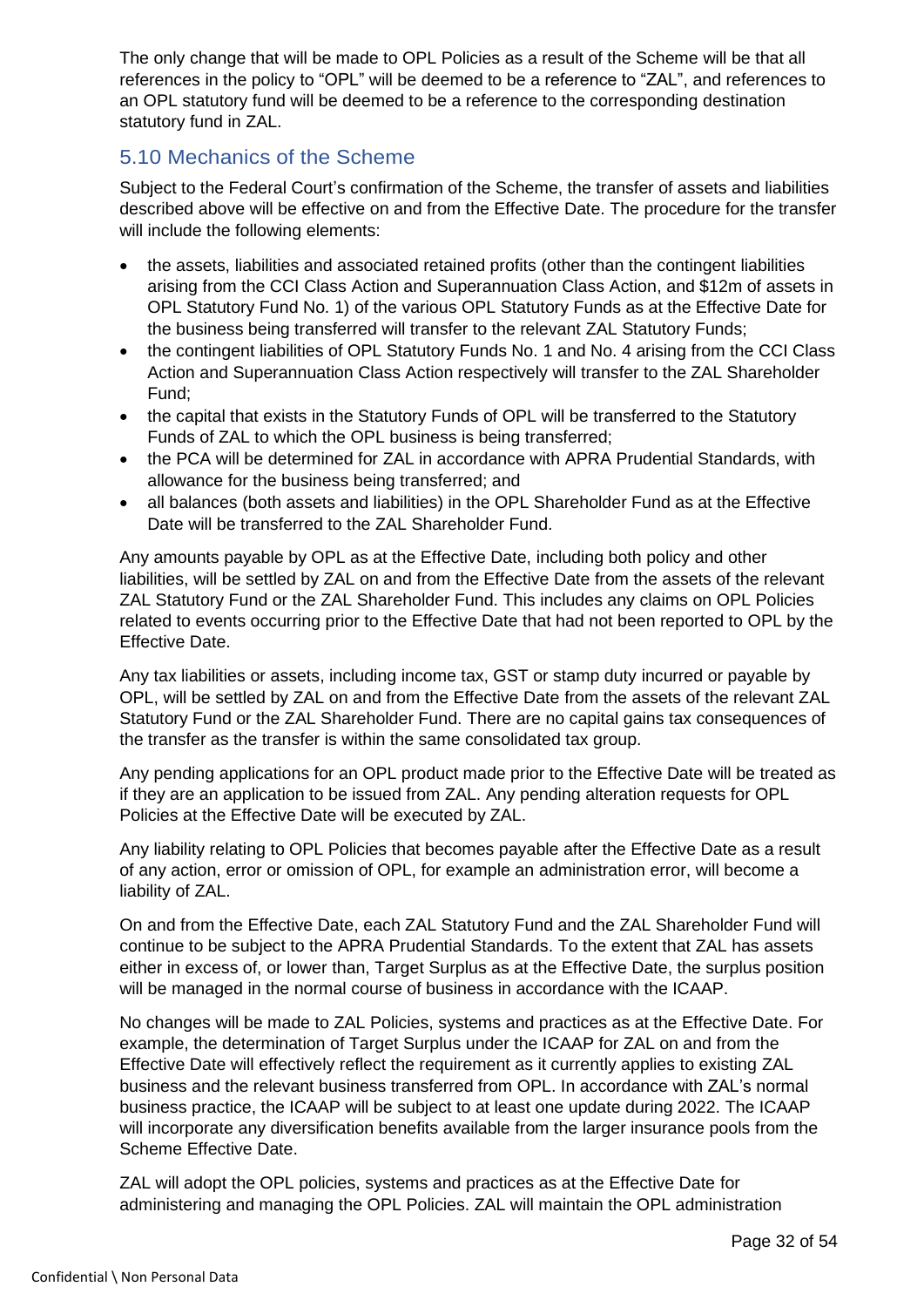The only change that will be made to OPL Policies as a result of the Scheme will be that all references in the policy to “OPL” will be deemed to be a reference to “ZAL”, and references to an OPL statutory fund will be deemed to be a reference to the corresponding destination statutory fund in ZAL.

## 5.10 Mechanics of the Scheme

Subject to the Federal Court’s confirmation of the Scheme, the transfer of assets and liabilities described above will be effective on and from the Effective Date. The procedure for the transfer will include the following elements:

- the assets, liabilities and associated retained profits (other than the contingent liabilities arising from the CCI Class Action and Superannuation Class Action, and $12m of assets in OPL Statutory Fund No. 1) of the various OPL Statutory Funds as at the Effective Date for the business being transferred will transfer to the relevant ZAL Statutory Funds;
- the contingent liabilities of OPL Statutory Funds No. 1 and No. 4 arising from the CCI Class Action and Superannuation Class Action respectively will transfer to the ZAL Shareholder Fund;
- the capital that exists in the Statutory Funds of OPL will be transferred to the Statutory Funds of ZAL to which the OPL business is being transferred;
- the PCA will be determined for ZAL in accordance with APRA Prudential Standards, with allowance for the business being transferred; and
- all balances (both assets and liabilities) in the OPL Shareholder Fund as at the Effective Date will be transferred to the ZAL Shareholder Fund.

Any amounts payable by OPL as at the Effective Date, including both policy and other liabilities, will be settled by ZAL on and from the Effective Date from the assets of the relevant ZAL Statutory Fund or the ZAL Shareholder Fund. This includes any claims on OPL Policies related to events occurring prior to the Effective Date that had not been reported to OPL by the Effective Date.

Any tax liabilities or assets, including income tax, GST or stamp duty incurred or payable by OPL, will be settled by ZAL on and from the Effective Date from the assets of the relevant ZAL Statutory Fund or the ZAL Shareholder Fund. There are no capital gains tax consequences of the transfer as the transfer is within the same consolidated tax group.

Any pending applications for an OPL product made prior to the Effective Date will be treated as if they are an application to be issued from ZAL. Any pending alteration requests for OPL Policies at the Effective Date will be executed by ZAL.

Any liability relating to OPL Policies that becomes payable after the Effective Date as a result of any action, error or omission of OPL, for example an administration error, will become a liability of ZAL.

On and from the Effective Date, each ZAL Statutory Fund and the ZAL Shareholder Fund will continue to be subject to the APRA Prudential Standards. To the extent that ZAL has assets either in excess of, or lower than, Target Surplus as at the Effective Date, the surplus position will be managed in the normal course of business in accordance with the ICAAP.

No changes will be made to ZAL Policies, systems and practices as at the Effective Date. For example, the determination of Target Surplus under the ICAAP for ZAL on and from the Effective Date will effectively reflect the requirement as it currently applies to existing ZAL business and the relevant business transferred from OPL. In accordance with ZAL’s normal business practice, the ICAAP will be subject to at least one update during 2022. The ICAAP will incorporate any diversification benefits available from the larger insurance pools from the Scheme Effective Date.

ZAL will adopt the OPL policies, systems and practices as at the Effective Date for administering and managing the OPL Policies. ZAL will maintain the OPL administration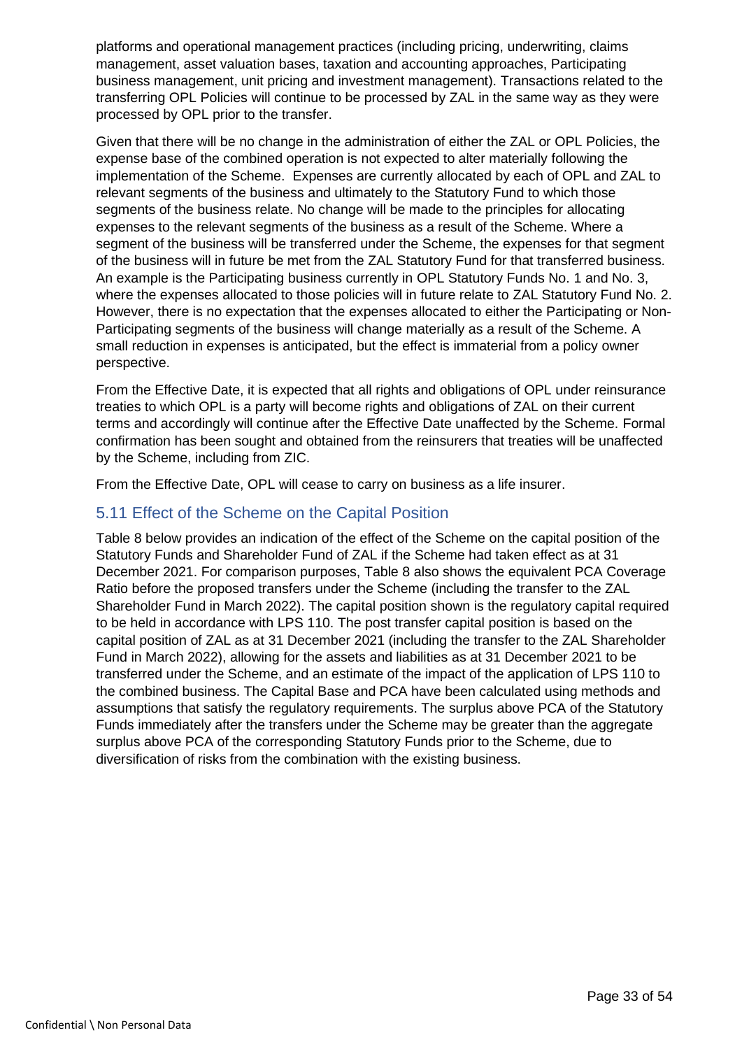platforms and operational management practices (including pricing, underwriting, claims management, asset valuation bases, taxation and accounting approaches, Participating business management, unit pricing and investment management). Transactions related to the transferring OPL Policies will continue to be processed by ZAL in the same way as they were processed by OPL prior to the transfer.

Given that there will be no change in the administration of either the ZAL or OPL Policies, the expense base of the combined operation is not expected to alter materially following the implementation of the Scheme. Expenses are currently allocated by each of OPL and ZAL to relevant segments of the business and ultimately to the Statutory Fund to which those segments of the business relate. No change will be made to the principles for allocating expenses to the relevant segments of the business as a result of the Scheme. Where a segment of the business will be transferred under the Scheme, the expenses for that segment of the business will in future be met from the ZAL Statutory Fund for that transferred business. An example is the Participating business currently in OPL Statutory Funds No. 1 and No. 3, where the expenses allocated to those policies will in future relate to ZAL Statutory Fund No. 2. However, there is no expectation that the expenses allocated to either the Participating or Non-Participating segments of the business will change materially as a result of the Scheme. A small reduction in expenses is anticipated, but the effect is immaterial from a policy owner perspective.

From the Effective Date, it is expected that all rights and obligations of OPL under reinsurance treaties to which OPL is a party will become rights and obligations of ZAL on their current terms and accordingly will continue after the Effective Date unaffected by the Scheme. Formal confirmation has been sought and obtained from the reinsurers that treaties will be unaffected by the Scheme, including from ZIC.

From the Effective Date, OPL will cease to carry on business as a life insurer.

## 5.11 Effect of the Scheme on the Capital Position

Table 8 below provides an indication of the effect of the Scheme on the capital position of the Statutory Funds and Shareholder Fund of ZAL if the Scheme had taken effect as at 31 December 2021. For comparison purposes, Table 8 also shows the equivalent PCA Coverage Ratio before the proposed transfers under the Scheme (including the transfer to the ZAL Shareholder Fund in March 2022). The capital position shown is the regulatory capital required to be held in accordance with LPS 110. The post transfer capital position is based on the capital position of ZAL as at 31 December 2021 (including the transfer to the ZAL Shareholder Fund in March 2022), allowing for the assets and liabilities as at 31 December 2021 to be transferred under the Scheme, and an estimate of the impact of the application of LPS 110 to the combined business. The Capital Base and PCA have been calculated using methods and assumptions that satisfy the regulatory requirements. The surplus above PCA of the Statutory Funds immediately after the transfers under the Scheme may be greater than the aggregate surplus above PCA of the corresponding Statutory Funds prior to the Scheme, due to diversification of risks from the combination with the existing business.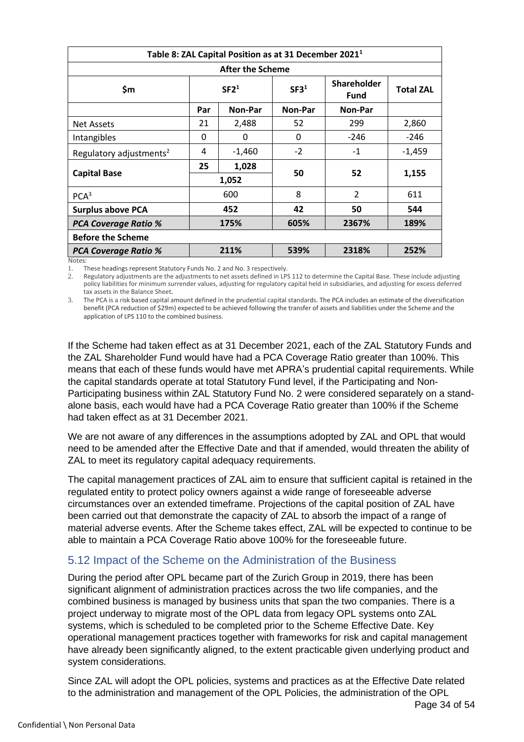| Table 8: ZAL Capital Position as at 31 December 2021[1] | | | | | |
|---|---|---|---|---|---|
| **After the Scheme** | | | | | |
| **$m** | **SF2[1]** | | **SF3[1]** | **Shareholder Fund** | **Total ZAL** |
| | **Par** | **Non-Par** | **Non-Par** | **Non-Par** | |
| Net Assets | 21 | 2,488 | 52 | 299 | 2,860 |
| Intangibles | 0 | 0 | 0 | -246 | -246 |
| Regulatory adjustments[2] | 4 | -1,460 | -2 | -1 | -1,459 |
| **Capital Base** | **25** | **1,028** | **50** | **52** | **1,155** |
| | **1,052** | | | | |
| PCA[3] | 600 | | 8 | 2 | 611 |
| **Surplus above PCA** | **452** | | **42** | **50** | **544** |
| ***PCA Coverage Ratio %*** | **175%** | | **605%** | **2367%** | **189%** |
| **Before the Scheme** | | | | | |
| ***PCA Coverage Ratio %*** | **211%** | | **539%** | **2318%** | **252%** |

Notes:

1. These headings represent Statutory Funds No. 2 and No. 3 respectively.
2. Regulatory adjustments are the adjustments to net assets defined in LPS 112 to determine the Capital Base. These include adjusting policy liabilities for minimum surrender values, adjusting for regulatory capital held in subsidiaries, and adjusting for excess deferred tax assets in the Balance Sheet.
3. The PCA is a risk based capital amount defined in the prudential capital standards. The PCA includes an estimate of the diversification benefit (PCA reduction of $29m) expected to be achieved following the transfer of assets and liabilities under the Scheme and the application of LPS 110 to the combined business.

If the Scheme had taken effect as at 31 December 2021, each of the ZAL Statutory Funds and the ZAL Shareholder Fund would have had a PCA Coverage Ratio greater than 100%. This means that each of these funds would have met APRA's prudential capital requirements. While the capital standards operate at total Statutory Fund level, if the Participating and Non-Participating business within ZAL Statutory Fund No. 2 were considered separately on a stand-alone basis, each would have had a PCA Coverage Ratio greater than 100% if the Scheme had taken effect as at 31 December 2021.

We are not aware of any differences in the assumptions adopted by ZAL and OPL that would need to be amended after the Effective Date and that if amended, would threaten the ability of ZAL to meet its regulatory capital adequacy requirements.

The capital management practices of ZAL aim to ensure that sufficient capital is retained in the regulated entity to protect policy owners against a wide range of foreseeable adverse circumstances over an extended timeframe. Projections of the capital position of ZAL have been carried out that demonstrate the capacity of ZAL to absorb the impact of a range of material adverse events. After the Scheme takes effect, ZAL will be expected to continue to be able to maintain a PCA Coverage Ratio above 100% for the foreseeable future.

## 5.12 Impact of the Scheme on the Administration of the Business

During the period after OPL became part of the Zurich Group in 2019, there has been significant alignment of administration practices across the two life companies, and the combined business is managed by business units that span the two companies. There is a project underway to migrate most of the OPL data from legacy OPL systems onto ZAL systems, which is scheduled to be completed prior to the Scheme Effective Date. Key operational management practices together with frameworks for risk and capital management have already been significantly aligned, to the extent practicable given underlying product and system considerations.

Since ZAL will adopt the OPL policies, systems and practices as at the Effective Date related to the administration and management of the OPL Policies, the administration of the OPL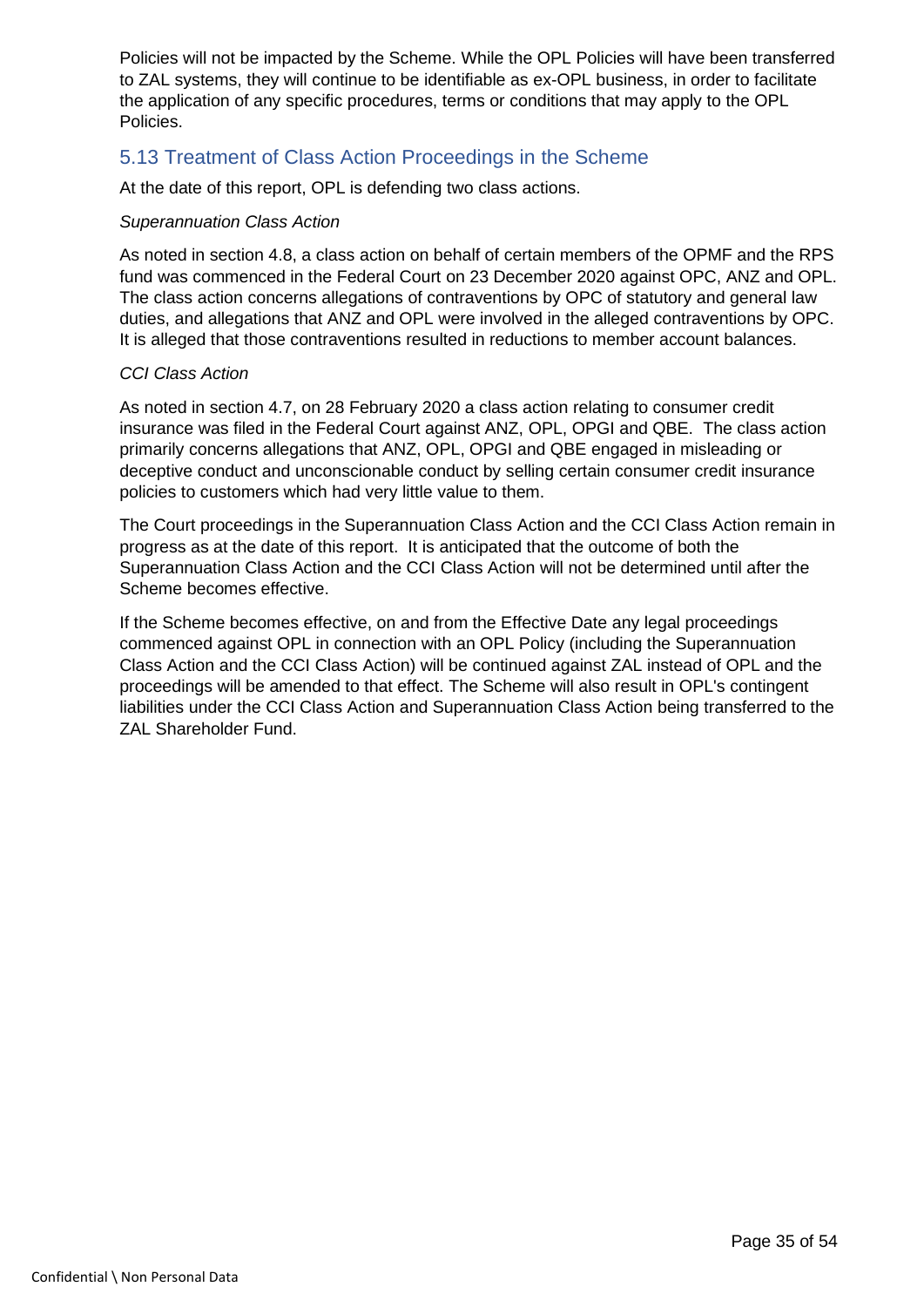Policies will not be impacted by the Scheme. While the OPL Policies will have been transferred to ZAL systems, they will continue to be identifiable as ex-OPL business, in order to facilitate the application of any specific procedures, terms or conditions that may apply to the OPL Policies.

## 5.13 Treatment of Class Action Proceedings in the Scheme

At the date of this report, OPL is defending two class actions.

*Superannuation Class Action*

As noted in section 4.8, a class action on behalf of certain members of the OPMF and the RPS fund was commenced in the Federal Court on 23 December 2020 against OPC, ANZ and OPL. The class action concerns allegations of contraventions by OPC of statutory and general law duties, and allegations that ANZ and OPL were involved in the alleged contraventions by OPC. It is alleged that those contraventions resulted in reductions to member account balances.

*CCI Class Action*

As noted in section 4.7, on 28 February 2020 a class action relating to consumer credit insurance was filed in the Federal Court against ANZ, OPL, OPGI and QBE. The class action primarily concerns allegations that ANZ, OPL, OPGI and QBE engaged in misleading or deceptive conduct and unconscionable conduct by selling certain consumer credit insurance policies to customers which had very little value to them.

The Court proceedings in the Superannuation Class Action and the CCI Class Action remain in progress as at the date of this report. It is anticipated that the outcome of both the Superannuation Class Action and the CCI Class Action will not be determined until after the Scheme becomes effective.

If the Scheme becomes effective, on and from the Effective Date any legal proceedings commenced against OPL in connection with an OPL Policy (including the Superannuation Class Action and the CCI Class Action) will be continued against ZAL instead of OPL and the proceedings will be amended to that effect. The Scheme will also result in OPL's contingent liabilities under the CCI Class Action and Superannuation Class Action being transferred to the ZAL Shareholder Fund.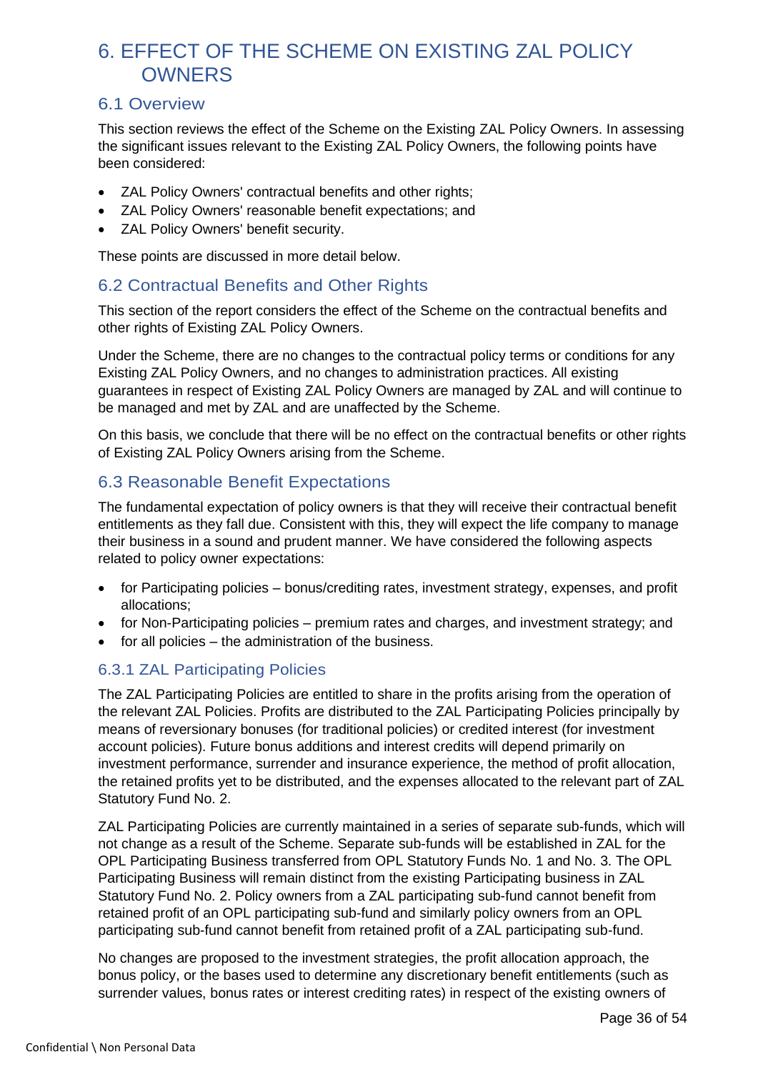# 6. EFFECT OF THE SCHEME ON EXISTING ZAL POLICY OWNERS

## 6.1 Overview

This section reviews the effect of the Scheme on the Existing ZAL Policy Owners. In assessing the significant issues relevant to the Existing ZAL Policy Owners, the following points have been considered:

- ZAL Policy Owners' contractual benefits and other rights;
- ZAL Policy Owners' reasonable benefit expectations; and
- ZAL Policy Owners' benefit security.

These points are discussed in more detail below.

## 6.2 Contractual Benefits and Other Rights

This section of the report considers the effect of the Scheme on the contractual benefits and other rights of Existing ZAL Policy Owners.

Under the Scheme, there are no changes to the contractual policy terms or conditions for any Existing ZAL Policy Owners, and no changes to administration practices. All existing guarantees in respect of Existing ZAL Policy Owners are managed by ZAL and will continue to be managed and met by ZAL and are unaffected by the Scheme.

On this basis, we conclude that there will be no effect on the contractual benefits or other rights of Existing ZAL Policy Owners arising from the Scheme.

## 6.3 Reasonable Benefit Expectations

The fundamental expectation of policy owners is that they will receive their contractual benefit entitlements as they fall due. Consistent with this, they will expect the life company to manage their business in a sound and prudent manner. We have considered the following aspects related to policy owner expectations:

- for Participating policies – bonus/crediting rates, investment strategy, expenses, and profit allocations;
- for Non-Participating policies – premium rates and charges, and investment strategy; and
- for all policies – the administration of the business.

### 6.3.1 ZAL Participating Policies

The ZAL Participating Policies are entitled to share in the profits arising from the operation of the relevant ZAL Policies. Profits are distributed to the ZAL Participating Policies principally by means of reversionary bonuses (for traditional policies) or credited interest (for investment account policies). Future bonus additions and interest credits will depend primarily on investment performance, surrender and insurance experience, the method of profit allocation, the retained profits yet to be distributed, and the expenses allocated to the relevant part of ZAL Statutory Fund No. 2.

ZAL Participating Policies are currently maintained in a series of separate sub-funds, which will not change as a result of the Scheme. Separate sub-funds will be established in ZAL for the OPL Participating Business transferred from OPL Statutory Funds No. 1 and No. 3. The OPL Participating Business will remain distinct from the existing Participating business in ZAL Statutory Fund No. 2. Policy owners from a ZAL participating sub-fund cannot benefit from retained profit of an OPL participating sub-fund and similarly policy owners from an OPL participating sub-fund cannot benefit from retained profit of a ZAL participating sub-fund.

No changes are proposed to the investment strategies, the profit allocation approach, the bonus policy, or the bases used to determine any discretionary benefit entitlements (such as surrender values, bonus rates or interest crediting rates) in respect of the existing owners of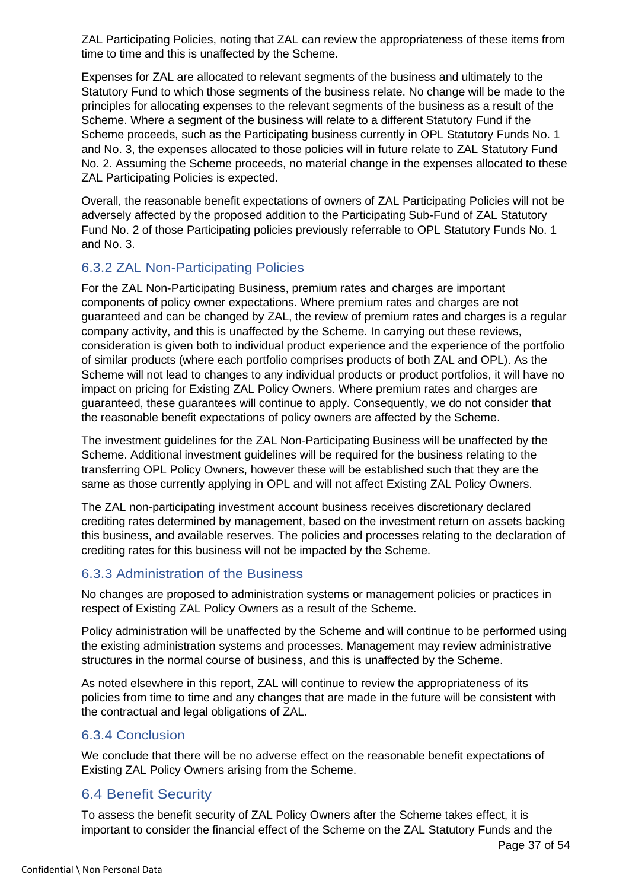ZAL Participating Policies, noting that ZAL can review the appropriateness of these items from time to time and this is unaffected by the Scheme.

Expenses for ZAL are allocated to relevant segments of the business and ultimately to the Statutory Fund to which those segments of the business relate. No change will be made to the principles for allocating expenses to the relevant segments of the business as a result of the Scheme. Where a segment of the business will relate to a different Statutory Fund if the Scheme proceeds, such as the Participating business currently in OPL Statutory Funds No. 1 and No. 3, the expenses allocated to those policies will in future relate to ZAL Statutory Fund No. 2. Assuming the Scheme proceeds, no material change in the expenses allocated to these ZAL Participating Policies is expected.

Overall, the reasonable benefit expectations of owners of ZAL Participating Policies will not be adversely affected by the proposed addition to the Participating Sub-Fund of ZAL Statutory Fund No. 2 of those Participating policies previously referrable to OPL Statutory Funds No. 1 and No. 3.

### 6.3.2 ZAL Non-Participating Policies

For the ZAL Non-Participating Business, premium rates and charges are important components of policy owner expectations. Where premium rates and charges are not guaranteed and can be changed by ZAL, the review of premium rates and charges is a regular company activity, and this is unaffected by the Scheme. In carrying out these reviews, consideration is given both to individual product experience and the experience of the portfolio of similar products (where each portfolio comprises products of both ZAL and OPL). As the Scheme will not lead to changes to any individual products or product portfolios, it will have no impact on pricing for Existing ZAL Policy Owners. Where premium rates and charges are guaranteed, these guarantees will continue to apply. Consequently, we do not consider that the reasonable benefit expectations of policy owners are affected by the Scheme.

The investment guidelines for the ZAL Non-Participating Business will be unaffected by the Scheme. Additional investment guidelines will be required for the business relating to the transferring OPL Policy Owners, however these will be established such that they are the same as those currently applying in OPL and will not affect Existing ZAL Policy Owners.

The ZAL non-participating investment account business receives discretionary declared crediting rates determined by management, based on the investment return on assets backing this business, and available reserves. The policies and processes relating to the declaration of crediting rates for this business will not be impacted by the Scheme.

### 6.3.3 Administration of the Business

No changes are proposed to administration systems or management policies or practices in respect of Existing ZAL Policy Owners as a result of the Scheme.

Policy administration will be unaffected by the Scheme and will continue to be performed using the existing administration systems and processes. Management may review administrative structures in the normal course of business, and this is unaffected by the Scheme.

As noted elsewhere in this report, ZAL will continue to review the appropriateness of its policies from time to time and any changes that are made in the future will be consistent with the contractual and legal obligations of ZAL.

### 6.3.4 Conclusion

We conclude that there will be no adverse effect on the reasonable benefit expectations of Existing ZAL Policy Owners arising from the Scheme.

## 6.4 Benefit Security

To assess the benefit security of ZAL Policy Owners after the Scheme takes effect, it is important to consider the financial effect of the Scheme on the ZAL Statutory Funds and the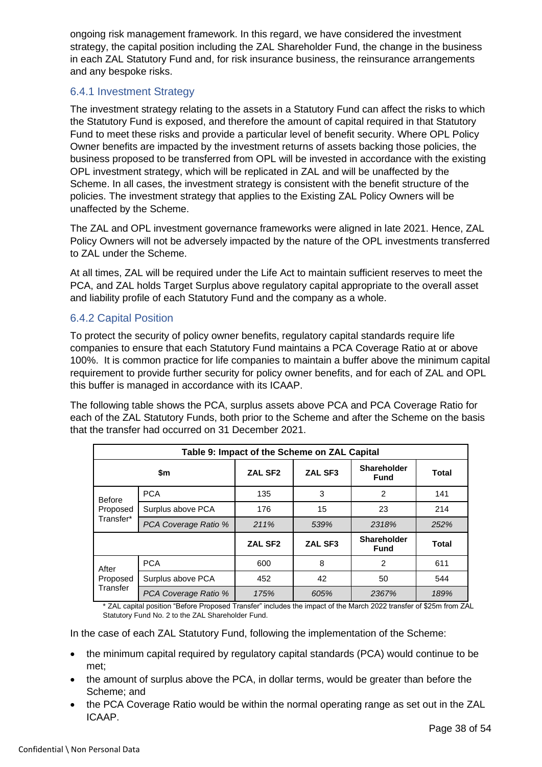ongoing risk management framework. In this regard, we have considered the investment strategy, the capital position including the ZAL Shareholder Fund, the change in the business in each ZAL Statutory Fund and, for risk insurance business, the reinsurance arrangements and any bespoke risks.

### 6.4.1 Investment Strategy

The investment strategy relating to the assets in a Statutory Fund can affect the risks to which the Statutory Fund is exposed, and therefore the amount of capital required in that Statutory Fund to meet these risks and provide a particular level of benefit security. Where OPL Policy Owner benefits are impacted by the investment returns of assets backing those policies, the business proposed to be transferred from OPL will be invested in accordance with the existing OPL investment strategy, which will be replicated in ZAL and will be unaffected by the Scheme. In all cases, the investment strategy is consistent with the benefit structure of the policies. The investment strategy that applies to the Existing ZAL Policy Owners will be unaffected by the Scheme.

The ZAL and OPL investment governance frameworks were aligned in late 2021. Hence, ZAL Policy Owners will not be adversely impacted by the nature of the OPL investments transferred to ZAL under the Scheme.

At all times, ZAL will be required under the Life Act to maintain sufficient reserves to meet the PCA, and ZAL holds Target Surplus above regulatory capital appropriate to the overall asset and liability profile of each Statutory Fund and the company as a whole.

### 6.4.2 Capital Position

To protect the security of policy owner benefits, regulatory capital standards require life companies to ensure that each Statutory Fund maintains a PCA Coverage Ratio at or above 100%. It is common practice for life companies to maintain a buffer above the minimum capital requirement to provide further security for policy owner benefits, and for each of ZAL and OPL this buffer is managed in accordance with its ICAAP.

The following table shows the PCA, surplus assets above PCA and PCA Coverage Ratio for each of the ZAL Statutory Funds, both prior to the Scheme and after the Scheme on the basis that the transfer had occurred on 31 December 2021.

**Table 9: Impact of the Scheme on ZAL Capital**

| $m | | ZAL SF2 | ZAL SF3 | Shareholder Fund | Total |
|---|---|---|---|---|---|
| Before Proposed Transfer* | PCA | 135 | 3 | 2 | 141 |
| | Surplus above PCA | 176 | 15 | 23 | 214 |
| | *PCA Coverage Ratio %* | *211%* | *539%* | *2318%* | *252%* |
| | | **ZAL SF2** | **ZAL SF3** | **Shareholder Fund** | **Total** |
| After Proposed Transfer | PCA | 600 | 8 | 2 | 611 |
| | Surplus above PCA | 452 | 42 | 50 | 544 |
| | *PCA Coverage Ratio %* | *175%* | *605%* | *2367%* | *189%* |

\* ZAL capital position "Before Proposed Transfer" includes the impact of the March 2022 transfer of $25m from ZAL Statutory Fund No. 2 to the ZAL Shareholder Fund.

In the case of each ZAL Statutory Fund, following the implementation of the Scheme:

- the minimum capital required by regulatory capital standards (PCA) would continue to be met;
- the amount of surplus above the PCA, in dollar terms, would be greater than before the Scheme; and
- the PCA Coverage Ratio would be within the normal operating range as set out in the ZAL ICAAP.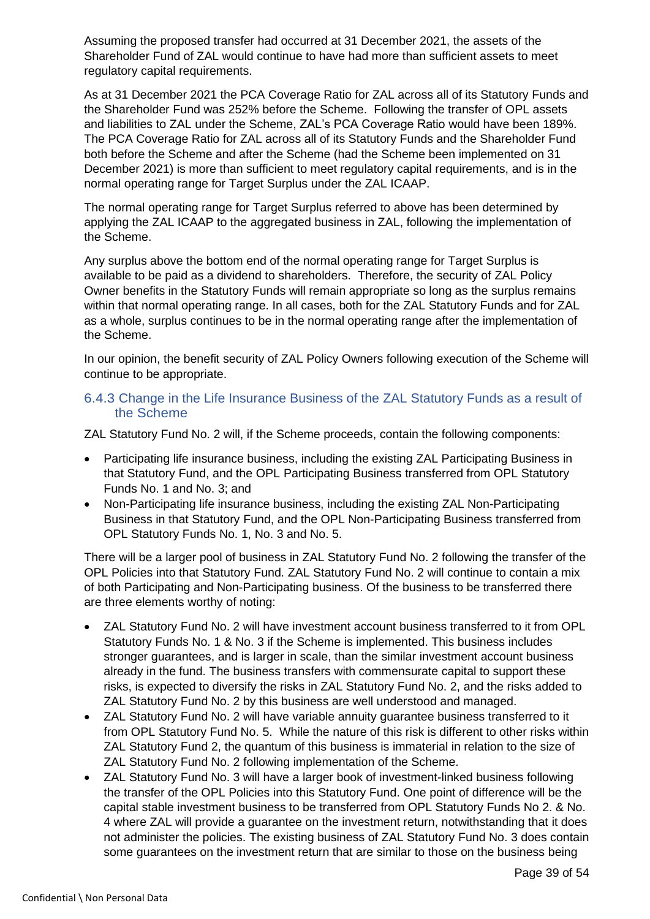Assuming the proposed transfer had occurred at 31 December 2021, the assets of the Shareholder Fund of ZAL would continue to have had more than sufficient assets to meet regulatory capital requirements.

As at 31 December 2021 the PCA Coverage Ratio for ZAL across all of its Statutory Funds and the Shareholder Fund was 252% before the Scheme. Following the transfer of OPL assets and liabilities to ZAL under the Scheme, ZAL's PCA Coverage Ratio would have been 189%. The PCA Coverage Ratio for ZAL across all of its Statutory Funds and the Shareholder Fund both before the Scheme and after the Scheme (had the Scheme been implemented on 31 December 2021) is more than sufficient to meet regulatory capital requirements, and is in the normal operating range for Target Surplus under the ZAL ICAAP.

The normal operating range for Target Surplus referred to above has been determined by applying the ZAL ICAAP to the aggregated business in ZAL, following the implementation of the Scheme.

Any surplus above the bottom end of the normal operating range for Target Surplus is available to be paid as a dividend to shareholders. Therefore, the security of ZAL Policy Owner benefits in the Statutory Funds will remain appropriate so long as the surplus remains within that normal operating range. In all cases, both for the ZAL Statutory Funds and for ZAL as a whole, surplus continues to be in the normal operating range after the implementation of the Scheme.

In our opinion, the benefit security of ZAL Policy Owners following execution of the Scheme will continue to be appropriate.

### 6.4.3 Change in the Life Insurance Business of the ZAL Statutory Funds as a result of the Scheme

ZAL Statutory Fund No. 2 will, if the Scheme proceeds, contain the following components:

- Participating life insurance business, including the existing ZAL Participating Business in that Statutory Fund, and the OPL Participating Business transferred from OPL Statutory Funds No. 1 and No. 3; and
- Non-Participating life insurance business, including the existing ZAL Non-Participating Business in that Statutory Fund, and the OPL Non-Participating Business transferred from OPL Statutory Funds No. 1, No. 3 and No. 5.

There will be a larger pool of business in ZAL Statutory Fund No. 2 following the transfer of the OPL Policies into that Statutory Fund. ZAL Statutory Fund No. 2 will continue to contain a mix of both Participating and Non-Participating business. Of the business to be transferred there are three elements worthy of noting:

- ZAL Statutory Fund No. 2 will have investment account business transferred to it from OPL Statutory Funds No. 1 & No. 3 if the Scheme is implemented. This business includes stronger guarantees, and is larger in scale, than the similar investment account business already in the fund. The business transfers with commensurate capital to support these risks, is expected to diversify the risks in ZAL Statutory Fund No. 2, and the risks added to ZAL Statutory Fund No. 2 by this business are well understood and managed.
- ZAL Statutory Fund No. 2 will have variable annuity guarantee business transferred to it from OPL Statutory Fund No. 5. While the nature of this risk is different to other risks within ZAL Statutory Fund 2, the quantum of this business is immaterial in relation to the size of ZAL Statutory Fund No. 2 following implementation of the Scheme.
- ZAL Statutory Fund No. 3 will have a larger book of investment-linked business following the transfer of the OPL Policies into this Statutory Fund. One point of difference will be the capital stable investment business to be transferred from OPL Statutory Funds No 2. & No. 4 where ZAL will provide a guarantee on the investment return, notwithstanding that it does not administer the policies. The existing business of ZAL Statutory Fund No. 3 does contain some guarantees on the investment return that are similar to those on the business being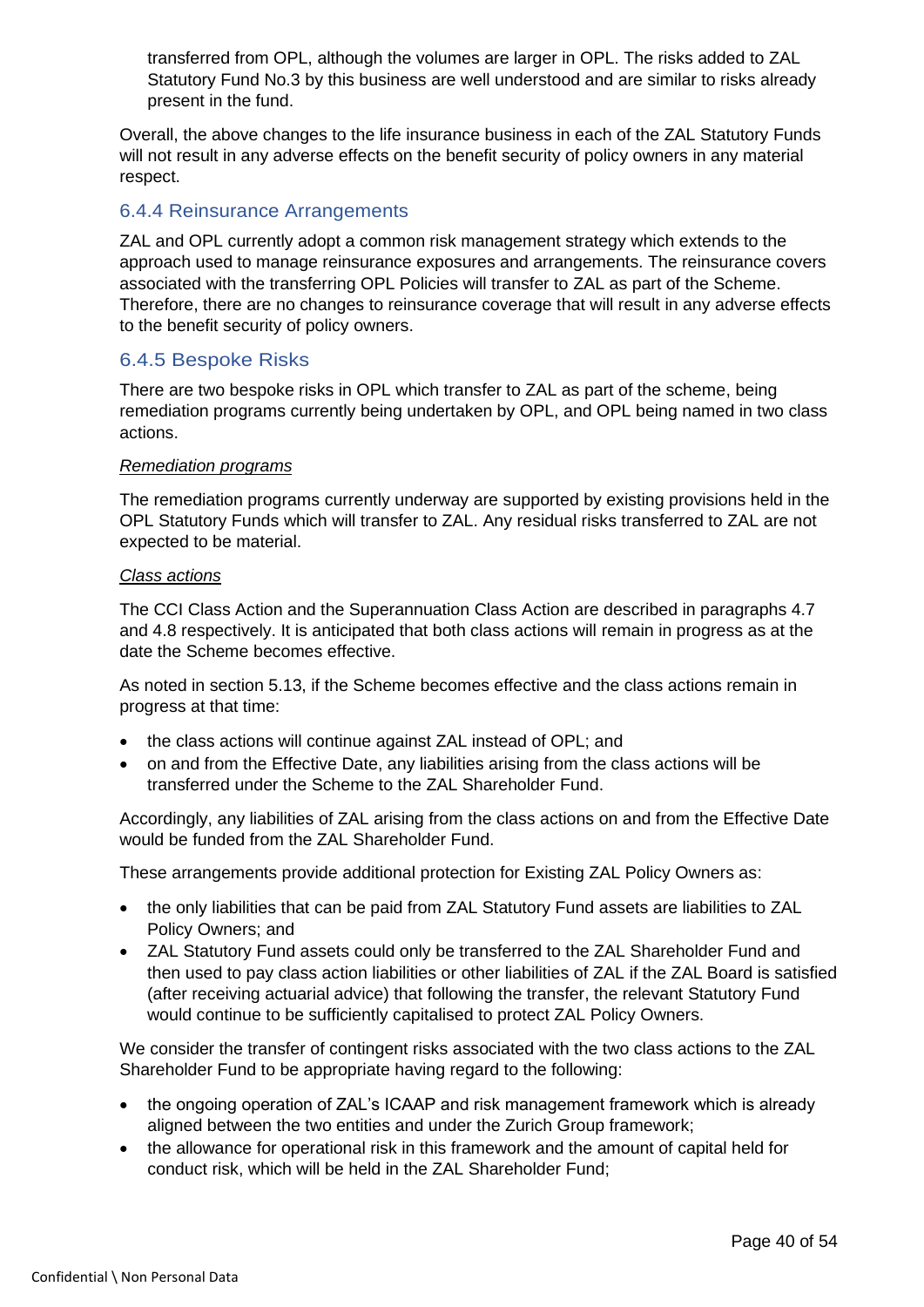transferred from OPL, although the volumes are larger in OPL. The risks added to ZAL Statutory Fund No.3 by this business are well understood and are similar to risks already present in the fund.

Overall, the above changes to the life insurance business in each of the ZAL Statutory Funds will not result in any adverse effects on the benefit security of policy owners in any material respect.

### 6.4.4 Reinsurance Arrangements

ZAL and OPL currently adopt a common risk management strategy which extends to the approach used to manage reinsurance exposures and arrangements. The reinsurance covers associated with the transferring OPL Policies will transfer to ZAL as part of the Scheme. Therefore, there are no changes to reinsurance coverage that will result in any adverse effects to the benefit security of policy owners.

### 6.4.5 Bespoke Risks

There are two bespoke risks in OPL which transfer to ZAL as part of the scheme, being remediation programs currently being undertaken by OPL, and OPL being named in two class actions.

*Remediation programs*

The remediation programs currently underway are supported by existing provisions held in the OPL Statutory Funds which will transfer to ZAL. Any residual risks transferred to ZAL are not expected to be material.

*Class actions*

The CCI Class Action and the Superannuation Class Action are described in paragraphs 4.7 and 4.8 respectively. It is anticipated that both class actions will remain in progress as at the date the Scheme becomes effective.

As noted in section 5.13, if the Scheme becomes effective and the class actions remain in progress at that time:

- the class actions will continue against ZAL instead of OPL; and
- on and from the Effective Date, any liabilities arising from the class actions will be transferred under the Scheme to the ZAL Shareholder Fund.

Accordingly, any liabilities of ZAL arising from the class actions on and from the Effective Date would be funded from the ZAL Shareholder Fund.

These arrangements provide additional protection for Existing ZAL Policy Owners as:

- the only liabilities that can be paid from ZAL Statutory Fund assets are liabilities to ZAL Policy Owners; and
- ZAL Statutory Fund assets could only be transferred to the ZAL Shareholder Fund and then used to pay class action liabilities or other liabilities of ZAL if the ZAL Board is satisfied (after receiving actuarial advice) that following the transfer, the relevant Statutory Fund would continue to be sufficiently capitalised to protect ZAL Policy Owners.

We consider the transfer of contingent risks associated with the two class actions to the ZAL Shareholder Fund to be appropriate having regard to the following:

- the ongoing operation of ZAL's ICAAP and risk management framework which is already aligned between the two entities and under the Zurich Group framework;
- the allowance for operational risk in this framework and the amount of capital held for conduct risk, which will be held in the ZAL Shareholder Fund;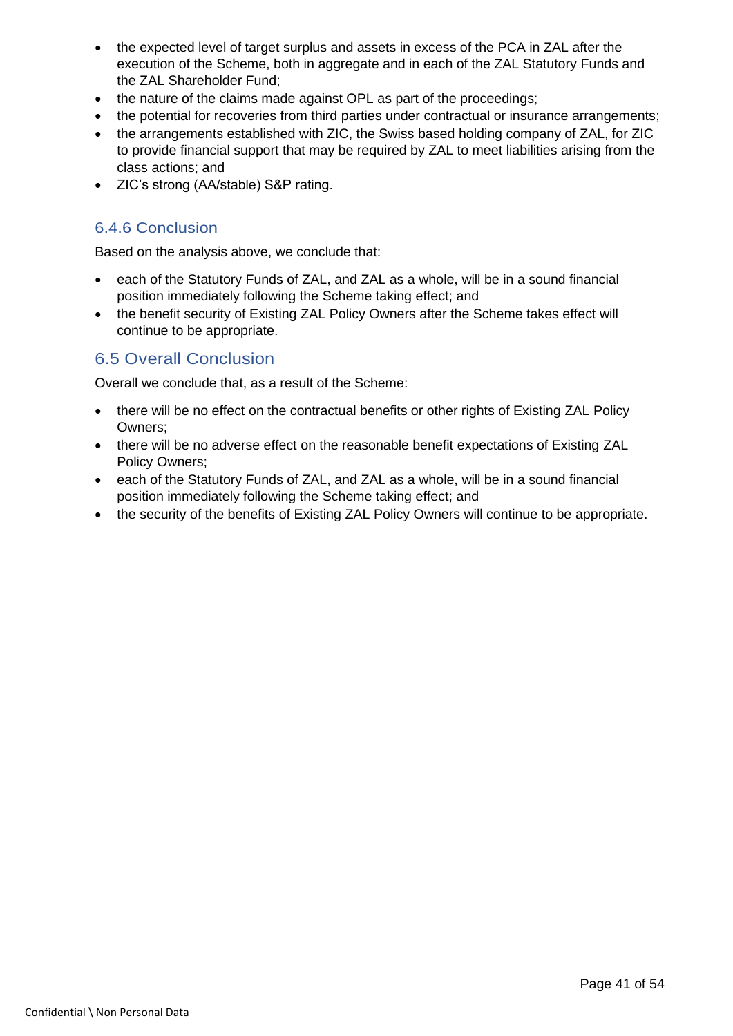- the expected level of target surplus and assets in excess of the PCA in ZAL after the execution of the Scheme, both in aggregate and in each of the ZAL Statutory Funds and the ZAL Shareholder Fund;
- the nature of the claims made against OPL as part of the proceedings;
- the potential for recoveries from third parties under contractual or insurance arrangements;
- the arrangements established with ZIC, the Swiss based holding company of ZAL, for ZIC to provide financial support that may be required by ZAL to meet liabilities arising from the class actions; and
- ZIC's strong (AA/stable) S&P rating.

### 6.4.6 Conclusion

Based on the analysis above, we conclude that:

- each of the Statutory Funds of ZAL, and ZAL as a whole, will be in a sound financial position immediately following the Scheme taking effect; and
- the benefit security of Existing ZAL Policy Owners after the Scheme takes effect will continue to be appropriate.

## 6.5 Overall Conclusion

Overall we conclude that, as a result of the Scheme:

- there will be no effect on the contractual benefits or other rights of Existing ZAL Policy Owners;
- there will be no adverse effect on the reasonable benefit expectations of Existing ZAL Policy Owners;
- each of the Statutory Funds of ZAL, and ZAL as a whole, will be in a sound financial position immediately following the Scheme taking effect; and
- the security of the benefits of Existing ZAL Policy Owners will continue to be appropriate.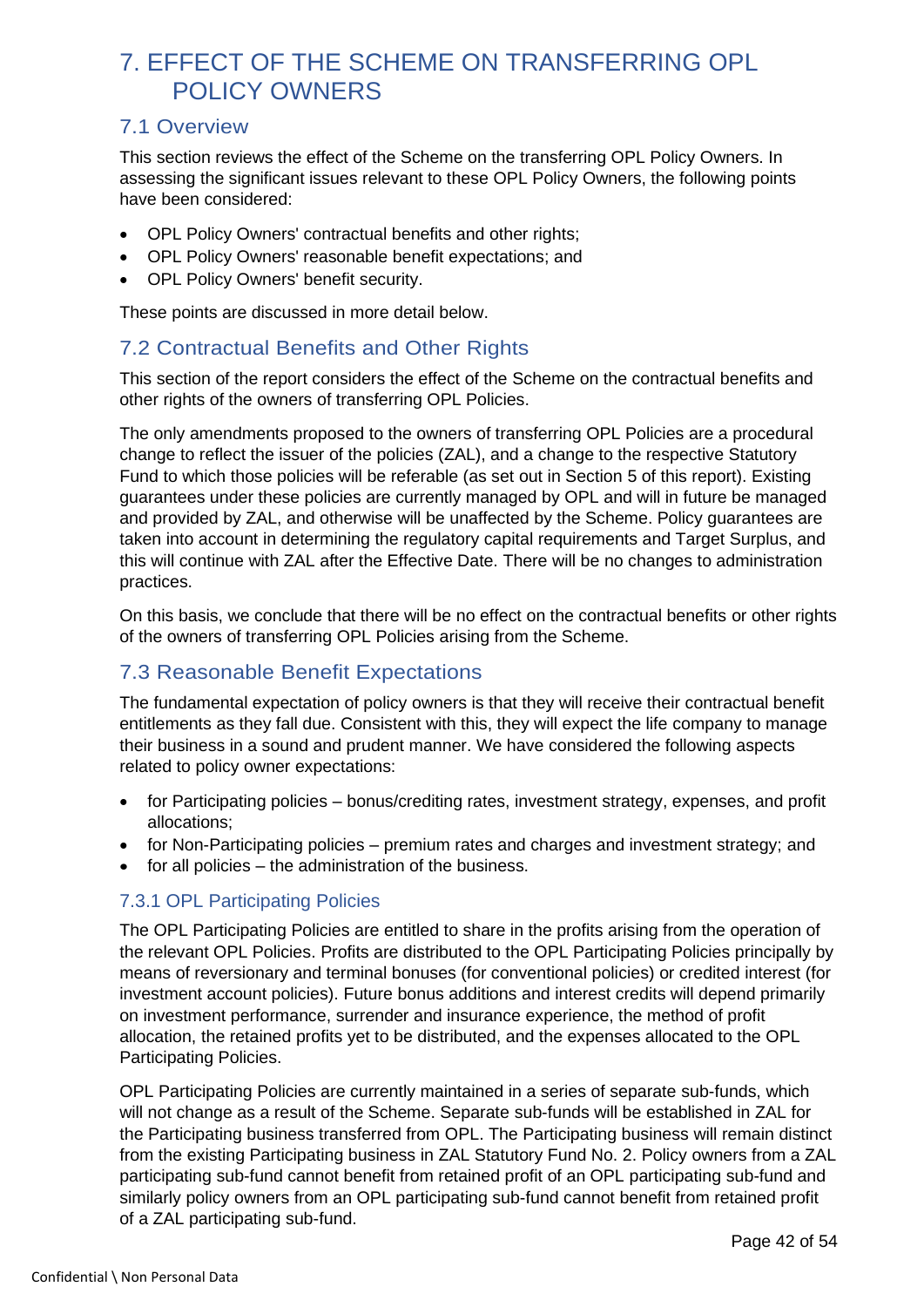# 7. EFFECT OF THE SCHEME ON TRANSFERRING OPL POLICY OWNERS

## 7.1 Overview

This section reviews the effect of the Scheme on the transferring OPL Policy Owners. In assessing the significant issues relevant to these OPL Policy Owners, the following points have been considered:

- OPL Policy Owners' contractual benefits and other rights;
- OPL Policy Owners' reasonable benefit expectations; and
- OPL Policy Owners' benefit security.

These points are discussed in more detail below.

## 7.2 Contractual Benefits and Other Rights

This section of the report considers the effect of the Scheme on the contractual benefits and other rights of the owners of transferring OPL Policies.

The only amendments proposed to the owners of transferring OPL Policies are a procedural change to reflect the issuer of the policies (ZAL), and a change to the respective Statutory Fund to which those policies will be referable (as set out in Section 5 of this report). Existing guarantees under these policies are currently managed by OPL and will in future be managed and provided by ZAL, and otherwise will be unaffected by the Scheme. Policy guarantees are taken into account in determining the regulatory capital requirements and Target Surplus, and this will continue with ZAL after the Effective Date. There will be no changes to administration practices.

On this basis, we conclude that there will be no effect on the contractual benefits or other rights of the owners of transferring OPL Policies arising from the Scheme.

## 7.3 Reasonable Benefit Expectations

The fundamental expectation of policy owners is that they will receive their contractual benefit entitlements as they fall due. Consistent with this, they will expect the life company to manage their business in a sound and prudent manner. We have considered the following aspects related to policy owner expectations:

- for Participating policies – bonus/crediting rates, investment strategy, expenses, and profit allocations;
- for Non-Participating policies – premium rates and charges and investment strategy; and
- for all policies – the administration of the business.

### 7.3.1 OPL Participating Policies

The OPL Participating Policies are entitled to share in the profits arising from the operation of the relevant OPL Policies. Profits are distributed to the OPL Participating Policies principally by means of reversionary and terminal bonuses (for conventional policies) or credited interest (for investment account policies). Future bonus additions and interest credits will depend primarily on investment performance, surrender and insurance experience, the method of profit allocation, the retained profits yet to be distributed, and the expenses allocated to the OPL Participating Policies.

OPL Participating Policies are currently maintained in a series of separate sub-funds, which will not change as a result of the Scheme. Separate sub-funds will be established in ZAL for the Participating business transferred from OPL. The Participating business will remain distinct from the existing Participating business in ZAL Statutory Fund No. 2. Policy owners from a ZAL participating sub-fund cannot benefit from retained profit of an OPL participating sub-fund and similarly policy owners from an OPL participating sub-fund cannot benefit from retained profit of a ZAL participating sub-fund.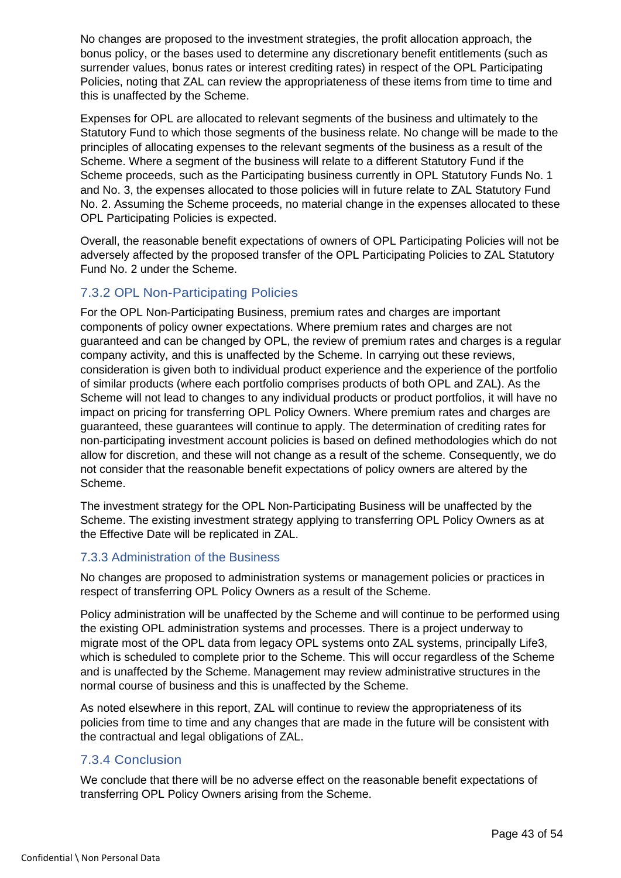No changes are proposed to the investment strategies, the profit allocation approach, the bonus policy, or the bases used to determine any discretionary benefit entitlements (such as surrender values, bonus rates or interest crediting rates) in respect of the OPL Participating Policies, noting that ZAL can review the appropriateness of these items from time to time and this is unaffected by the Scheme.

Expenses for OPL are allocated to relevant segments of the business and ultimately to the Statutory Fund to which those segments of the business relate. No change will be made to the principles of allocating expenses to the relevant segments of the business as a result of the Scheme. Where a segment of the business will relate to a different Statutory Fund if the Scheme proceeds, such as the Participating business currently in OPL Statutory Funds No. 1 and No. 3, the expenses allocated to those policies will in future relate to ZAL Statutory Fund No. 2. Assuming the Scheme proceeds, no material change in the expenses allocated to these OPL Participating Policies is expected.

Overall, the reasonable benefit expectations of owners of OPL Participating Policies will not be adversely affected by the proposed transfer of the OPL Participating Policies to ZAL Statutory Fund No. 2 under the Scheme.

### 7.3.2 OPL Non-Participating Policies

For the OPL Non-Participating Business, premium rates and charges are important components of policy owner expectations. Where premium rates and charges are not guaranteed and can be changed by OPL, the review of premium rates and charges is a regular company activity, and this is unaffected by the Scheme. In carrying out these reviews, consideration is given both to individual product experience and the experience of the portfolio of similar products (where each portfolio comprises products of both OPL and ZAL). As the Scheme will not lead to changes to any individual products or product portfolios, it will have no impact on pricing for transferring OPL Policy Owners. Where premium rates and charges are guaranteed, these guarantees will continue to apply. The determination of crediting rates for non-participating investment account policies is based on defined methodologies which do not allow for discretion, and these will not change as a result of the scheme. Consequently, we do not consider that the reasonable benefit expectations of policy owners are altered by the Scheme.

The investment strategy for the OPL Non-Participating Business will be unaffected by the Scheme. The existing investment strategy applying to transferring OPL Policy Owners as at the Effective Date will be replicated in ZAL.

### 7.3.3 Administration of the Business

No changes are proposed to administration systems or management policies or practices in respect of transferring OPL Policy Owners as a result of the Scheme.

Policy administration will be unaffected by the Scheme and will continue to be performed using the existing OPL administration systems and processes. There is a project underway to migrate most of the OPL data from legacy OPL systems onto ZAL systems, principally Life3, which is scheduled to complete prior to the Scheme. This will occur regardless of the Scheme and is unaffected by the Scheme. Management may review administrative structures in the normal course of business and this is unaffected by the Scheme.

As noted elsewhere in this report, ZAL will continue to review the appropriateness of its policies from time to time and any changes that are made in the future will be consistent with the contractual and legal obligations of ZAL.

### 7.3.4 Conclusion

We conclude that there will be no adverse effect on the reasonable benefit expectations of transferring OPL Policy Owners arising from the Scheme.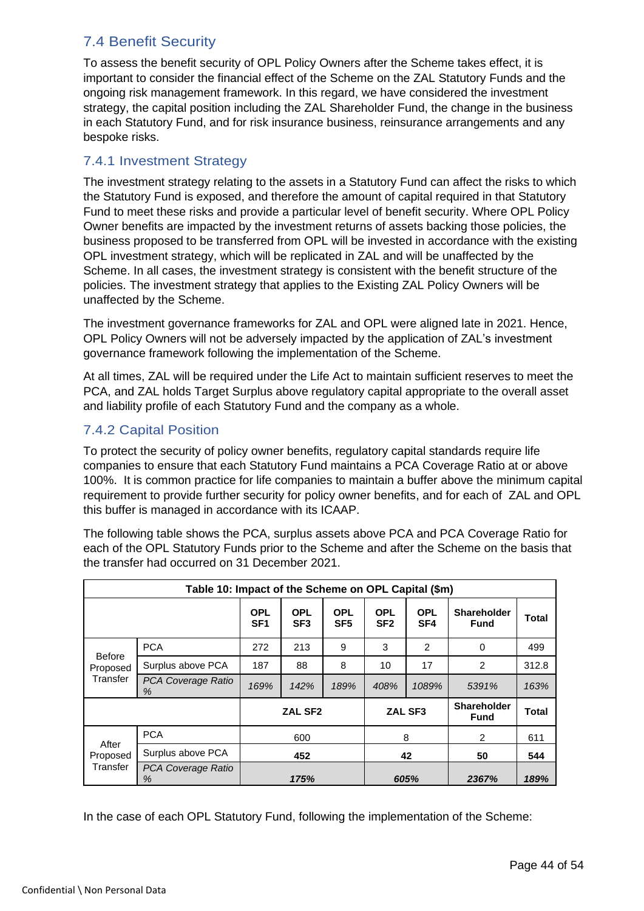## 7.4 Benefit Security

To assess the benefit security of OPL Policy Owners after the Scheme takes effect, it is important to consider the financial effect of the Scheme on the ZAL Statutory Funds and the ongoing risk management framework. In this regard, we have considered the investment strategy, the capital position including the ZAL Shareholder Fund, the change in the business in each Statutory Fund, and for risk insurance business, reinsurance arrangements and any bespoke risks.

### 7.4.1 Investment Strategy

The investment strategy relating to the assets in a Statutory Fund can affect the risks to which the Statutory Fund is exposed, and therefore the amount of capital required in that Statutory Fund to meet these risks and provide a particular level of benefit security. Where OPL Policy Owner benefits are impacted by the investment returns of assets backing those policies, the business proposed to be transferred from OPL will be invested in accordance with the existing OPL investment strategy, which will be replicated in ZAL and will be unaffected by the Scheme. In all cases, the investment strategy is consistent with the benefit structure of the policies. The investment strategy that applies to the Existing ZAL Policy Owners will be unaffected by the Scheme.

The investment governance frameworks for ZAL and OPL were aligned late in 2021. Hence, OPL Policy Owners will not be adversely impacted by the application of ZAL's investment governance framework following the implementation of the Scheme.

At all times, ZAL will be required under the Life Act to maintain sufficient reserves to meet the PCA, and ZAL holds Target Surplus above regulatory capital appropriate to the overall asset and liability profile of each Statutory Fund and the company as a whole.

### 7.4.2 Capital Position

To protect the security of policy owner benefits, regulatory capital standards require life companies to ensure that each Statutory Fund maintains a PCA Coverage Ratio at or above 100%. It is common practice for life companies to maintain a buffer above the minimum capital requirement to provide further security for policy owner benefits, and for each of ZAL and OPL this buffer is managed in accordance with its ICAAP.

The following table shows the PCA, surplus assets above PCA and PCA Coverage Ratio for each of the OPL Statutory Funds prior to the Scheme and after the Scheme on the basis that the transfer had occurred on 31 December 2021.

**Table 10: Impact of the Scheme on OPL Capital ($m)**

| | | OPL SF1 | OPL SF3 | OPL SF5 | OPL SF2 | OPL SF4 | Shareholder Fund | Total |
|---|---|---|---|---|---|---|---|---|
| Before Proposed Transfer | PCA | 272 | 213 | 9 | 3 | 2 | 0 | 499 |
| | Surplus above PCA | 187 | 88 | 8 | 10 | 17 | 2 | 312.8 |
| | *PCA Coverage Ratio %* | *169%* | *142%* | *189%* | *408%* | *1089%* | *5391%* | *163%* |
| | | **ZAL SF2** | | | **ZAL SF3** | | **Shareholder Fund** | **Total** |
| After Proposed Transfer | PCA | 600 | | | 8 | | 2 | 611 |
| | Surplus above PCA | **452** | | | **42** | | **50** | **544** |
| | *PCA Coverage Ratio %* | ***175%*** | | | ***605%*** | | ***2367%*** | ***189%*** |

In the case of each OPL Statutory Fund, following the implementation of the Scheme: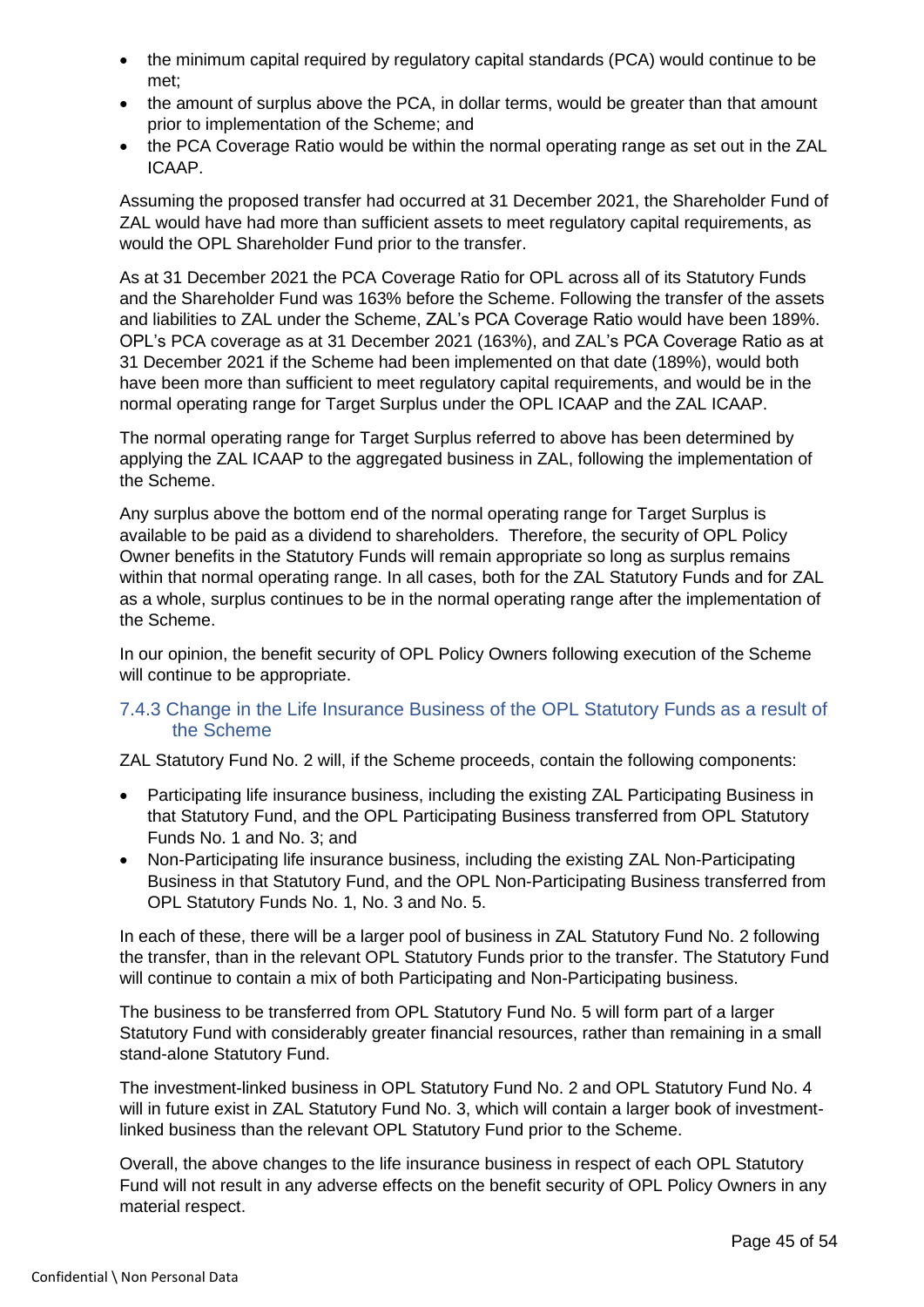- the minimum capital required by regulatory capital standards (PCA) would continue to be met;
- the amount of surplus above the PCA, in dollar terms, would be greater than that amount prior to implementation of the Scheme; and
- the PCA Coverage Ratio would be within the normal operating range as set out in the ZAL ICAAP.

Assuming the proposed transfer had occurred at 31 December 2021, the Shareholder Fund of ZAL would have had more than sufficient assets to meet regulatory capital requirements, as would the OPL Shareholder Fund prior to the transfer.

As at 31 December 2021 the PCA Coverage Ratio for OPL across all of its Statutory Funds and the Shareholder Fund was 163% before the Scheme. Following the transfer of the assets and liabilities to ZAL under the Scheme, ZAL's PCA Coverage Ratio would have been 189%. OPL's PCA coverage as at 31 December 2021 (163%), and ZAL's PCA Coverage Ratio as at 31 December 2021 if the Scheme had been implemented on that date (189%), would both have been more than sufficient to meet regulatory capital requirements, and would be in the normal operating range for Target Surplus under the OPL ICAAP and the ZAL ICAAP.

The normal operating range for Target Surplus referred to above has been determined by applying the ZAL ICAAP to the aggregated business in ZAL, following the implementation of the Scheme.

Any surplus above the bottom end of the normal operating range for Target Surplus is available to be paid as a dividend to shareholders. Therefore, the security of OPL Policy Owner benefits in the Statutory Funds will remain appropriate so long as surplus remains within that normal operating range. In all cases, both for the ZAL Statutory Funds and for ZAL as a whole, surplus continues to be in the normal operating range after the implementation of the Scheme.

In our opinion, the benefit security of OPL Policy Owners following execution of the Scheme will continue to be appropriate.

### 7.4.3 Change in the Life Insurance Business of the OPL Statutory Funds as a result of the Scheme

ZAL Statutory Fund No. 2 will, if the Scheme proceeds, contain the following components:

- Participating life insurance business, including the existing ZAL Participating Business in that Statutory Fund, and the OPL Participating Business transferred from OPL Statutory Funds No. 1 and No. 3; and
- Non-Participating life insurance business, including the existing ZAL Non-Participating Business in that Statutory Fund, and the OPL Non-Participating Business transferred from OPL Statutory Funds No. 1, No. 3 and No. 5.

In each of these, there will be a larger pool of business in ZAL Statutory Fund No. 2 following the transfer, than in the relevant OPL Statutory Funds prior to the transfer. The Statutory Fund will continue to contain a mix of both Participating and Non-Participating business.

The business to be transferred from OPL Statutory Fund No. 5 will form part of a larger Statutory Fund with considerably greater financial resources, rather than remaining in a small stand-alone Statutory Fund.

The investment-linked business in OPL Statutory Fund No. 2 and OPL Statutory Fund No. 4 will in future exist in ZAL Statutory Fund No. 3, which will contain a larger book of investment-linked business than the relevant OPL Statutory Fund prior to the Scheme.

Overall, the above changes to the life insurance business in respect of each OPL Statutory Fund will not result in any adverse effects on the benefit security of OPL Policy Owners in any material respect.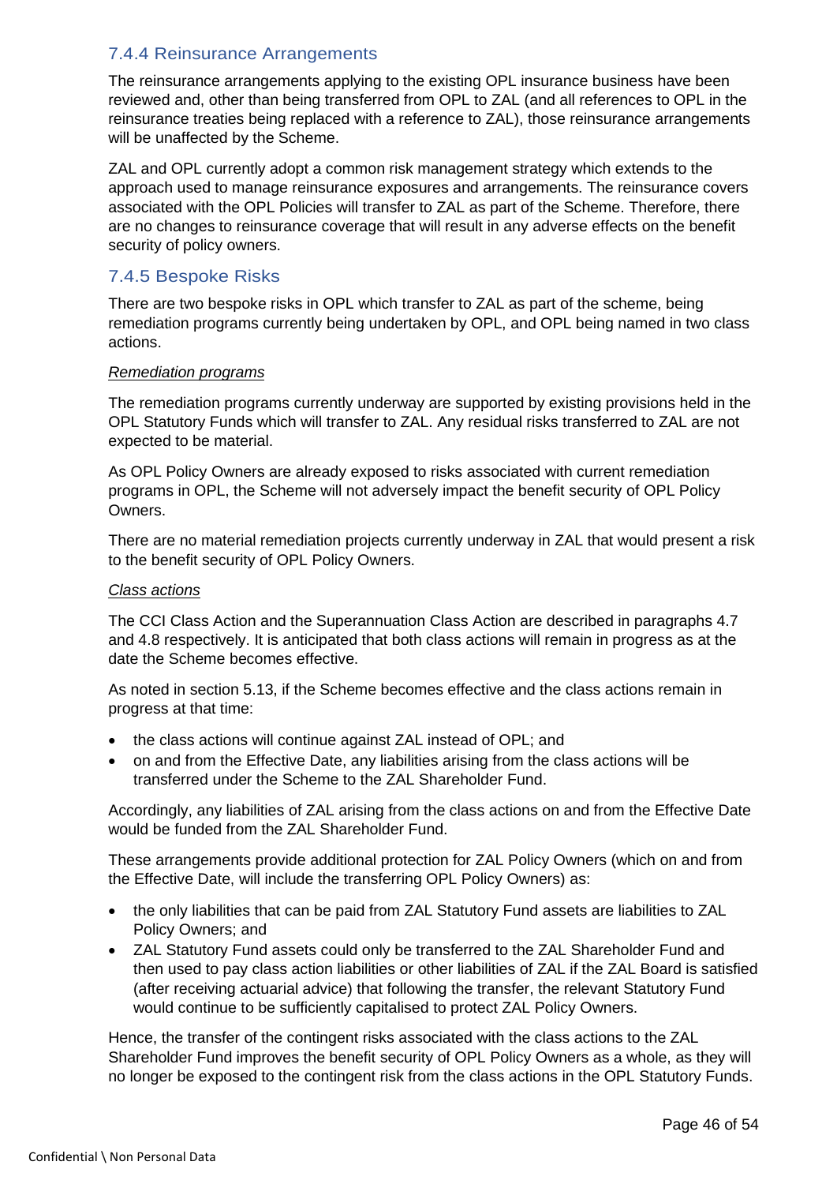### 7.4.4 Reinsurance Arrangements

The reinsurance arrangements applying to the existing OPL insurance business have been reviewed and, other than being transferred from OPL to ZAL (and all references to OPL in the reinsurance treaties being replaced with a reference to ZAL), those reinsurance arrangements will be unaffected by the Scheme.

ZAL and OPL currently adopt a common risk management strategy which extends to the approach used to manage reinsurance exposures and arrangements. The reinsurance covers associated with the OPL Policies will transfer to ZAL as part of the Scheme. Therefore, there are no changes to reinsurance coverage that will result in any adverse effects on the benefit security of policy owners.

### 7.4.5 Bespoke Risks

There are two bespoke risks in OPL which transfer to ZAL as part of the scheme, being remediation programs currently being undertaken by OPL, and OPL being named in two class actions.

*Remediation programs*

The remediation programs currently underway are supported by existing provisions held in the OPL Statutory Funds which will transfer to ZAL. Any residual risks transferred to ZAL are not expected to be material.

As OPL Policy Owners are already exposed to risks associated with current remediation programs in OPL, the Scheme will not adversely impact the benefit security of OPL Policy Owners.

There are no material remediation projects currently underway in ZAL that would present a risk to the benefit security of OPL Policy Owners.

*Class actions*

The CCI Class Action and the Superannuation Class Action are described in paragraphs 4.7 and 4.8 respectively. It is anticipated that both class actions will remain in progress as at the date the Scheme becomes effective.

As noted in section 5.13, if the Scheme becomes effective and the class actions remain in progress at that time:

- the class actions will continue against ZAL instead of OPL; and
- on and from the Effective Date, any liabilities arising from the class actions will be transferred under the Scheme to the ZAL Shareholder Fund.

Accordingly, any liabilities of ZAL arising from the class actions on and from the Effective Date would be funded from the ZAL Shareholder Fund.

These arrangements provide additional protection for ZAL Policy Owners (which on and from the Effective Date, will include the transferring OPL Policy Owners) as:

- the only liabilities that can be paid from ZAL Statutory Fund assets are liabilities to ZAL Policy Owners; and
- ZAL Statutory Fund assets could only be transferred to the ZAL Shareholder Fund and then used to pay class action liabilities or other liabilities of ZAL if the ZAL Board is satisfied (after receiving actuarial advice) that following the transfer, the relevant Statutory Fund would continue to be sufficiently capitalised to protect ZAL Policy Owners.

Hence, the transfer of the contingent risks associated with the class actions to the ZAL Shareholder Fund improves the benefit security of OPL Policy Owners as a whole, as they will no longer be exposed to the contingent risk from the class actions in the OPL Statutory Funds.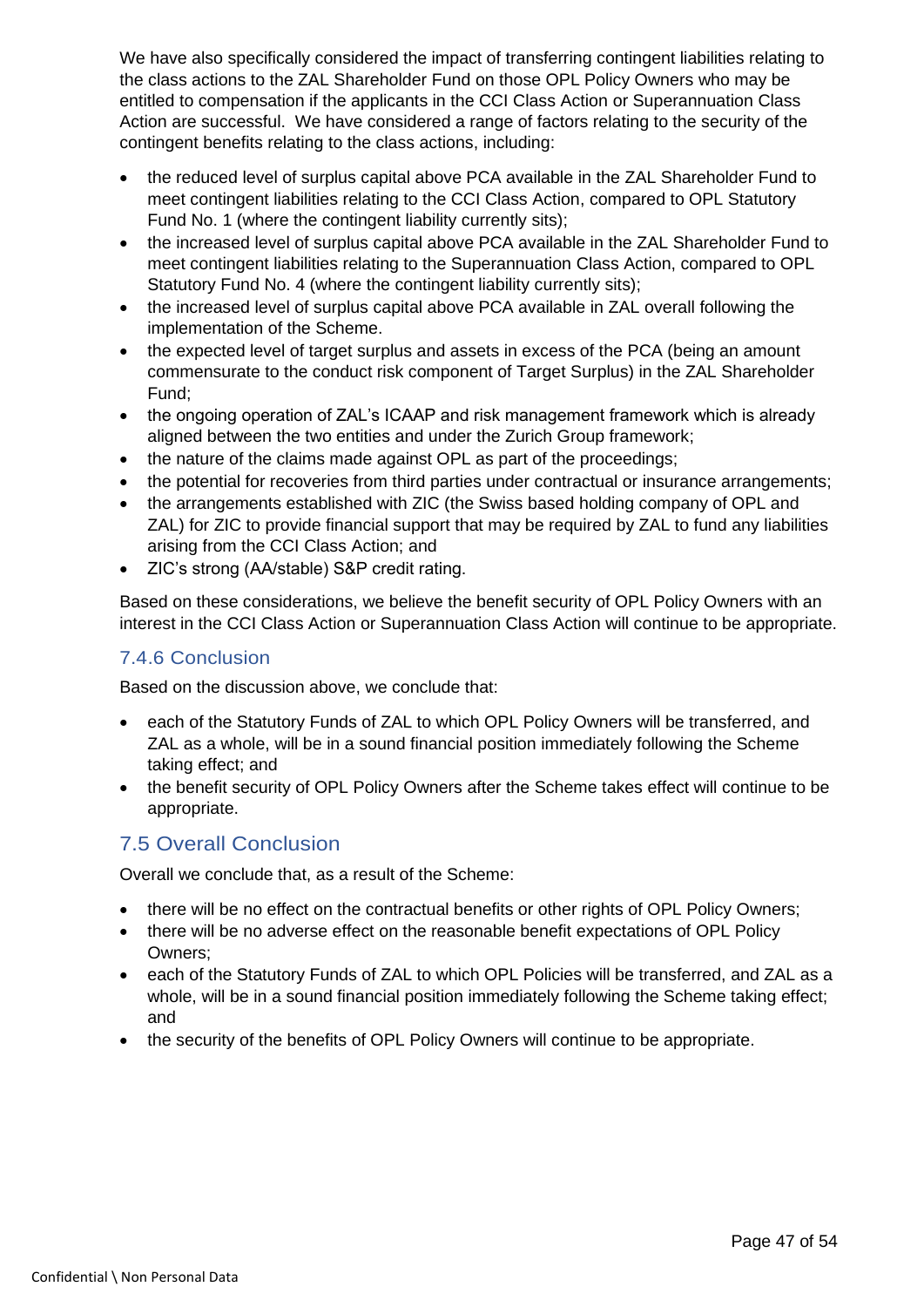We have also specifically considered the impact of transferring contingent liabilities relating to the class actions to the ZAL Shareholder Fund on those OPL Policy Owners who may be entitled to compensation if the applicants in the CCI Class Action or Superannuation Class Action are successful. We have considered a range of factors relating to the security of the contingent benefits relating to the class actions, including:

- the reduced level of surplus capital above PCA available in the ZAL Shareholder Fund to meet contingent liabilities relating to the CCI Class Action, compared to OPL Statutory Fund No. 1 (where the contingent liability currently sits);
- the increased level of surplus capital above PCA available in the ZAL Shareholder Fund to meet contingent liabilities relating to the Superannuation Class Action, compared to OPL Statutory Fund No. 4 (where the contingent liability currently sits);
- the increased level of surplus capital above PCA available in ZAL overall following the implementation of the Scheme.
- the expected level of target surplus and assets in excess of the PCA (being an amount commensurate to the conduct risk component of Target Surplus) in the ZAL Shareholder Fund;
- the ongoing operation of ZAL's ICAAP and risk management framework which is already aligned between the two entities and under the Zurich Group framework;
- the nature of the claims made against OPL as part of the proceedings;
- the potential for recoveries from third parties under contractual or insurance arrangements;
- the arrangements established with ZIC (the Swiss based holding company of OPL and ZAL) for ZIC to provide financial support that may be required by ZAL to fund any liabilities arising from the CCI Class Action; and
- ZIC's strong (AA/stable) S&P credit rating.

Based on these considerations, we believe the benefit security of OPL Policy Owners with an interest in the CCI Class Action or Superannuation Class Action will continue to be appropriate.

### 7.4.6 Conclusion

Based on the discussion above, we conclude that:

- each of the Statutory Funds of ZAL to which OPL Policy Owners will be transferred, and ZAL as a whole, will be in a sound financial position immediately following the Scheme taking effect; and
- the benefit security of OPL Policy Owners after the Scheme takes effect will continue to be appropriate.

## 7.5 Overall Conclusion

Overall we conclude that, as a result of the Scheme:

- there will be no effect on the contractual benefits or other rights of OPL Policy Owners;
- there will be no adverse effect on the reasonable benefit expectations of OPL Policy Owners;
- each of the Statutory Funds of ZAL to which OPL Policies will be transferred, and ZAL as a whole, will be in a sound financial position immediately following the Scheme taking effect; and
- the security of the benefits of OPL Policy Owners will continue to be appropriate.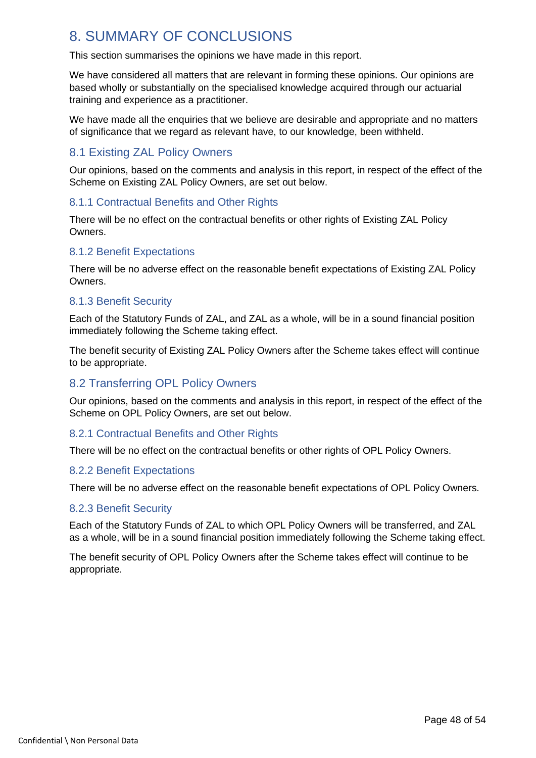# 8. SUMMARY OF CONCLUSIONS

This section summarises the opinions we have made in this report.

We have considered all matters that are relevant in forming these opinions. Our opinions are based wholly or substantially on the specialised knowledge acquired through our actuarial training and experience as a practitioner.

We have made all the enquiries that we believe are desirable and appropriate and no matters of significance that we regard as relevant have, to our knowledge, been withheld.

## 8.1 Existing ZAL Policy Owners

Our opinions, based on the comments and analysis in this report, in respect of the effect of the Scheme on Existing ZAL Policy Owners, are set out below.

### 8.1.1 Contractual Benefits and Other Rights

There will be no effect on the contractual benefits or other rights of Existing ZAL Policy Owners.

### 8.1.2 Benefit Expectations

There will be no adverse effect on the reasonable benefit expectations of Existing ZAL Policy Owners.

### 8.1.3 Benefit Security

Each of the Statutory Funds of ZAL, and ZAL as a whole, will be in a sound financial position immediately following the Scheme taking effect.

The benefit security of Existing ZAL Policy Owners after the Scheme takes effect will continue to be appropriate.

## 8.2 Transferring OPL Policy Owners

Our opinions, based on the comments and analysis in this report, in respect of the effect of the Scheme on OPL Policy Owners, are set out below.

### 8.2.1 Contractual Benefits and Other Rights

There will be no effect on the contractual benefits or other rights of OPL Policy Owners.

### 8.2.2 Benefit Expectations

There will be no adverse effect on the reasonable benefit expectations of OPL Policy Owners.

### 8.2.3 Benefit Security

Each of the Statutory Funds of ZAL to which OPL Policy Owners will be transferred, and ZAL as a whole, will be in a sound financial position immediately following the Scheme taking effect.

The benefit security of OPL Policy Owners after the Scheme takes effect will continue to be appropriate.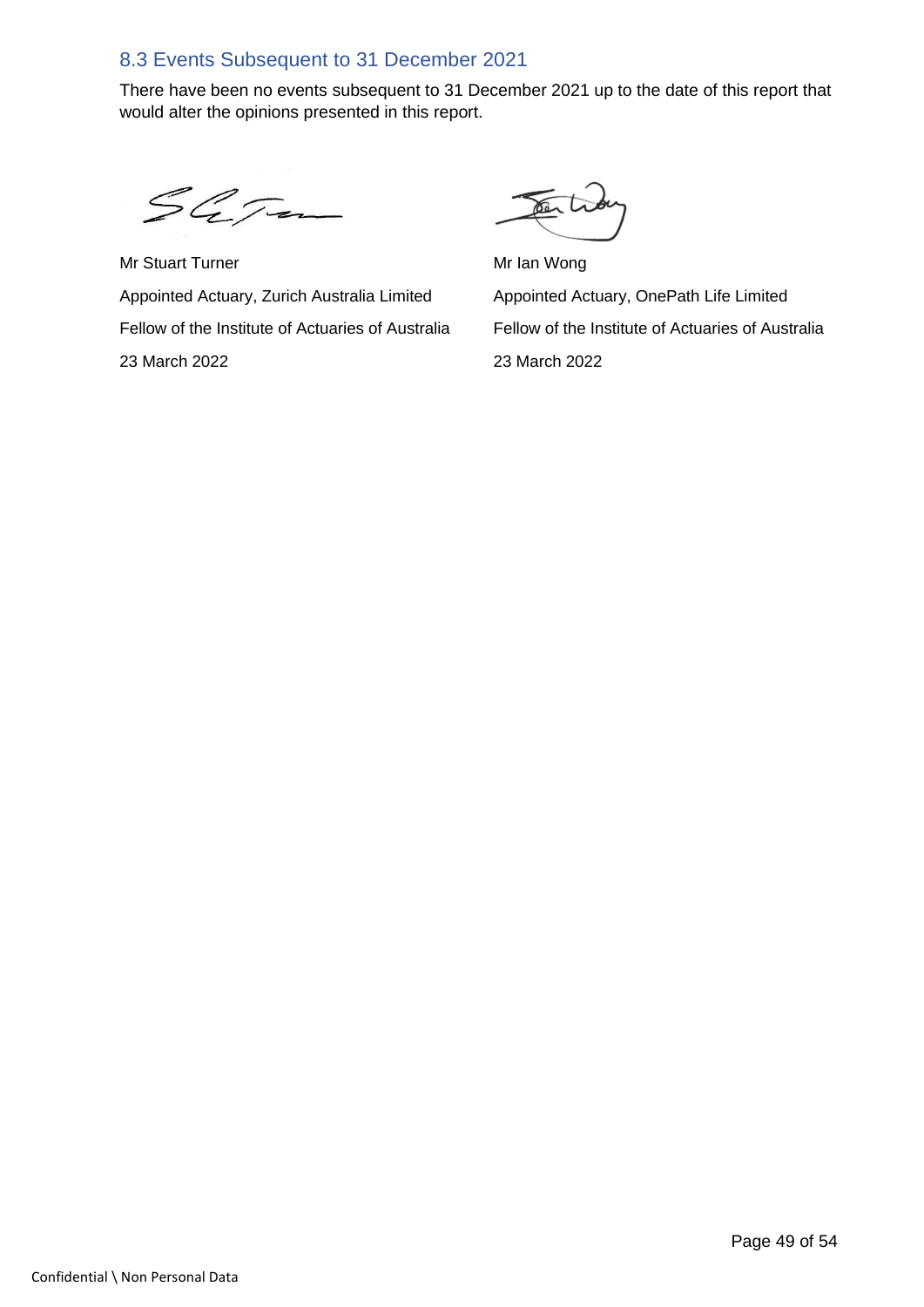## 8.3 Events Subsequent to 31 December 2021

There have been no events subsequent to 31 December 2021 up to the date of this report that would alter the opinions presented in this report.

Mr Stuart Turner

Appointed Actuary, Zurich Australia Limited

Fellow of the Institute of Actuaries of Australia

23 March 2022

Mr Ian Wong

Appointed Actuary, OnePath Life Limited

Fellow of the Institute of Actuaries of Australia

23 March 2022

Confidential \ Non Personal Data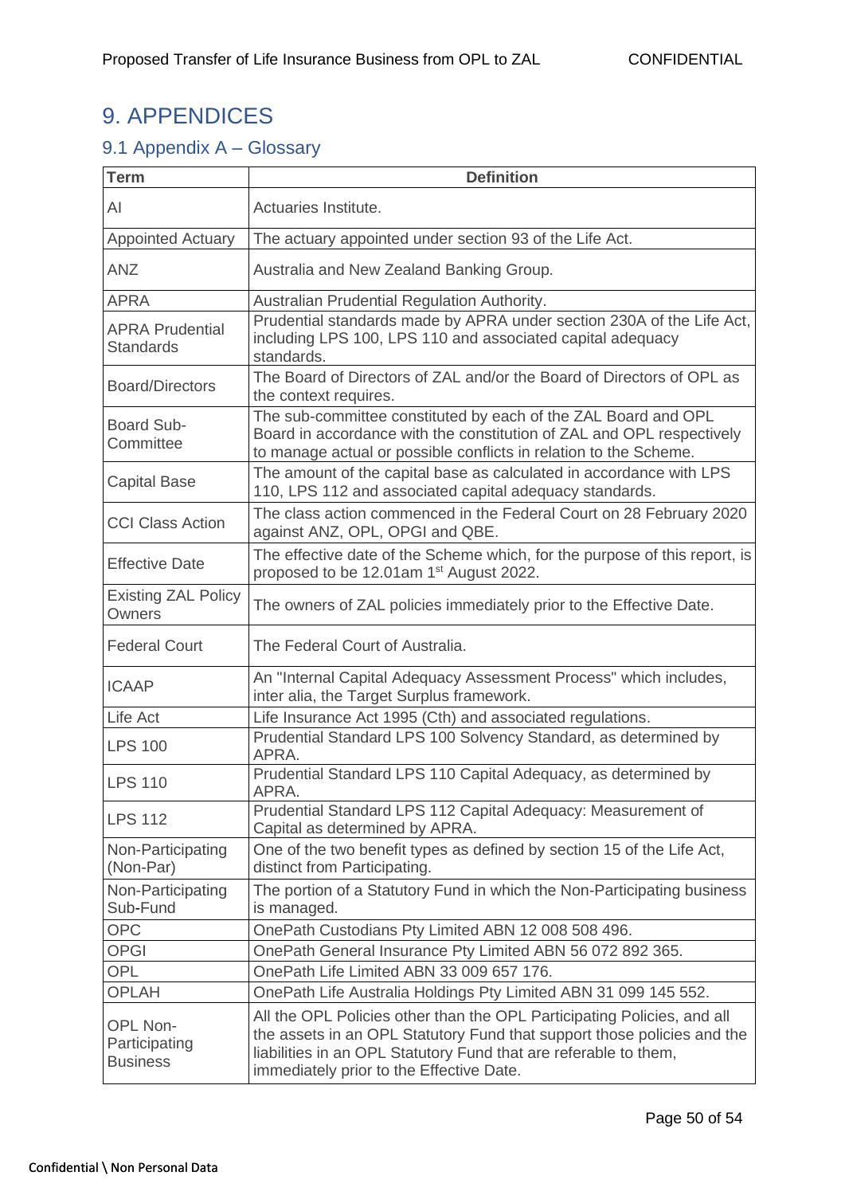# 9. APPENDICES

## 9.1 Appendix A – Glossary

| Term | Definition |
|---|---|
| AI | Actuaries Institute. |
| Appointed Actuary | The actuary appointed under section 93 of the Life Act. |
| ANZ | Australia and New Zealand Banking Group. |
| APRA | Australian Prudential Regulation Authority. |
| APRA Prudential Standards | Prudential standards made by APRA under section 230A of the Life Act, including LPS 100, LPS 110 and associated capital adequacy standards. |
| Board/Directors | The Board of Directors of ZAL and/or the Board of Directors of OPL as the context requires. |
| Board Sub-Committee | The sub-committee constituted by each of the ZAL Board and OPL Board in accordance with the constitution of ZAL and OPL respectively to manage actual or possible conflicts in relation to the Scheme. |
| Capital Base | The amount of the capital base as calculated in accordance with LPS 110, LPS 112 and associated capital adequacy standards. |
| CCI Class Action | The class action commenced in the Federal Court on 28 February 2020 against ANZ, OPL, OPGI and QBE. |
| Effective Date | The effective date of the Scheme which, for the purpose of this report, is proposed to be 12.01am 1st August 2022. |
| Existing ZAL Policy Owners | The owners of ZAL policies immediately prior to the Effective Date. |
| Federal Court | The Federal Court of Australia. |
| ICAAP | An "Internal Capital Adequacy Assessment Process" which includes, inter alia, the Target Surplus framework. |
| Life Act | Life Insurance Act 1995 (Cth) and associated regulations. |
| LPS 100 | Prudential Standard LPS 100 Solvency Standard, as determined by APRA. |
| LPS 110 | Prudential Standard LPS 110 Capital Adequacy, as determined by APRA. |
| LPS 112 | Prudential Standard LPS 112 Capital Adequacy: Measurement of Capital as determined by APRA. |
| Non-Participating (Non-Par) | One of the two benefit types as defined by section 15 of the Life Act, distinct from Participating. |
| Non-Participating Sub-Fund | The portion of a Statutory Fund in which the Non-Participating business is managed. |
| OPC | OnePath Custodians Pty Limited ABN 12 008 508 496. |
| OPGI | OnePath General Insurance Pty Limited ABN 56 072 892 365. |
| OPL | OnePath Life Limited ABN 33 009 657 176. |
| OPLAH | OnePath Life Australia Holdings Pty Limited ABN 31 099 145 552. |
| OPL Non-Participating Business | All the OPL Policies other than the OPL Participating Policies, and all the assets in an OPL Statutory Fund that support those policies and the liabilities in an OPL Statutory Fund that are referable to them, immediately prior to the Effective Date. |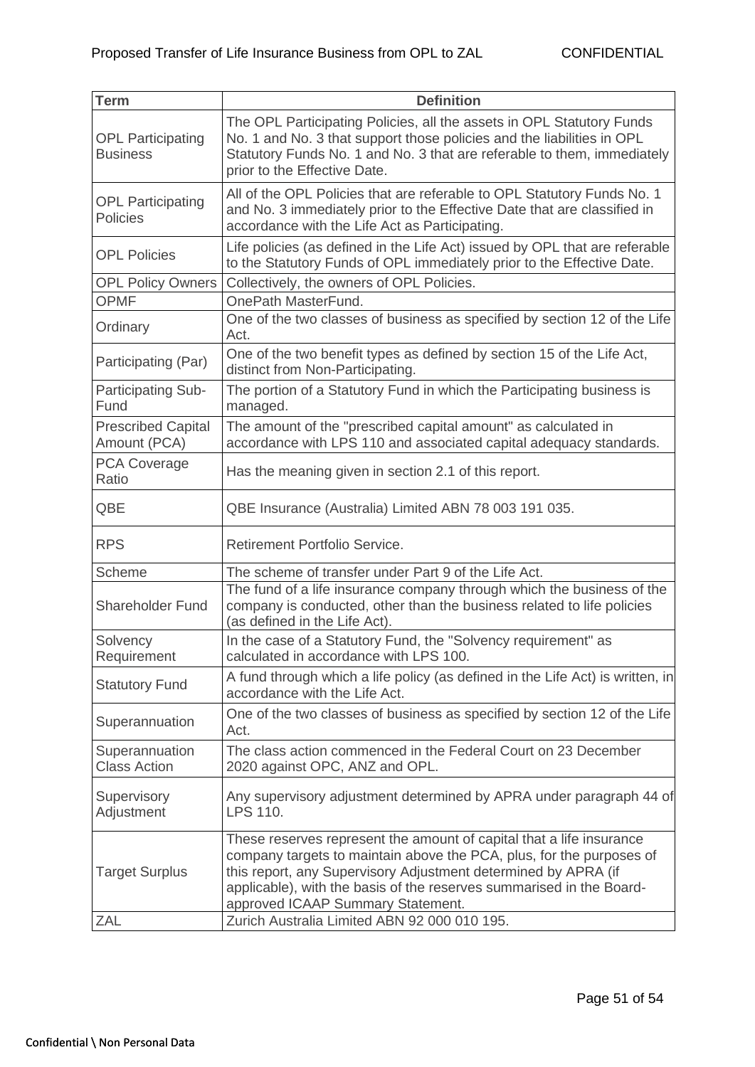| Term | Definition |
| --- | --- |
| OPL Participating Business | The OPL Participating Policies, all the assets in OPL Statutory Funds No. 1 and No. 3 that support those policies and the liabilities in OPL Statutory Funds No. 1 and No. 3 that are referable to them, immediately prior to the Effective Date. |
| OPL Participating Policies | All of the OPL Policies that are referable to OPL Statutory Funds No. 1 and No. 3 immediately prior to the Effective Date that are classified in accordance with the Life Act as Participating. |
| OPL Policies | Life policies (as defined in the Life Act) issued by OPL that are referable to the Statutory Funds of OPL immediately prior to the Effective Date. |
| OPL Policy Owners | Collectively, the owners of OPL Policies. |
| OPMF | OnePath MasterFund. |
| Ordinary | One of the two classes of business as specified by section 12 of the Life Act. |
| Participating (Par) | One of the two benefit types as defined by section 15 of the Life Act, distinct from Non-Participating. |
| Participating Sub-Fund | The portion of a Statutory Fund in which the Participating business is managed. |
| Prescribed Capital Amount (PCA) | The amount of the "prescribed capital amount" as calculated in accordance with LPS 110 and associated capital adequacy standards. |
| PCA Coverage Ratio | Has the meaning given in section 2.1 of this report. |
| QBE | QBE Insurance (Australia) Limited ABN 78 003 191 035. |
| RPS | Retirement Portfolio Service. |
| Scheme | The scheme of transfer under Part 9 of the Life Act. |
| Shareholder Fund | The fund of a life insurance company through which the business of the company is conducted, other than the business related to life policies (as defined in the Life Act). |
| Solvency Requirement | In the case of a Statutory Fund, the "Solvency requirement" as calculated in accordance with LPS 100. |
| Statutory Fund | A fund through which a life policy (as defined in the Life Act) is written, in accordance with the Life Act. |
| Superannuation | One of the two classes of business as specified by section 12 of the Life Act. |
| Superannuation Class Action | The class action commenced in the Federal Court on 23 December 2020 against OPC, ANZ and OPL. |
| Supervisory Adjustment | Any supervisory adjustment determined by APRA under paragraph 44 of LPS 110. |
| Target Surplus | These reserves represent the amount of capital that a life insurance company targets to maintain above the PCA, plus, for the purposes of this report, any Supervisory Adjustment determined by APRA (if applicable), with the basis of the reserves summarised in the Board-approved ICAAP Summary Statement. |
| ZAL | Zurich Australia Limited ABN 92 000 010 195. |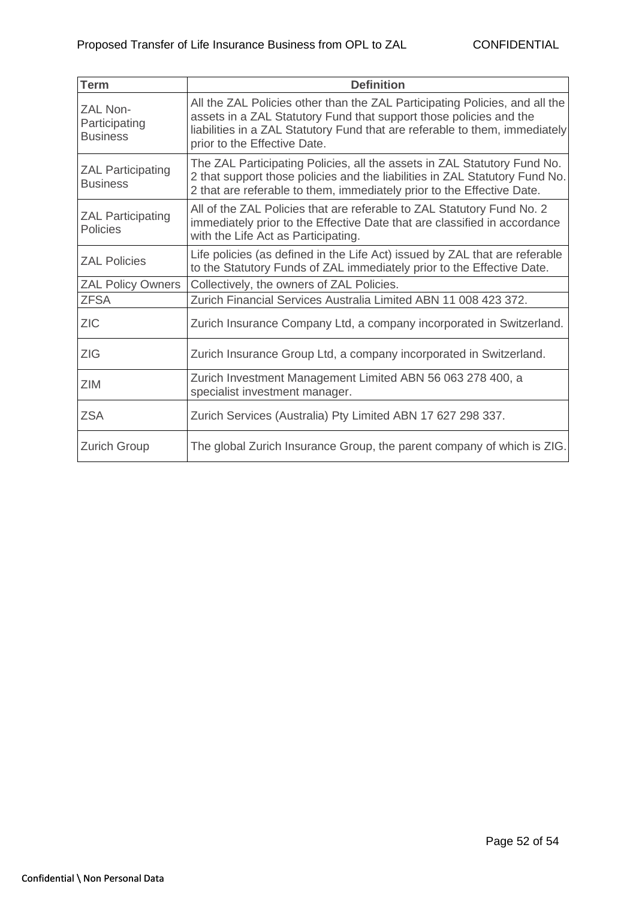| Term | Definition |
|---|---|
| ZAL Non-Participating Business | All the ZAL Policies other than the ZAL Participating Policies, and all the assets in a ZAL Statutory Fund that support those policies and the liabilities in a ZAL Statutory Fund that are referable to them, immediately prior to the Effective Date. |
| ZAL Participating Business | The ZAL Participating Policies, all the assets in ZAL Statutory Fund No. 2 that support those policies and the liabilities in ZAL Statutory Fund No. 2 that are referable to them, immediately prior to the Effective Date. |
| ZAL Participating Policies | All of the ZAL Policies that are referable to ZAL Statutory Fund No. 2 immediately prior to the Effective Date that are classified in accordance with the Life Act as Participating. |
| ZAL Policies | Life policies (as defined in the Life Act) issued by ZAL that are referable to the Statutory Funds of ZAL immediately prior to the Effective Date. |
| ZAL Policy Owners | Collectively, the owners of ZAL Policies. |
| ZFSA | Zurich Financial Services Australia Limited ABN 11 008 423 372. |
| ZIC | Zurich Insurance Company Ltd, a company incorporated in Switzerland. |
| ZIG | Zurich Insurance Group Ltd, a company incorporated in Switzerland. |
| ZIM | Zurich Investment Management Limited ABN 56 063 278 400, a specialist investment manager. |
| ZSA | Zurich Services (Australia) Pty Limited ABN 17 627 298 337. |
| Zurich Group | The global Zurich Insurance Group, the parent company of which is ZIG. |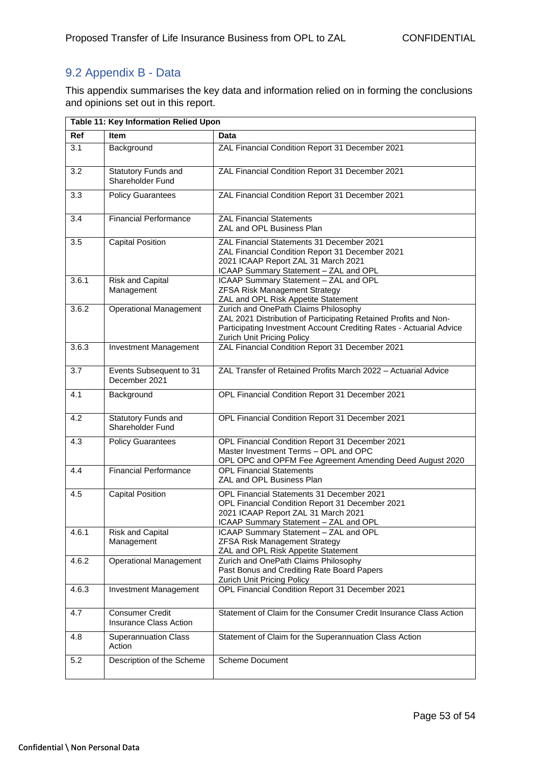## 9.2 Appendix B - Data

This appendix summarises the key data and information relied on in forming the conclusions and opinions set out in this report.

**Table 11: Key Information Relied Upon**

| Ref | Item | Data |
|---|---|---|
| 3.1 | Background | ZAL Financial Condition Report 31 December 2021 |
| 3.2 | Statutory Funds and Shareholder Fund | ZAL Financial Condition Report 31 December 2021 |
| 3.3 | Policy Guarantees | ZAL Financial Condition Report 31 December 2021 |
| 3.4 | Financial Performance | ZAL Financial Statements<br>ZAL and OPL Business Plan |
| 3.5 | Capital Position | ZAL Financial Statements 31 December 2021<br>ZAL Financial Condition Report 31 December 2021<br>2021 ICAAP Report ZAL 31 March 2021<br>ICAAP Summary Statement – ZAL and OPL |
| 3.6.1 | Risk and Capital Management | ICAAP Summary Statement – ZAL and OPL<br>ZFSA Risk Management Strategy<br>ZAL and OPL Risk Appetite Statement |
| 3.6.2 | Operational Management | Zurich and OnePath Claims Philosophy<br>ZAL 2021 Distribution of Participating Retained Profits and Non-Participating Investment Account Crediting Rates - Actuarial Advice<br>Zurich Unit Pricing Policy |
| 3.6.3 | Investment Management | ZAL Financial Condition Report 31 December 2021 |
| 3.7 | Events Subsequent to 31 December 2021 | ZAL Transfer of Retained Profits March 2022 – Actuarial Advice |
| 4.1 | Background | OPL Financial Condition Report 31 December 2021 |
| 4.2 | Statutory Funds and Shareholder Fund | OPL Financial Condition Report 31 December 2021 |
| 4.3 | Policy Guarantees | OPL Financial Condition Report 31 December 2021<br>Master Investment Terms – OPL and OPC<br>OPL OPC and OPFM Fee Agreement Amending Deed August 2020 |
| 4.4 | Financial Performance | OPL Financial Statements<br>ZAL and OPL Business Plan |
| 4.5 | Capital Position | OPL Financial Statements 31 December 2021<br>OPL Financial Condition Report 31 December 2021<br>2021 ICAAP Report ZAL 31 March 2021<br>ICAAP Summary Statement – ZAL and OPL |
| 4.6.1 | Risk and Capital Management | ICAAP Summary Statement – ZAL and OPL<br>ZFSA Risk Management Strategy<br>ZAL and OPL Risk Appetite Statement |
| 4.6.2 | Operational Management | Zurich and OnePath Claims Philosophy<br>Past Bonus and Crediting Rate Board Papers<br>Zurich Unit Pricing Policy |
| 4.6.3 | Investment Management | OPL Financial Condition Report 31 December 2021 |
| 4.7 | Consumer Credit Insurance Class Action | Statement of Claim for the Consumer Credit Insurance Class Action |
| 4.8 | Superannuation Class Action | Statement of Claim for the Superannuation Class Action |
| 5.2 | Description of the Scheme | Scheme Document |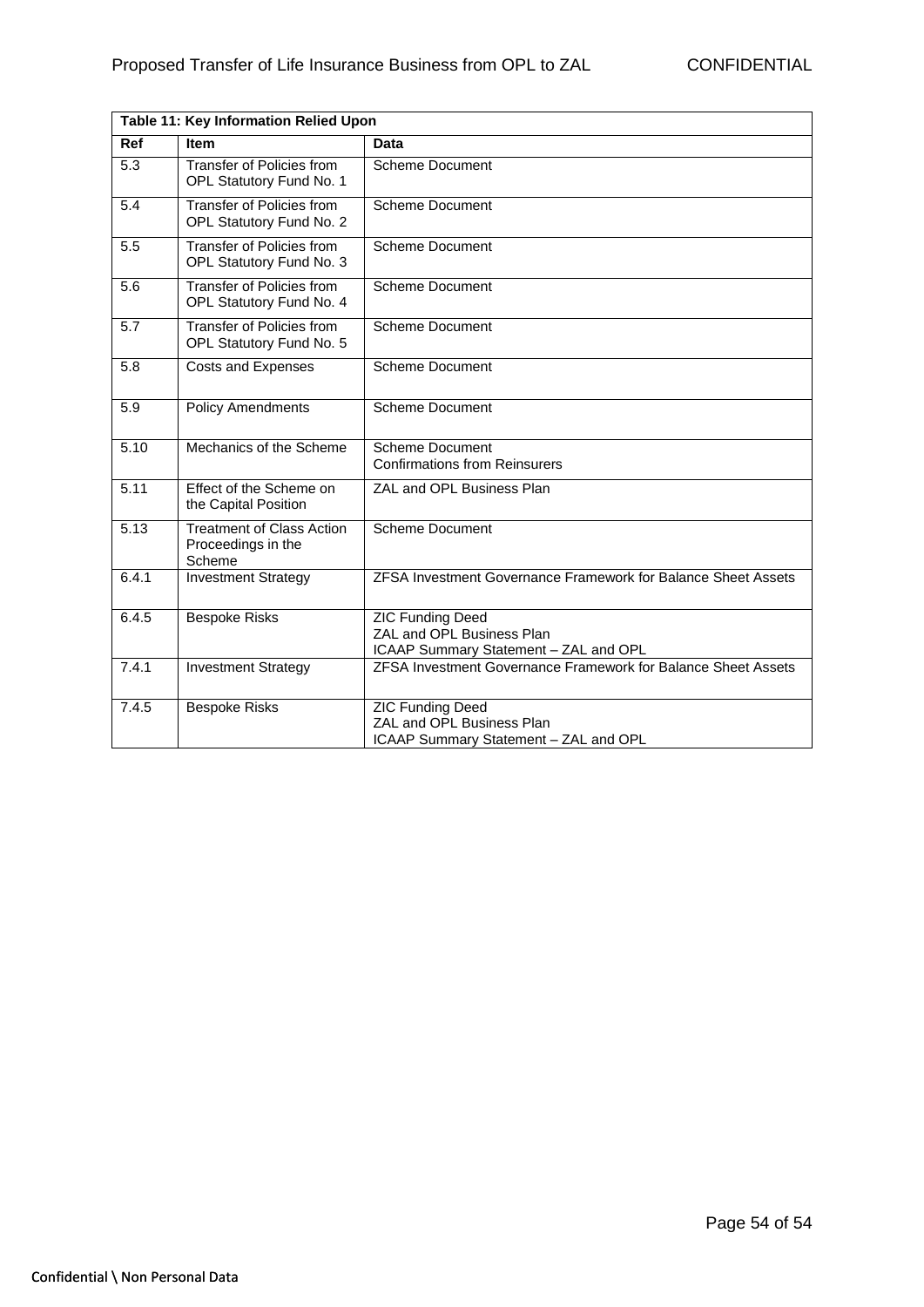| Table 11: Key Information Relied Upon | | |
|---|---|---|
| **Ref** | **Item** | **Data** |
| 5.3 | Transfer of Policies from OPL Statutory Fund No. 1 | Scheme Document |
| 5.4 | Transfer of Policies from OPL Statutory Fund No. 2 | Scheme Document |
| 5.5 | Transfer of Policies from OPL Statutory Fund No. 3 | Scheme Document |
| 5.6 | Transfer of Policies from OPL Statutory Fund No. 4 | Scheme Document |
| 5.7 | Transfer of Policies from OPL Statutory Fund No. 5 | Scheme Document |
| 5.8 | Costs and Expenses | Scheme Document |
| 5.9 | Policy Amendments | Scheme Document |
| 5.10 | Mechanics of the Scheme | Scheme Document<br>Confirmations from Reinsurers |
| 5.11 | Effect of the Scheme on the Capital Position | ZAL and OPL Business Plan |
| 5.13 | Treatment of Class Action Proceedings in the Scheme | Scheme Document |
| 6.4.1 | Investment Strategy | ZFSA Investment Governance Framework for Balance Sheet Assets |
| 6.4.5 | Bespoke Risks | ZIC Funding Deed<br>ZAL and OPL Business Plan<br>ICAAP Summary Statement – ZAL and OPL |
| 7.4.1 | Investment Strategy | ZFSA Investment Governance Framework for Balance Sheet Assets |
| 7.4.5 | Bespoke Risks | ZIC Funding Deed<br>ZAL and OPL Business Plan<br>ICAAP Summary Statement – ZAL and OPL |